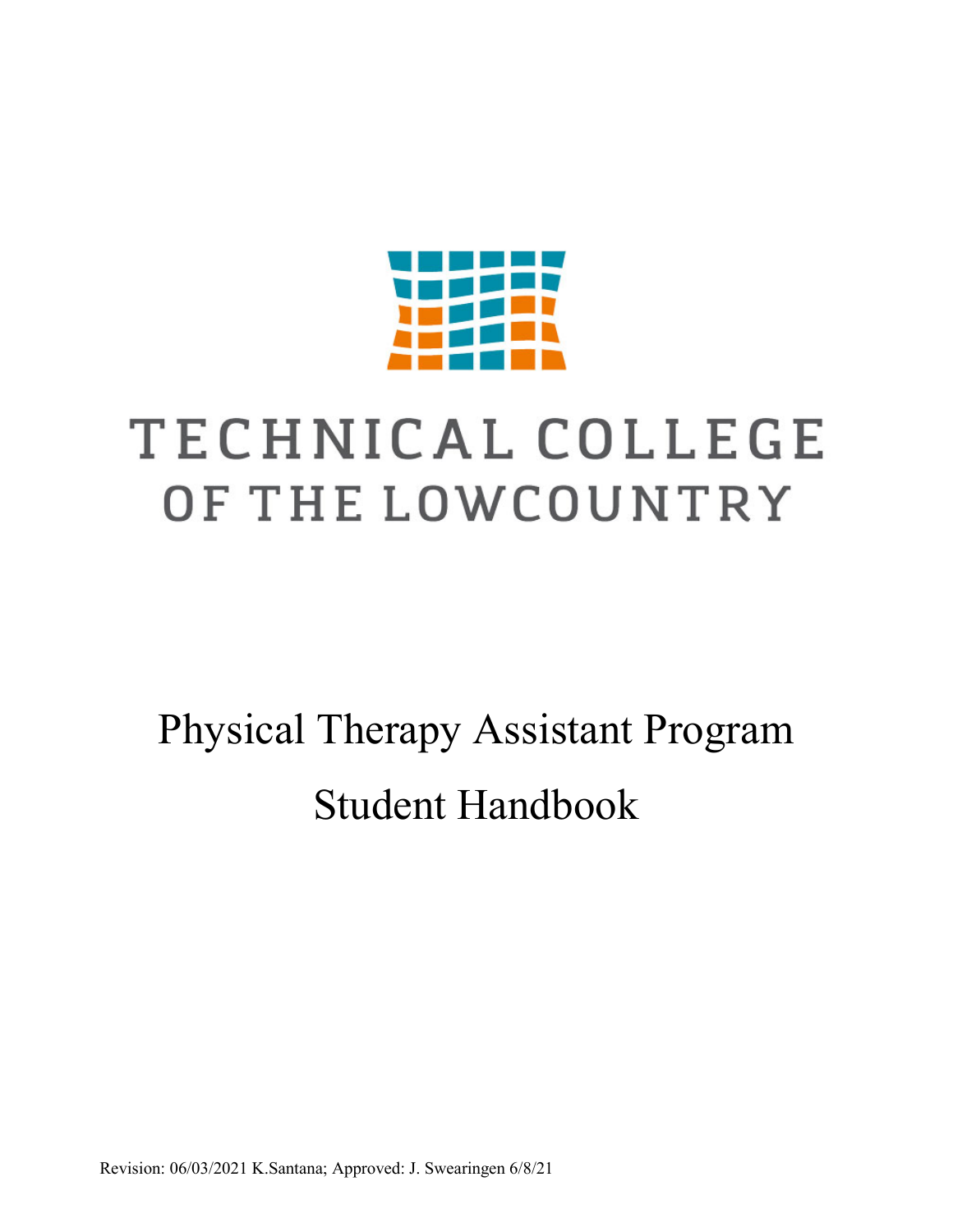# TECHNICAL COLLEGE OF THE LOWCOUNTRY

# Physical Therapy Assistant Program

# Student Handbook

Revision: 06/03/2021 K.Santana; Approved: J. Swearingen 6/8/21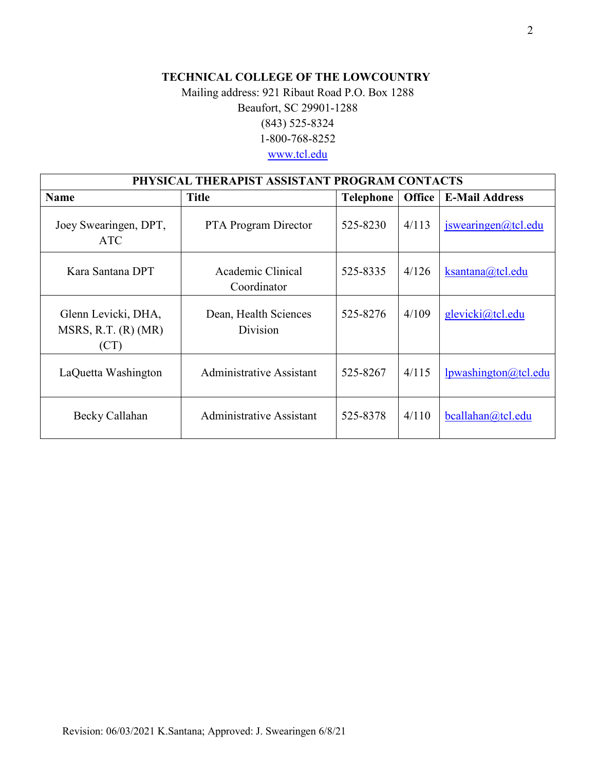**TECHNICAL COLLEGE OF THE LOWCOUNTRY**

Mailing address: 921 Ribaut Road P.O. Box 1288
Beaufort, SC 29901-1288
(843) 525-8324
1-800-768-8252
www.tcl.edu

| PHYSICAL THERAPIST ASSISTANT PROGRAM CONTACTS | | | | |
|---|---|---|---|---|
| **Name** | **Title** | **Telephone** | **Office** | **E-Mail Address** |
| Joey Swearingen, DPT, ATC | PTA Program Director | 525-8230 | 4/113 | jswearingen@tcl.edu |
| Kara Santana DPT | Academic Clinical Coordinator | 525-8335 | 4/126 | ksantana@tcl.edu |
| Glenn Levicki, DHA, MSRS, R.T. (R) (MR) (CT) | Dean, Health Sciences Division | 525-8276 | 4/109 | glevicki@tcl.edu |
| LaQuetta Washington | Administrative Assistant | 525-8267 | 4/115 | lpwashington@tcl.edu |
| Becky Callahan | Administrative Assistant | 525-8378 | 4/110 | bcallahan@tcl.edu |

Revision: 06/03/2021 K.Santana; Approved: J. Swearingen 6/8/21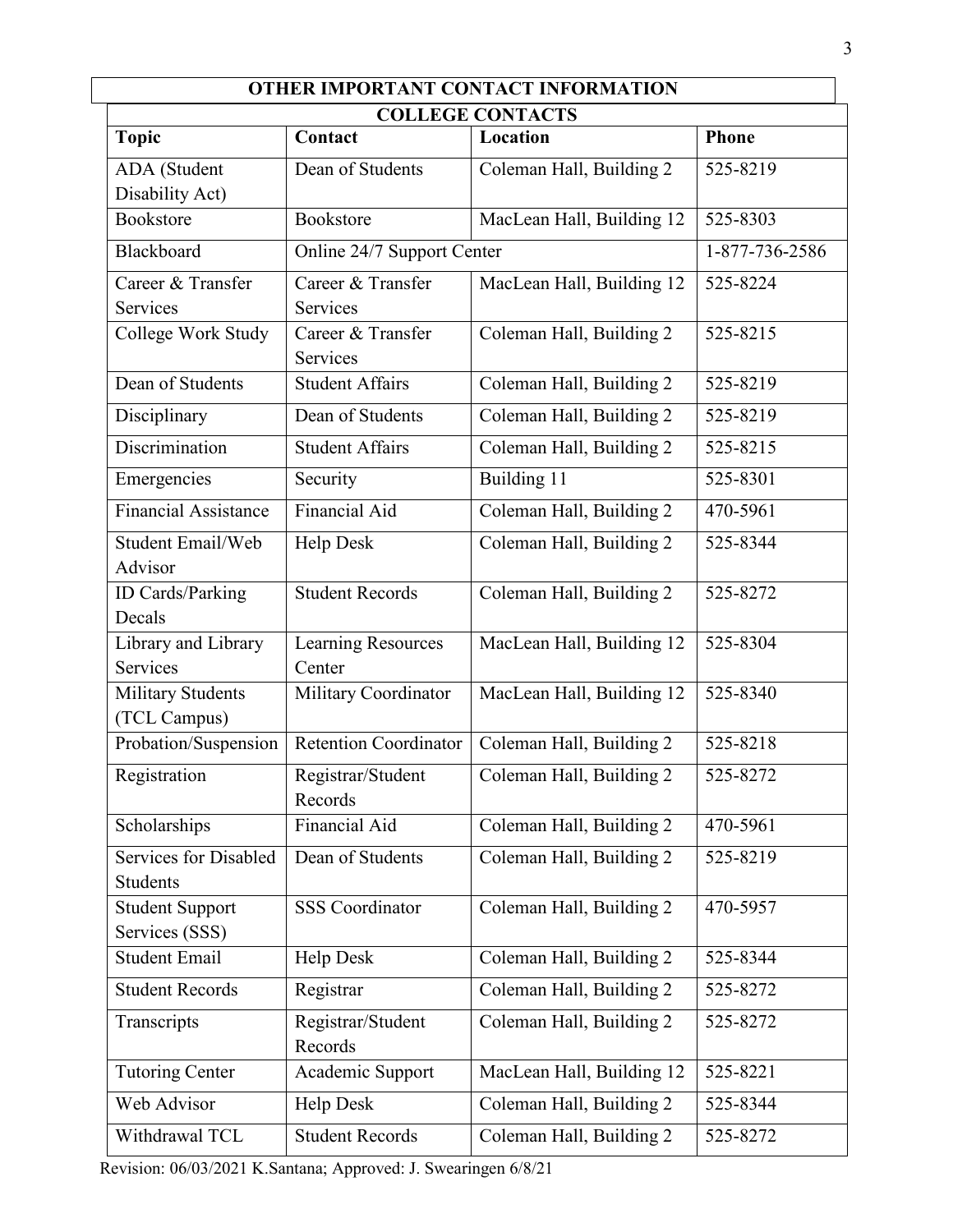## OTHER IMPORTANT CONTACT INFORMATION

### COLLEGE CONTACTS

| Topic | Contact | Location | Phone |
|---|---|---|---|
| ADA (Student Disability Act) | Dean of Students | Coleman Hall, Building 2 | 525-8219 |
| Bookstore | Bookstore | MacLean Hall, Building 12 | 525-8303 |
| Blackboard | Online 24/7 Support Center | | 1-877-736-2586 |
| Career & Transfer Services | Career & Transfer Services | MacLean Hall, Building 12 | 525-8224 |
| College Work Study | Career & Transfer Services | Coleman Hall, Building 2 | 525-8215 |
| Dean of Students | Student Affairs | Coleman Hall, Building 2 | 525-8219 |
| Disciplinary | Dean of Students | Coleman Hall, Building 2 | 525-8219 |
| Discrimination | Student Affairs | Coleman Hall, Building 2 | 525-8215 |
| Emergencies | Security | Building 11 | 525-8301 |
| Financial Assistance | Financial Aid | Coleman Hall, Building 2 | 470-5961 |
| Student Email/Web Advisor | Help Desk | Coleman Hall, Building 2 | 525-8344 |
| ID Cards/Parking Decals | Student Records | Coleman Hall, Building 2 | 525-8272 |
| Library and Library Services | Learning Resources Center | MacLean Hall, Building 12 | 525-8304 |
| Military Students (TCL Campus) | Military Coordinator | MacLean Hall, Building 12 | 525-8340 |
| Probation/Suspension | Retention Coordinator | Coleman Hall, Building 2 | 525-8218 |
| Registration | Registrar/Student Records | Coleman Hall, Building 2 | 525-8272 |
| Scholarships | Financial Aid | Coleman Hall, Building 2 | 470-5961 |
| Services for Disabled Students | Dean of Students | Coleman Hall, Building 2 | 525-8219 |
| Student Support Services (SSS) | SSS Coordinator | Coleman Hall, Building 2 | 470-5957 |
| Student Email | Help Desk | Coleman Hall, Building 2 | 525-8344 |
| Student Records | Registrar | Coleman Hall, Building 2 | 525-8272 |
| Transcripts | Registrar/Student Records | Coleman Hall, Building 2 | 525-8272 |
| Tutoring Center | Academic Support | MacLean Hall, Building 12 | 525-8221 |
| Web Advisor | Help Desk | Coleman Hall, Building 2 | 525-8344 |
| Withdrawal TCL | Student Records | Coleman Hall, Building 2 | 525-8272 |

Revision: 06/03/2021 K.Santana; Approved: J. Swearingen 6/8/21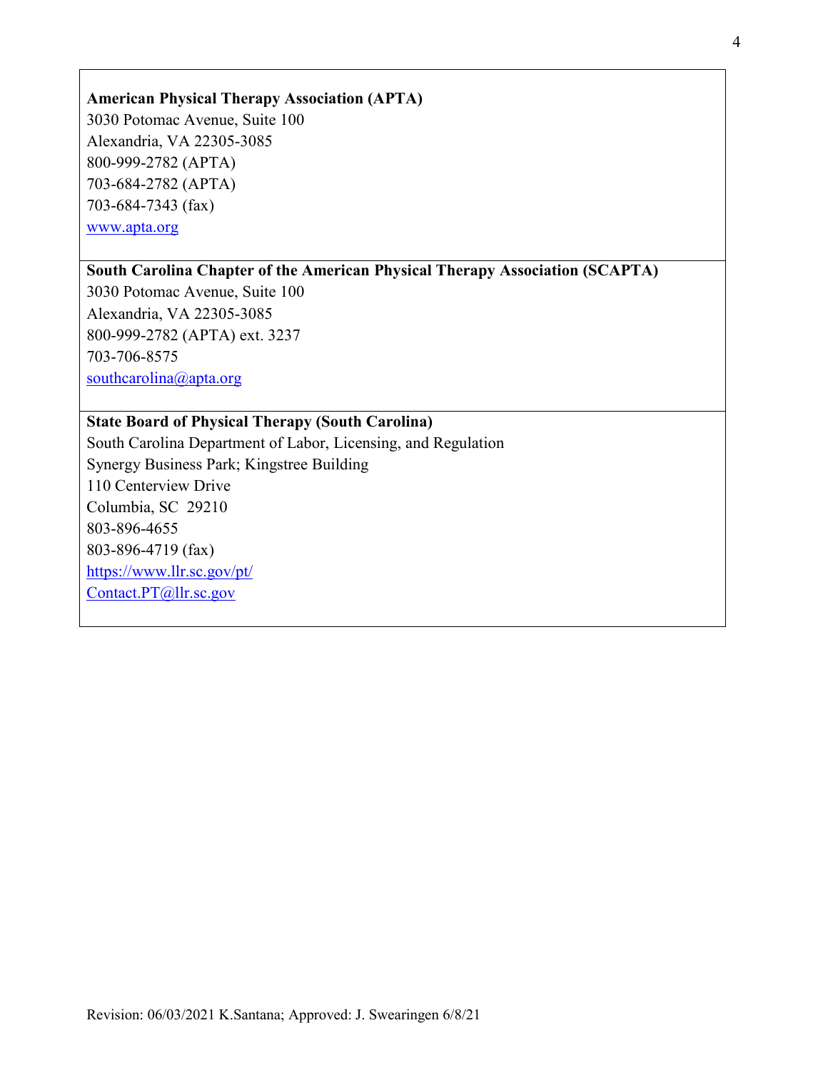**American Physical Therapy Association (APTA)**
3030 Potomac Avenue, Suite 100
Alexandria, VA 22305-3085
800-999-2782 (APTA)
703-684-2782 (APTA)
703-684-7343 (fax)
www.apta.org

**South Carolina Chapter of the American Physical Therapy Association (SCAPTA)**
3030 Potomac Avenue, Suite 100
Alexandria, VA 22305-3085
800-999-2782 (APTA) ext. 3237
703-706-8575
southcarolina@apta.org

**State Board of Physical Therapy (South Carolina)**
South Carolina Department of Labor, Licensing, and Regulation
Synergy Business Park; Kingstree Building
110 Centerview Drive
Columbia, SC 29210
803-896-4655
803-896-4719 (fax)
https://www.llr.sc.gov/pt/
Contact.PT@llr.sc.gov

Revision: 06/03/2021 K.Santana; Approved: J. Swearingen 6/8/21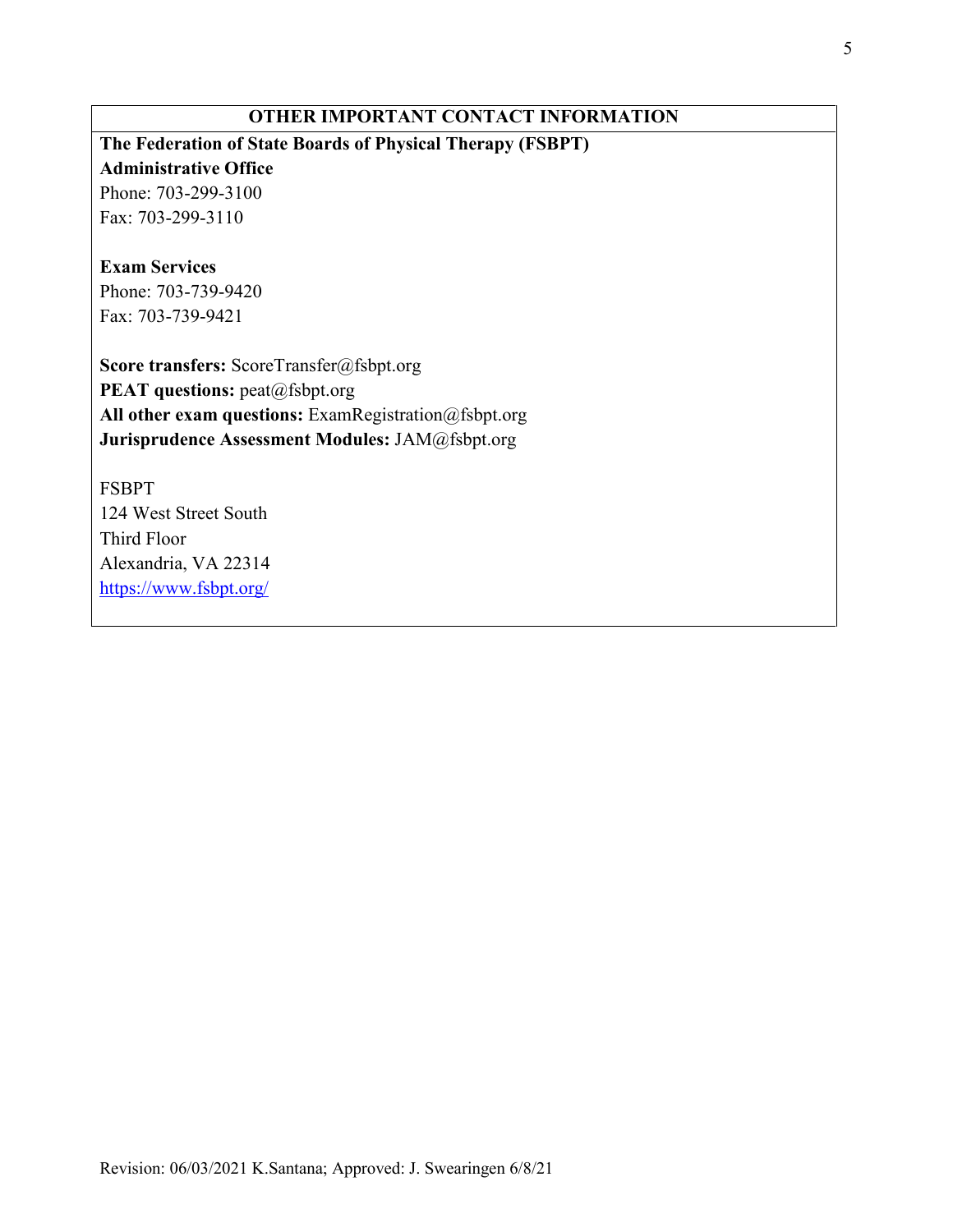## OTHER IMPORTANT CONTACT INFORMATION

**The Federation of State Boards of Physical Therapy (FSBPT)**
**Administrative Office**
Phone: 703-299-3100
Fax: 703-299-3110

**Exam Services**
Phone: 703-739-9420
Fax: 703-739-9421

**Score transfers:** ScoreTransfer@fsbpt.org
**PEAT questions:** peat@fsbpt.org
**All other exam questions:** ExamRegistration@fsbpt.org
**Jurisprudence Assessment Modules:** JAM@fsbpt.org

FSBPT
124 West Street South
Third Floor
Alexandria, VA 22314
[https://www.fsbpt.org/](https://www.fsbpt.org/)

Revision: 06/03/2021 K.Santana; Approved: J. Swearingen 6/8/21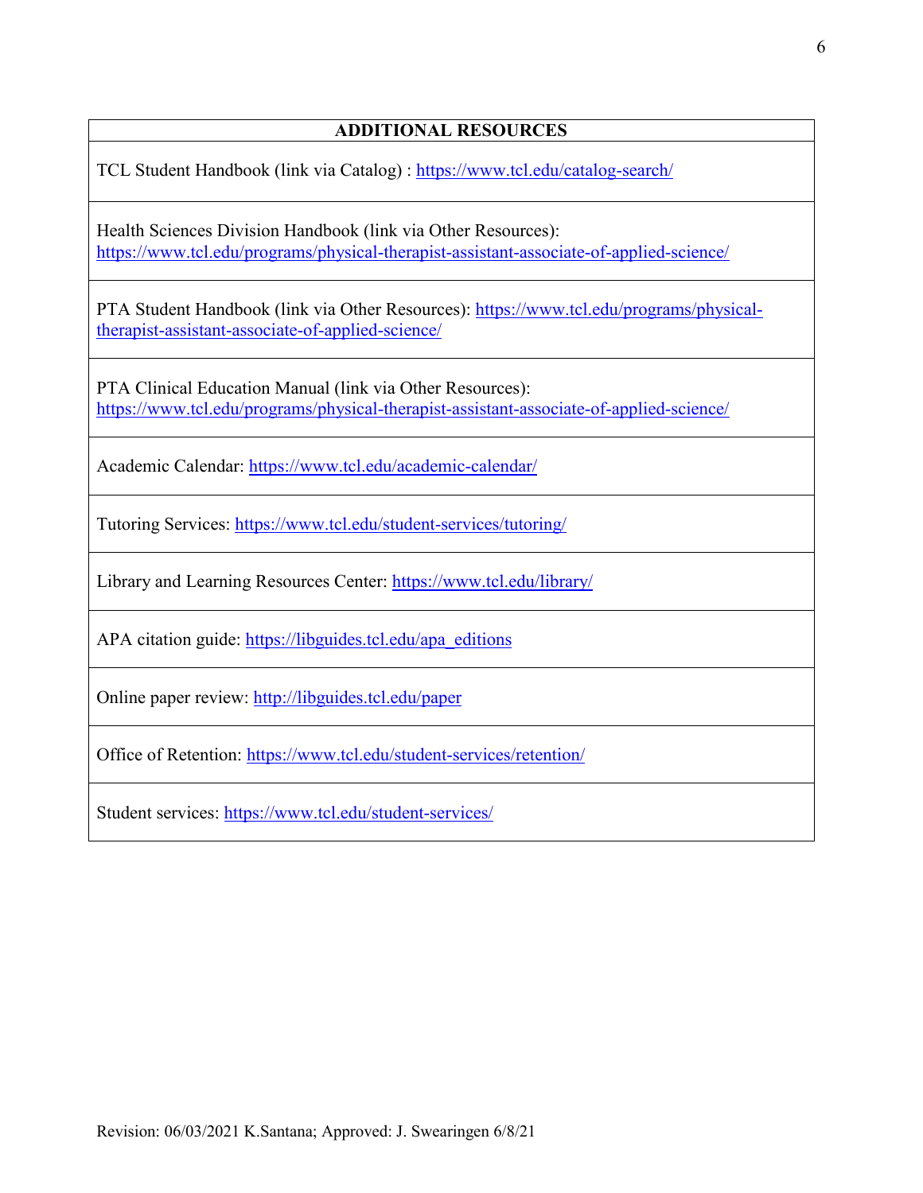| ADDITIONAL RESOURCES |
| --- |
| TCL Student Handbook (link via Catalog) : https://www.tcl.edu/catalog-search/ |
| Health Sciences Division Handbook (link via Other Resources): https://www.tcl.edu/programs/physical-therapist-assistant-associate-of-applied-science/ |
| PTA Student Handbook (link via Other Resources): https://www.tcl.edu/programs/physical-therapist-assistant-associate-of-applied-science/ |
| PTA Clinical Education Manual (link via Other Resources): https://www.tcl.edu/programs/physical-therapist-assistant-associate-of-applied-science/ |
| Academic Calendar: https://www.tcl.edu/academic-calendar/ |
| Tutoring Services: https://www.tcl.edu/student-services/tutoring/ |
| Library and Learning Resources Center: https://www.tcl.edu/library/ |
| APA citation guide: https://libguides.tcl.edu/apa_editions |
| Online paper review: http://libguides.tcl.edu/paper |
| Office of Retention: https://www.tcl.edu/student-services/retention/ |
| Student services: https://www.tcl.edu/student-services/ |

Revision: 06/03/2021 K.Santana; Approved: J. Swearingen 6/8/21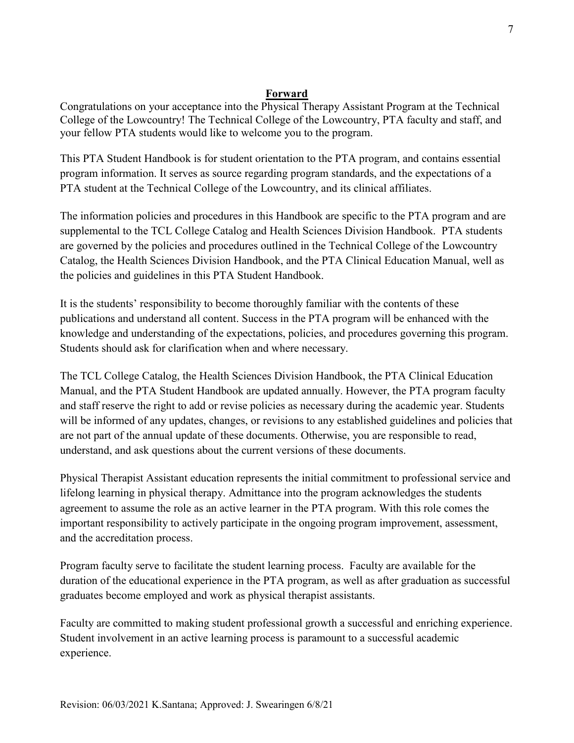# Forward

Congratulations on your acceptance into the Physical Therapy Assistant Program at the Technical College of the Lowcountry! The Technical College of the Lowcountry, PTA faculty and staff, and your fellow PTA students would like to welcome you to the program.

This PTA Student Handbook is for student orientation to the PTA program, and contains essential program information. It serves as source regarding program standards, and the expectations of a PTA student at the Technical College of the Lowcountry, and its clinical affiliates.

The information policies and procedures in this Handbook are specific to the PTA program and are supplemental to the TCL College Catalog and Health Sciences Division Handbook. PTA students are governed by the policies and procedures outlined in the Technical College of the Lowcountry Catalog, the Health Sciences Division Handbook, and the PTA Clinical Education Manual, well as the policies and guidelines in this PTA Student Handbook.

It is the students' responsibility to become thoroughly familiar with the contents of these publications and understand all content. Success in the PTA program will be enhanced with the knowledge and understanding of the expectations, policies, and procedures governing this program. Students should ask for clarification when and where necessary.

The TCL College Catalog, the Health Sciences Division Handbook, the PTA Clinical Education Manual, and the PTA Student Handbook are updated annually. However, the PTA program faculty and staff reserve the right to add or revise policies as necessary during the academic year. Students will be informed of any updates, changes, or revisions to any established guidelines and policies that are not part of the annual update of these documents. Otherwise, you are responsible to read, understand, and ask questions about the current versions of these documents.

Physical Therapist Assistant education represents the initial commitment to professional service and lifelong learning in physical therapy. Admittance into the program acknowledges the students agreement to assume the role as an active learner in the PTA program. With this role comes the important responsibility to actively participate in the ongoing program improvement, assessment, and the accreditation process.

Program faculty serve to facilitate the student learning process. Faculty are available for the duration of the educational experience in the PTA program, as well as after graduation as successful graduates become employed and work as physical therapist assistants.

Faculty are committed to making student professional growth a successful and enriching experience. Student involvement in an active learning process is paramount to a successful academic experience.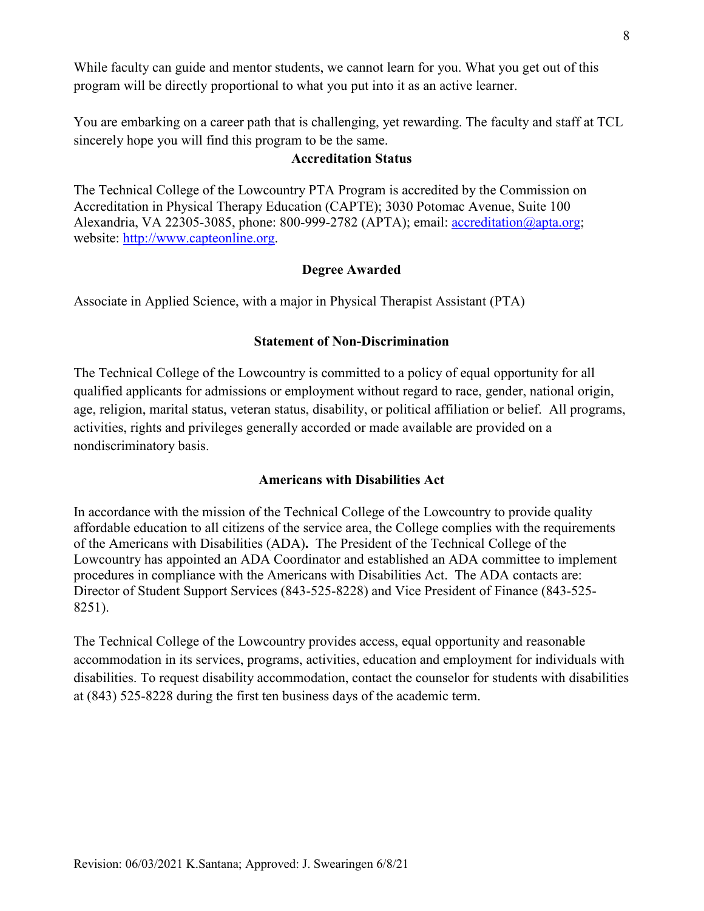While faculty can guide and mentor students, we cannot learn for you. What you get out of this program will be directly proportional to what you put into it as an active learner.

You are embarking on a career path that is challenging, yet rewarding. The faculty and staff at TCL sincerely hope you will find this program to be the same.

### Accreditation Status

The Technical College of the Lowcountry PTA Program is accredited by the Commission on Accreditation in Physical Therapy Education (CAPTE); 3030 Potomac Avenue, Suite 100 Alexandria, VA 22305-3085, phone: 800-999-2782 (APTA); email: accreditation@apta.org; website: http://www.capteonline.org.

### Degree Awarded

Associate in Applied Science, with a major in Physical Therapist Assistant (PTA)

### Statement of Non-Discrimination

The Technical College of the Lowcountry is committed to a policy of equal opportunity for all qualified applicants for admissions or employment without regard to race, gender, national origin, age, religion, marital status, veteran status, disability, or political affiliation or belief. All programs, activities, rights and privileges generally accorded or made available are provided on a nondiscriminatory basis.

### Americans with Disabilities Act

In accordance with the mission of the Technical College of the Lowcountry to provide quality affordable education to all citizens of the service area, the College complies with the requirements of the Americans with Disabilities (ADA)**.** The President of the Technical College of the Lowcountry has appointed an ADA Coordinator and established an ADA committee to implement procedures in compliance with the Americans with Disabilities Act. The ADA contacts are: Director of Student Support Services (843-525-8228) and Vice President of Finance (843-525-8251).

The Technical College of the Lowcountry provides access, equal opportunity and reasonable accommodation in its services, programs, activities, education and employment for individuals with disabilities. To request disability accommodation, contact the counselor for students with disabilities at (843) 525-8228 during the first ten business days of the academic term.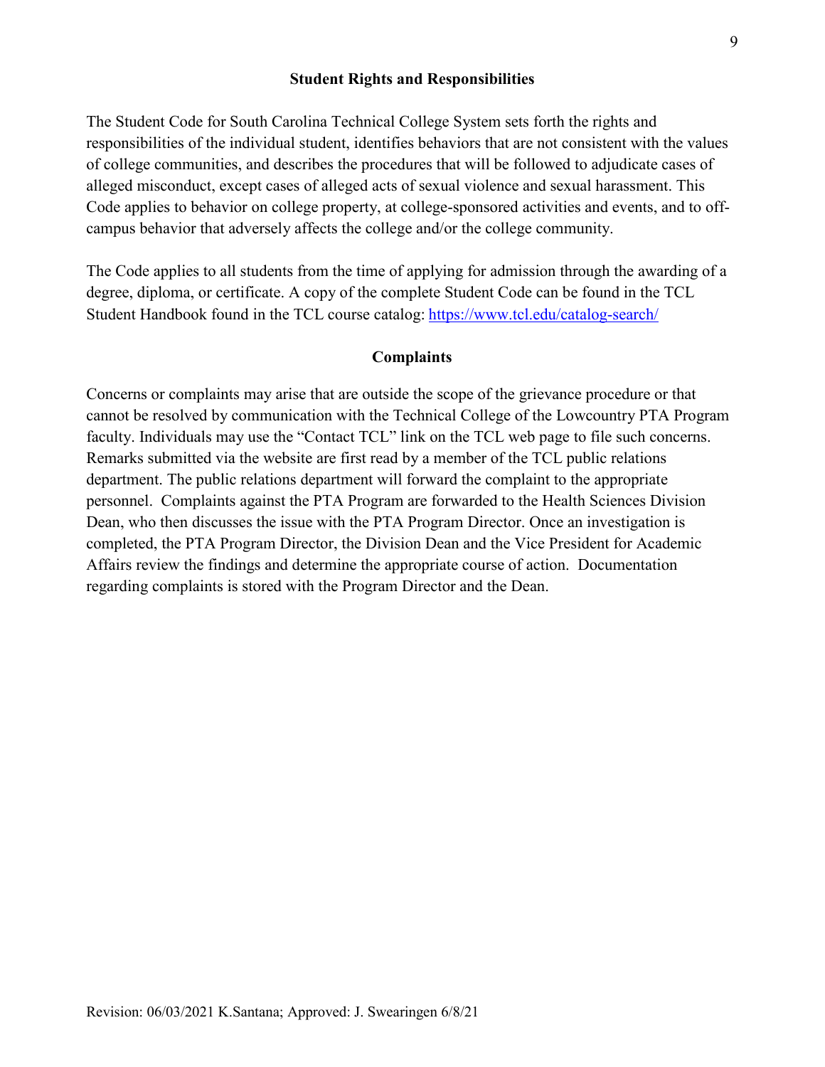## Student Rights and Responsibilities

The Student Code for South Carolina Technical College System sets forth the rights and responsibilities of the individual student, identifies behaviors that are not consistent with the values of college communities, and describes the procedures that will be followed to adjudicate cases of alleged misconduct, except cases of alleged acts of sexual violence and sexual harassment. This Code applies to behavior on college property, at college-sponsored activities and events, and to off-campus behavior that adversely affects the college and/or the college community.

The Code applies to all students from the time of applying for admission through the awarding of a degree, diploma, or certificate. A copy of the complete Student Code can be found in the TCL Student Handbook found in the TCL course catalog: [https://www.tcl.edu/catalog-search/](https://www.tcl.edu/catalog-search/)

## Complaints

Concerns or complaints may arise that are outside the scope of the grievance procedure or that cannot be resolved by communication with the Technical College of the Lowcountry PTA Program faculty. Individuals may use the "Contact TCL" link on the TCL web page to file such concerns. Remarks submitted via the website are first read by a member of the TCL public relations department. The public relations department will forward the complaint to the appropriate personnel. Complaints against the PTA Program are forwarded to the Health Sciences Division Dean, who then discusses the issue with the PTA Program Director. Once an investigation is completed, the PTA Program Director, the Division Dean and the Vice President for Academic Affairs review the findings and determine the appropriate course of action. Documentation regarding complaints is stored with the Program Director and the Dean.

Revision: 06/03/2021 K.Santana; Approved: J. Swearingen 6/8/21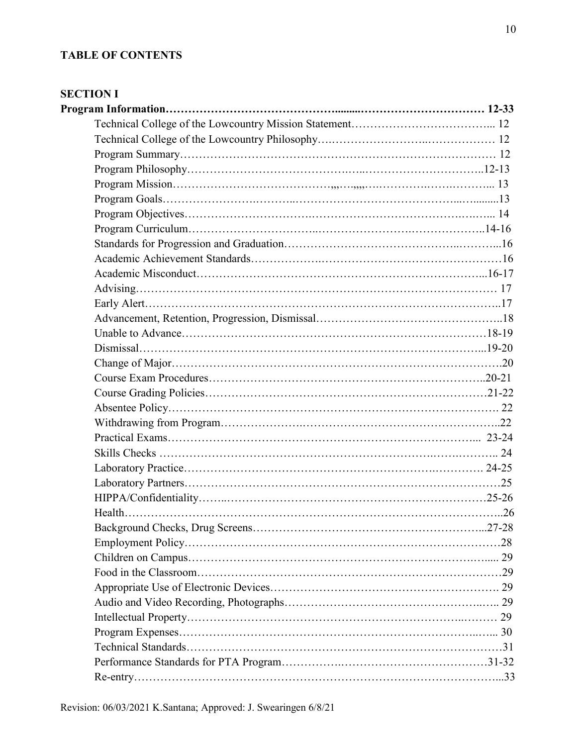**TABLE OF CONTENTS**

**SECTION I**

**Program Information……………………………………………………………………… 12-33**

- Technical College of the Lowcountry Mission Statement……………………………….. 12
- Technical College of the Lowcountry Philosophy……………………………………… 12
- Program Summary……………………………………………………………………… 12
- Program Philosophy……………………………………………………………………..12-13
- Program Mission………………………………………………………………………... 13
- Program Goals……………………………………………………………………………13
- Program Objectives……………………………………………………………………... 14
- Program Curriculum……………………………………………………………………..14-16
- Standards for Progression and Graduation……………………………………………...16
- Academic Achievement Standards……………………………………………………16
- Academic Misconduct…………………………………………………………………...16-17
- Advising………………………………………………………………………………… 17
- Early Alert………………………………………………………………………………..17
- Advancement, Retention, Progression, Dismissal………………………………………..18
- Unable to Advance……………………………………………………………………18-19
- Dismissal………………………………………………………………………………...19-20
- Change of Major…………………………………………………………………………..20
- Course Exam Procedures………………………………………………………………..20-21
- Course Grading Policies…………………………………………………………………21-22
- Absentee Policy…………………………………………………………………………. 22
- Withdrawing from Program………………………………………………………………..22
- Practical Exams……………………………………………………………………... 23-24
- Skills Checks ………………………………………………………………………….. 24
- Laboratory Practice……………………………………………………………………. 24-25
- Laboratory Partners……………………………………………………………………25
- HIPPA/Confidentiality……………………………………………………………………25-26
- Health……………………………………………………………………………………..26
- Background Checks, Drug Screens………………………………………………………...27-28
- Employment Policy………………………………………………………………………28
- Children on Campus………………………………………………………………….... 29
- Food in the Classroom……………………………………………………………………29
- Appropriate Use of Electronic Devices…………………………………………………. 29
- Audio and Video Recording, Photographs…………………………………………….. 29
- Intellectual Property……………………………………………………………………… 29
- Program Expenses………………………………………………………………………... 30
- Technical Standards………………………………………………………………………31
- Performance Standards for PTA Program………………………………………………31-32
- Re-entry…………………………………………………………………………………...33

Revision: 06/03/2021 K.Santana; Approved: J. Swearingen 6/8/21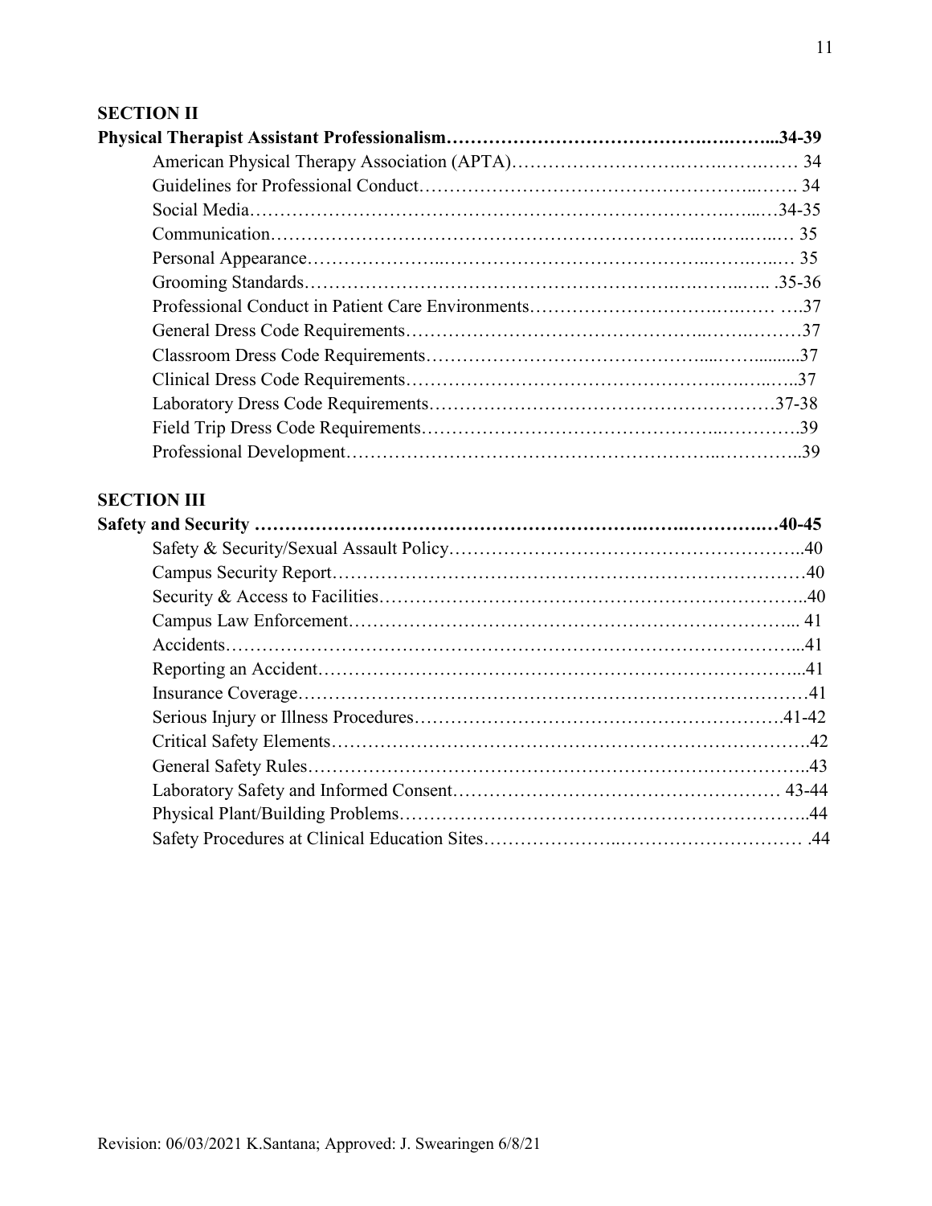## SECTION II

**Physical Therapist Assistant Professionalism……………………………………….….……..34-39**

- American Physical Therapy Association (APTA)………………………..…….….….…… 34
- Guidelines for Professional Conduct…………………………………………………..……. 34
- Social Media……………………………………………………………………….……...…34-35
- Communication……………………………………………………………..….….….…..… 35
- Personal Appearance…………………..……………………………………..…….….…..… 35
- Grooming Standards…………………………………………………….……….……..…. .35-36
- Professional Conduct in Patient Care Environments……………………………..….…… ….37
- General Dress Code Requirements………………………………………..…….….………37
- Classroom Dress Code Requirements……………………………………......…….........37
- Clinical Dress Code Requirements…………………………………………….….….…...…..37
- Laboratory Dress Code Requirements………………………………………………37-38
- Field Trip Dress Code Requirements………………………………………..………….39
- Professional Development…………………………………………………..…………..39

## SECTION III

**Safety and Security ………………………………………………………..……..…………..…40-45**

- Safety & Security/Sexual Assault Policy………………………………………………...40
- Campus Security Report……………………………………………………………………40
- Security & Access to Facilities…………………………………………………………...40
- Campus Law Enforcement…………………………………………………………... 41
- Accidents………………………………………………………………………………...41
- Reporting an Accident…………………………………………………………………...41
- Insurance Coverage………………………………………………………………………41
- Serious Injury or Illness Procedures……………………………………………………41-42
- Critical Safety Elements………………………………………………………………….42
- General Safety Rules……………………………………………………………………..43
- Laboratory Safety and Informed Consent…………………………………………… 43-44
- Physical Plant/Building Problems………………………………………………………..44
- Safety Procedures at Clinical Education Sites…………………..………………………… .44

Revision: 06/03/2021 K.Santana; Approved: J. Swearingen 6/8/21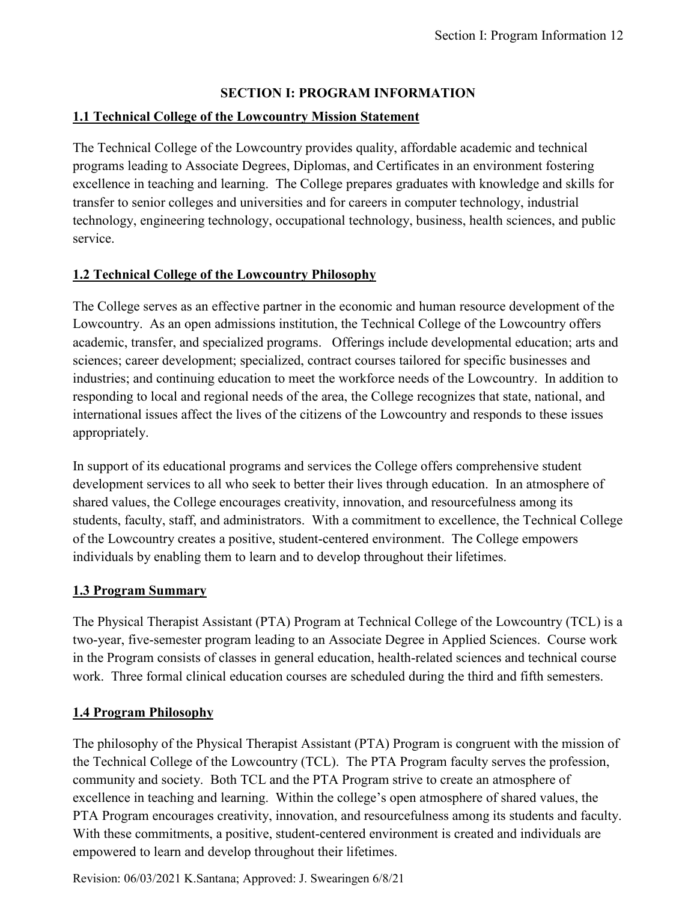# SECTION I: PROGRAM INFORMATION

## 1.1 Technical College of the Lowcountry Mission Statement

The Technical College of the Lowcountry provides quality, affordable academic and technical programs leading to Associate Degrees, Diplomas, and Certificates in an environment fostering excellence in teaching and learning. The College prepares graduates with knowledge and skills for transfer to senior colleges and universities and for careers in computer technology, industrial technology, engineering technology, occupational technology, business, health sciences, and public service.

## 1.2 Technical College of the Lowcountry Philosophy

The College serves as an effective partner in the economic and human resource development of the Lowcountry. As an open admissions institution, the Technical College of the Lowcountry offers academic, transfer, and specialized programs. Offerings include developmental education; arts and sciences; career development; specialized, contract courses tailored for specific businesses and industries; and continuing education to meet the workforce needs of the Lowcountry. In addition to responding to local and regional needs of the area, the College recognizes that state, national, and international issues affect the lives of the citizens of the Lowcountry and responds to these issues appropriately.

In support of its educational programs and services the College offers comprehensive student development services to all who seek to better their lives through education. In an atmosphere of shared values, the College encourages creativity, innovation, and resourcefulness among its students, faculty, staff, and administrators. With a commitment to excellence, the Technical College of the Lowcountry creates a positive, student-centered environment. The College empowers individuals by enabling them to learn and to develop throughout their lifetimes.

## 1.3 Program Summary

The Physical Therapist Assistant (PTA) Program at Technical College of the Lowcountry (TCL) is a two-year, five-semester program leading to an Associate Degree in Applied Sciences. Course work in the Program consists of classes in general education, health-related sciences and technical course work. Three formal clinical education courses are scheduled during the third and fifth semesters.

## 1.4 Program Philosophy

The philosophy of the Physical Therapist Assistant (PTA) Program is congruent with the mission of the Technical College of the Lowcountry (TCL). The PTA Program faculty serves the profession, community and society. Both TCL and the PTA Program strive to create an atmosphere of excellence in teaching and learning. Within the college's open atmosphere of shared values, the PTA Program encourages creativity, innovation, and resourcefulness among its students and faculty. With these commitments, a positive, student-centered environment is created and individuals are empowered to learn and develop throughout their lifetimes.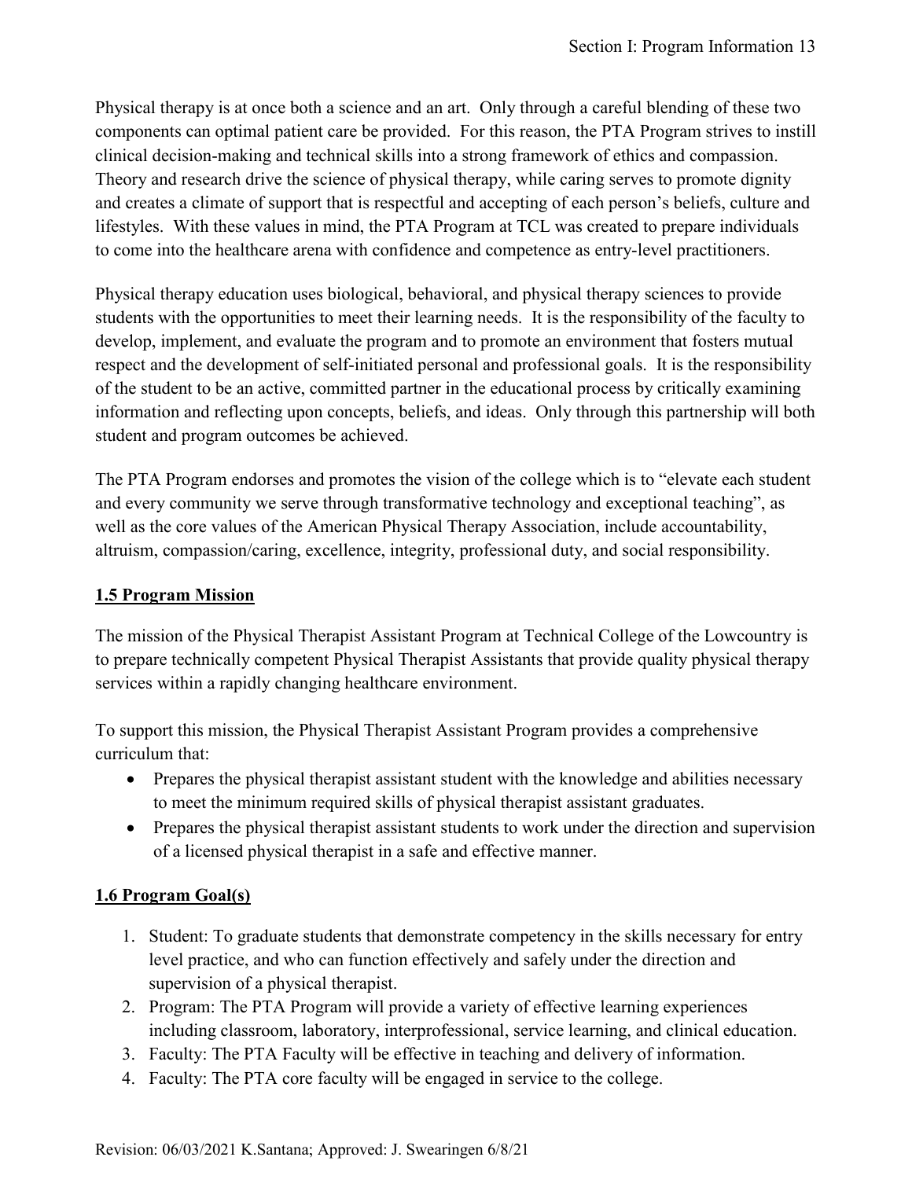Physical therapy is at once both a science and an art. Only through a careful blending of these two components can optimal patient care be provided. For this reason, the PTA Program strives to instill clinical decision-making and technical skills into a strong framework of ethics and compassion. Theory and research drive the science of physical therapy, while caring serves to promote dignity and creates a climate of support that is respectful and accepting of each person's beliefs, culture and lifestyles. With these values in mind, the PTA Program at TCL was created to prepare individuals to come into the healthcare arena with confidence and competence as entry-level practitioners.

Physical therapy education uses biological, behavioral, and physical therapy sciences to provide students with the opportunities to meet their learning needs. It is the responsibility of the faculty to develop, implement, and evaluate the program and to promote an environment that fosters mutual respect and the development of self-initiated personal and professional goals. It is the responsibility of the student to be an active, committed partner in the educational process by critically examining information and reflecting upon concepts, beliefs, and ideas. Only through this partnership will both student and program outcomes be achieved.

The PTA Program endorses and promotes the vision of the college which is to "elevate each student and every community we serve through transformative technology and exceptional teaching", as well as the core values of the American Physical Therapy Association, include accountability, altruism, compassion/caring, excellence, integrity, professional duty, and social responsibility.

## 1.5 Program Mission

The mission of the Physical Therapist Assistant Program at Technical College of the Lowcountry is to prepare technically competent Physical Therapist Assistants that provide quality physical therapy services within a rapidly changing healthcare environment.

To support this mission, the Physical Therapist Assistant Program provides a comprehensive curriculum that:

- Prepares the physical therapist assistant student with the knowledge and abilities necessary to meet the minimum required skills of physical therapist assistant graduates.
- Prepares the physical therapist assistant students to work under the direction and supervision of a licensed physical therapist in a safe and effective manner.

## 1.6 Program Goal(s)

1. Student: To graduate students that demonstrate competency in the skills necessary for entry level practice, and who can function effectively and safely under the direction and supervision of a physical therapist.
2. Program: The PTA Program will provide a variety of effective learning experiences including classroom, laboratory, interprofessional, service learning, and clinical education.
3. Faculty: The PTA Faculty will be effective in teaching and delivery of information.
4. Faculty: The PTA core faculty will be engaged in service to the college.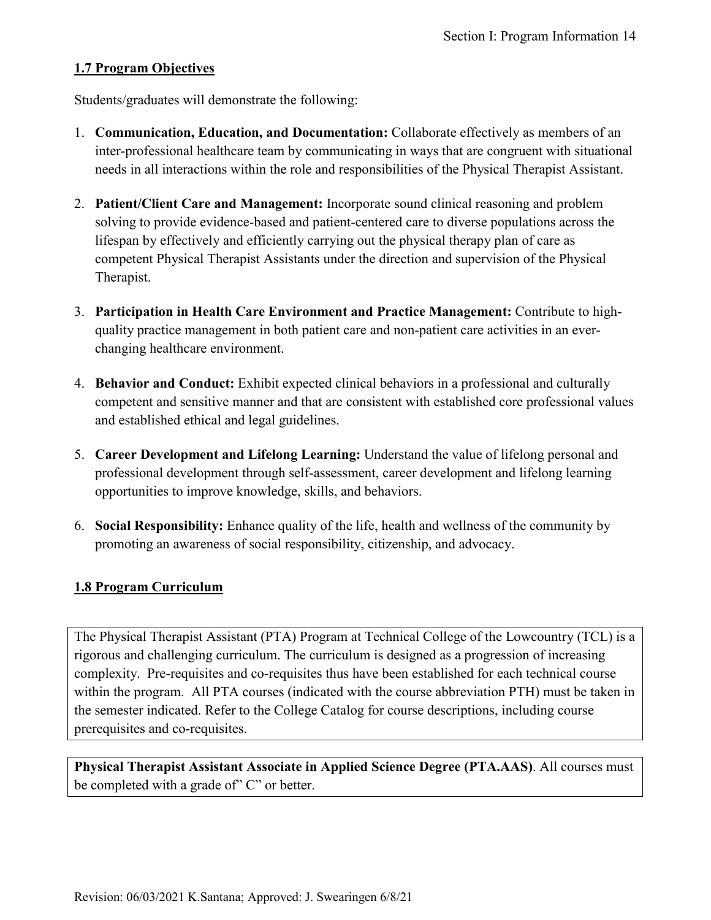### 1.7 Program Objectives

Students/graduates will demonstrate the following:

1. **Communication, Education, and Documentation:** Collaborate effectively as members of an inter-professional healthcare team by communicating in ways that are congruent with situational needs in all interactions within the role and responsibilities of the Physical Therapist Assistant.

2. **Patient/Client Care and Management:** Incorporate sound clinical reasoning and problem solving to provide evidence-based and patient-centered care to diverse populations across the lifespan by effectively and efficiently carrying out the physical therapy plan of care as competent Physical Therapist Assistants under the direction and supervision of the Physical Therapist.

3. **Participation in Health Care Environment and Practice Management:** Contribute to high-quality practice management in both patient care and non-patient care activities in an ever-changing healthcare environment.

4. **Behavior and Conduct:** Exhibit expected clinical behaviors in a professional and culturally competent and sensitive manner and that are consistent with established core professional values and established ethical and legal guidelines.

5. **Career Development and Lifelong Learning:** Understand the value of lifelong personal and professional development through self-assessment, career development and lifelong learning opportunities to improve knowledge, skills, and behaviors.

6. **Social Responsibility:** Enhance quality of the life, health and wellness of the community by promoting an awareness of social responsibility, citizenship, and advocacy.

### 1.8 Program Curriculum

The Physical Therapist Assistant (PTA) Program at Technical College of the Lowcountry (TCL) is a rigorous and challenging curriculum. The curriculum is designed as a progression of increasing complexity. Pre-requisites and co-requisites thus have been established for each technical course within the program. All PTA courses (indicated with the course abbreviation PTH) must be taken in the semester indicated. Refer to the College Catalog for course descriptions, including course prerequisites and co-requisites.

**Physical Therapist Assistant Associate in Applied Science Degree (PTA.AAS)**. All courses must be completed with a grade of" C" or better.

Revision: 06/03/2021 K.Santana; Approved: J. Swearingen 6/8/21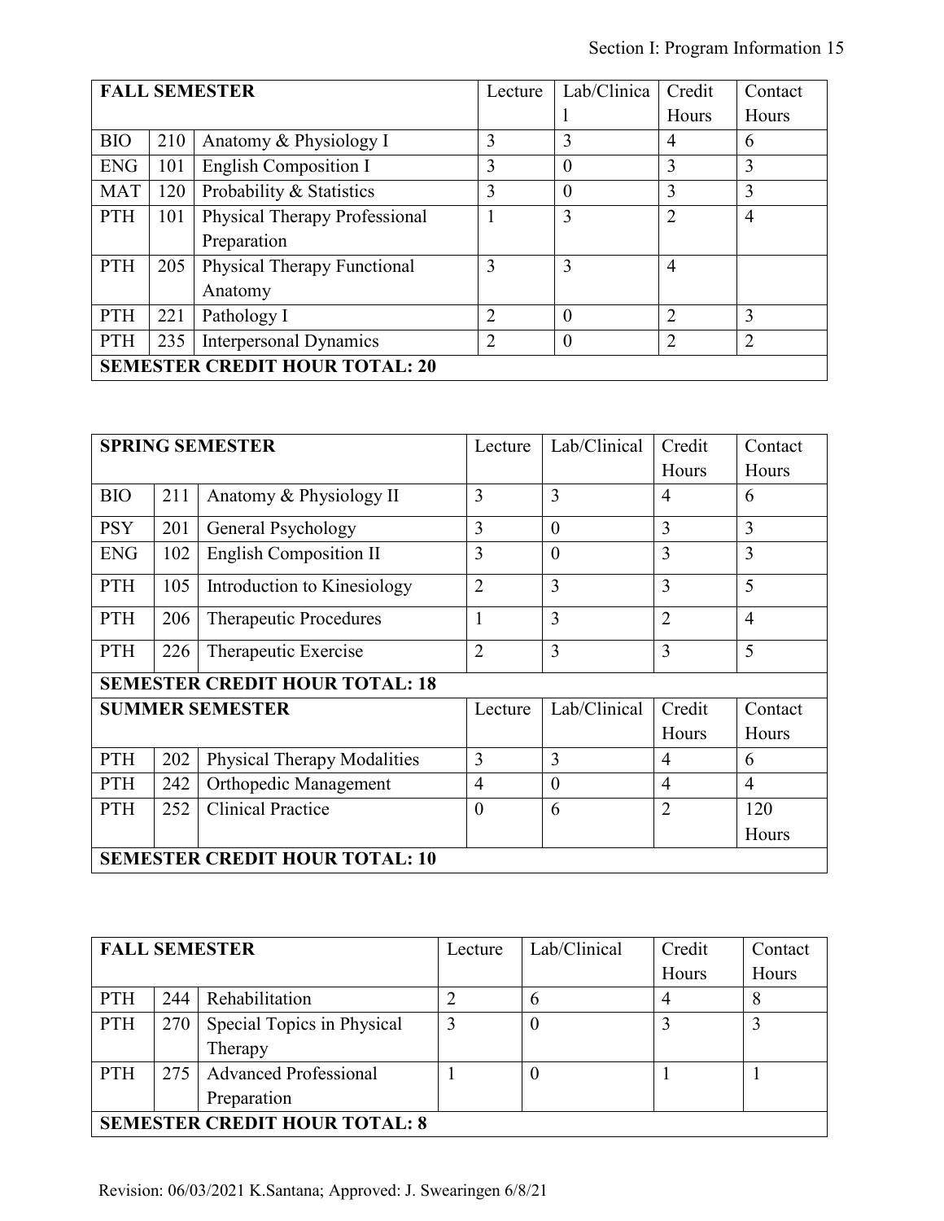| FALL SEMESTER | | | Lecture | Lab/Clinical | Credit Hours | Contact Hours |
|---|---|---|---|---|---|---|
| BIO | 210 | Anatomy & Physiology I | 3 | 3 | 4 | 6 |
| ENG | 101 | English Composition I | 3 | 0 | 3 | 3 |
| MAT | 120 | Probability & Statistics | 3 | 0 | 3 | 3 |
| PTH | 101 | Physical Therapy Professional Preparation | 1 | 3 | 2 | 4 |
| PTH | 205 | Physical Therapy Functional Anatomy | 3 | 3 | 4 | |
| PTH | 221 | Pathology I | 2 | 0 | 2 | 3 |
| PTH | 235 | Interpersonal Dynamics | 2 | 0 | 2 | 2 |
| **SEMESTER CREDIT HOUR TOTAL: 20** | | | | | | |

| SPRING SEMESTER | | | Lecture | Lab/Clinical | Credit Hours | Contact Hours |
|---|---|---|---|---|---|---|
| BIO | 211 | Anatomy & Physiology II | 3 | 3 | 4 | 6 |
| PSY | 201 | General Psychology | 3 | 0 | 3 | 3 |
| ENG | 102 | English Composition II | 3 | 0 | 3 | 3 |
| PTH | 105 | Introduction to Kinesiology | 2 | 3 | 3 | 5 |
| PTH | 206 | Therapeutic Procedures | 1 | 3 | 2 | 4 |
| PTH | 226 | Therapeutic Exercise | 2 | 3 | 3 | 5 |
| **SEMESTER CREDIT HOUR TOTAL: 18** | | | | | | |
| **SUMMER SEMESTER** | | | Lecture | Lab/Clinical | Credit Hours | Contact Hours |
| PTH | 202 | Physical Therapy Modalities | 3 | 3 | 4 | 6 |
| PTH | 242 | Orthopedic Management | 4 | 0 | 4 | 4 |
| PTH | 252 | Clinical Practice | 0 | 6 | 2 | 120 Hours |
| **SEMESTER CREDIT HOUR TOTAL: 10** | | | | | | |

| FALL SEMESTER | | | Lecture | Lab/Clinical | Credit Hours | Contact Hours |
|---|---|---|---|---|---|---|
| PTH | 244 | Rehabilitation | 2 | 6 | 4 | 8 |
| PTH | 270 | Special Topics in Physical Therapy | 3 | 0 | 3 | 3 |
| PTH | 275 | Advanced Professional Preparation | 1 | 0 | 1 | 1 |
| **SEMESTER CREDIT HOUR TOTAL: 8** | | | | | | |

Revision: 06/03/2021 K.Santana; Approved: J. Swearingen 6/8/21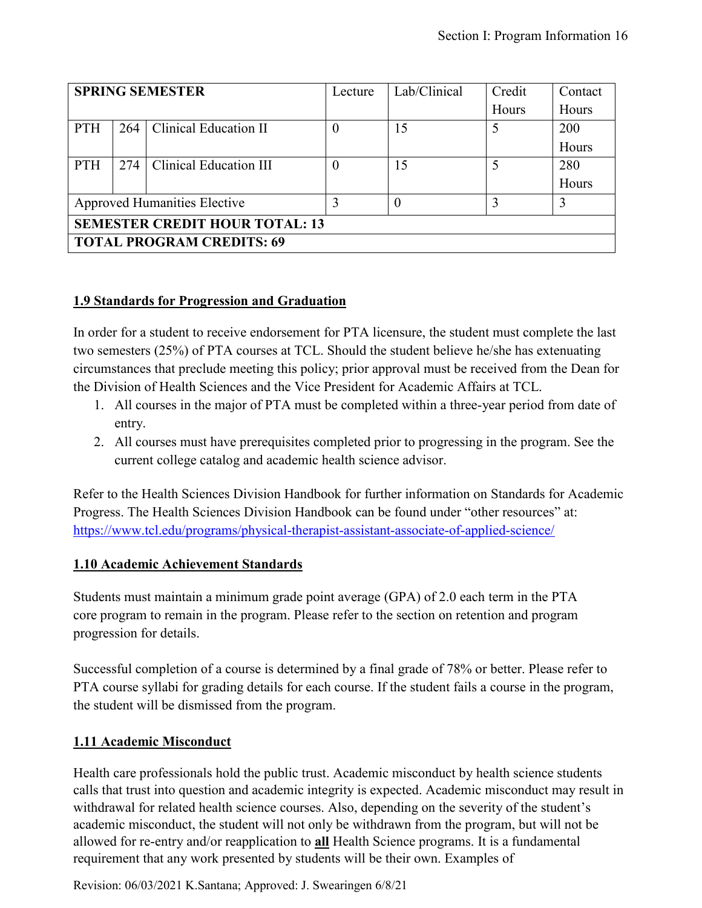| SPRING SEMESTER | | | Lecture | Lab/Clinical | Credit Hours | Contact Hours |
|---|---|---|---|---|---|---|
| PTH | 264 | Clinical Education II | 0 | 15 | 5 | 200 Hours |
| PTH | 274 | Clinical Education III | 0 | 15 | 5 | 280 Hours |
| Approved Humanities Elective | | | 3 | 0 | 3 | 3 |
| **SEMESTER CREDIT HOUR TOTAL: 13** | | | | | | |
| **TOTAL PROGRAM CREDITS: 69** | | | | | | |

### 1.9 Standards for Progression and Graduation

In order for a student to receive endorsement for PTA licensure, the student must complete the last two semesters (25%) of PTA courses at TCL. Should the student believe he/she has extenuating circumstances that preclude meeting this policy; prior approval must be received from the Dean for the Division of Health Sciences and the Vice President for Academic Affairs at TCL.

1. All courses in the major of PTA must be completed within a three-year period from date of entry.
2. All courses must have prerequisites completed prior to progressing in the program. See the current college catalog and academic health science advisor.

Refer to the Health Sciences Division Handbook for further information on Standards for Academic Progress. The Health Sciences Division Handbook can be found under "other resources" at: https://www.tcl.edu/programs/physical-therapist-assistant-associate-of-applied-science/

### 1.10 Academic Achievement Standards

Students must maintain a minimum grade point average (GPA) of 2.0 each term in the PTA core program to remain in the program. Please refer to the section on retention and program progression for details.

Successful completion of a course is determined by a final grade of 78% or better. Please refer to PTA course syllabi for grading details for each course. If the student fails a course in the program, the student will be dismissed from the program.

### 1.11 Academic Misconduct

Health care professionals hold the public trust. Academic misconduct by health science students calls that trust into question and academic integrity is expected. Academic misconduct may result in withdrawal for related health science courses. Also, depending on the severity of the student's academic misconduct, the student will not only be withdrawn from the program, but will not be allowed for re-entry and/or reapplication to **all** Health Science programs. It is a fundamental requirement that any work presented by students will be their own. Examples of

Revision: 06/03/2021 K.Santana; Approved: J. Swearingen 6/8/21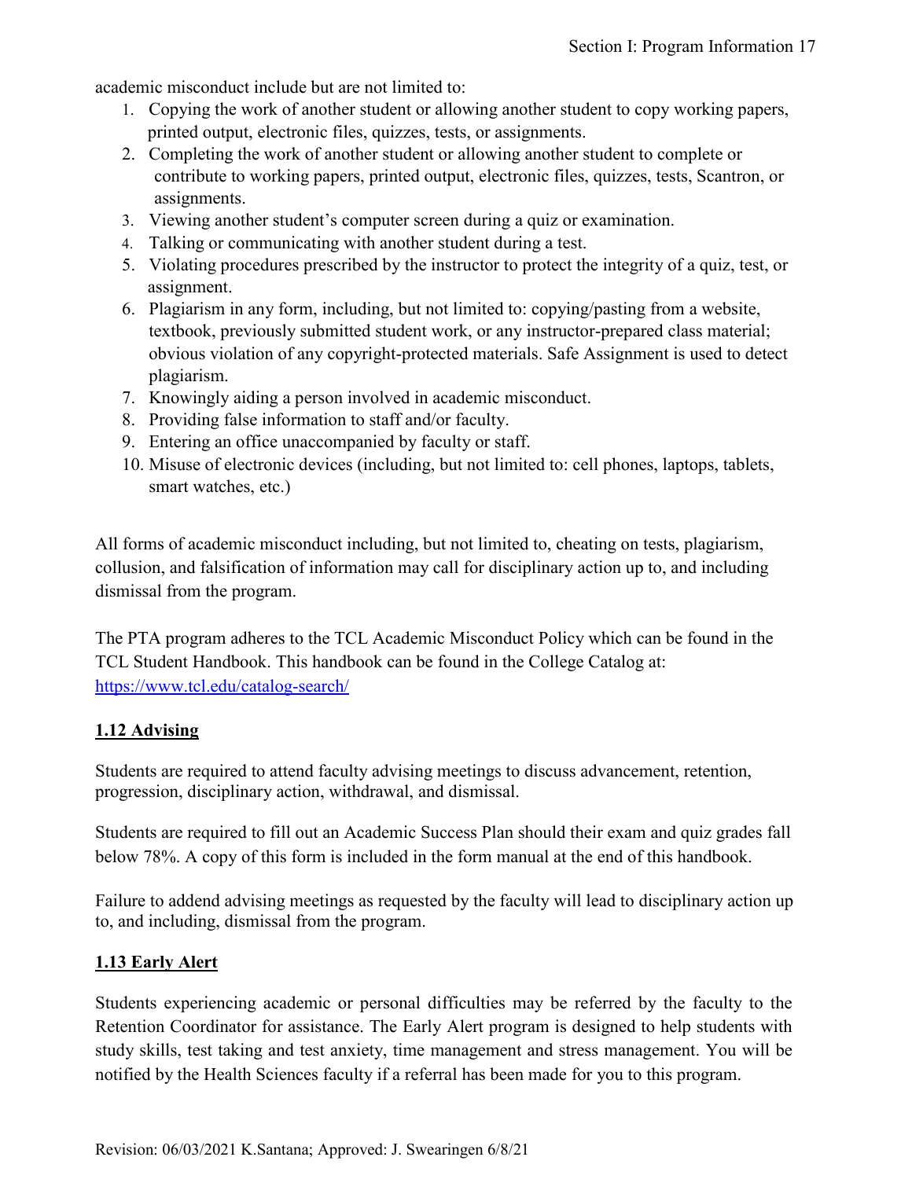academic misconduct include but are not limited to:

1. Copying the work of another student or allowing another student to copy working papers, printed output, electronic files, quizzes, tests, or assignments.
2. Completing the work of another student or allowing another student to complete or contribute to working papers, printed output, electronic files, quizzes, tests, Scantron, or assignments.
3. Viewing another student's computer screen during a quiz or examination.
4. Talking or communicating with another student during a test.
5. Violating procedures prescribed by the instructor to protect the integrity of a quiz, test, or assignment.
6. Plagiarism in any form, including, but not limited to: copying/pasting from a website, textbook, previously submitted student work, or any instructor-prepared class material; obvious violation of any copyright-protected materials. Safe Assignment is used to detect plagiarism.
7. Knowingly aiding a person involved in academic misconduct.
8. Providing false information to staff and/or faculty.
9. Entering an office unaccompanied by faculty or staff.
10. Misuse of electronic devices (including, but not limited to: cell phones, laptops, tablets, smart watches, etc.)

All forms of academic misconduct including, but not limited to, cheating on tests, plagiarism, collusion, and falsification of information may call for disciplinary action up to, and including dismissal from the program.

The PTA program adheres to the TCL Academic Misconduct Policy which can be found in the TCL Student Handbook. This handbook can be found in the College Catalog at: https://www.tcl.edu/catalog-search/

## 1.12 Advising

Students are required to attend faculty advising meetings to discuss advancement, retention, progression, disciplinary action, withdrawal, and dismissal.

Students are required to fill out an Academic Success Plan should their exam and quiz grades fall below 78%. A copy of this form is included in the form manual at the end of this handbook.

Failure to addend advising meetings as requested by the faculty will lead to disciplinary action up to, and including, dismissal from the program.

## 1.13 Early Alert

Students experiencing academic or personal difficulties may be referred by the faculty to the Retention Coordinator for assistance. The Early Alert program is designed to help students with study skills, test taking and test anxiety, time management and stress management. You will be notified by the Health Sciences faculty if a referral has been made for you to this program.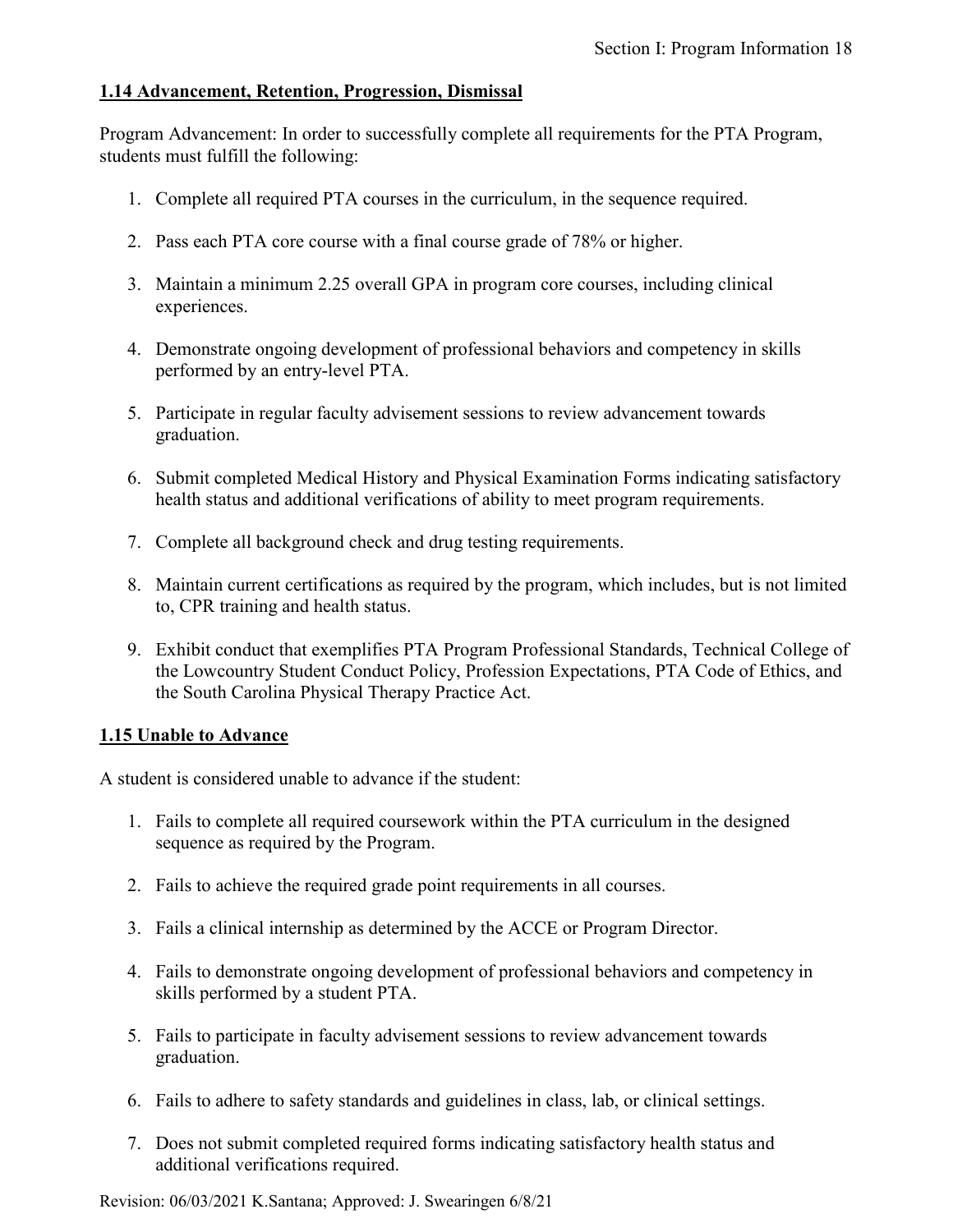## 1.14 Advancement, Retention, Progression, Dismissal

Program Advancement: In order to successfully complete all requirements for the PTA Program, students must fulfill the following:

1. Complete all required PTA courses in the curriculum, in the sequence required.
2. Pass each PTA core course with a final course grade of 78% or higher.
3. Maintain a minimum 2.25 overall GPA in program core courses, including clinical experiences.
4. Demonstrate ongoing development of professional behaviors and competency in skills performed by an entry-level PTA.
5. Participate in regular faculty advisement sessions to review advancement towards graduation.
6. Submit completed Medical History and Physical Examination Forms indicating satisfactory health status and additional verifications of ability to meet program requirements.
7. Complete all background check and drug testing requirements.
8. Maintain current certifications as required by the program, which includes, but is not limited to, CPR training and health status.
9. Exhibit conduct that exemplifies PTA Program Professional Standards, Technical College of the Lowcountry Student Conduct Policy, Profession Expectations, PTA Code of Ethics, and the South Carolina Physical Therapy Practice Act.

## 1.15 Unable to Advance

A student is considered unable to advance if the student:

1. Fails to complete all required coursework within the PTA curriculum in the designed sequence as required by the Program.
2. Fails to achieve the required grade point requirements in all courses.
3. Fails a clinical internship as determined by the ACCE or Program Director.
4. Fails to demonstrate ongoing development of professional behaviors and competency in skills performed by a student PTA.
5. Fails to participate in faculty advisement sessions to review advancement towards graduation.
6. Fails to adhere to safety standards and guidelines in class, lab, or clinical settings.
7. Does not submit completed required forms indicating satisfactory health status and additional verifications required.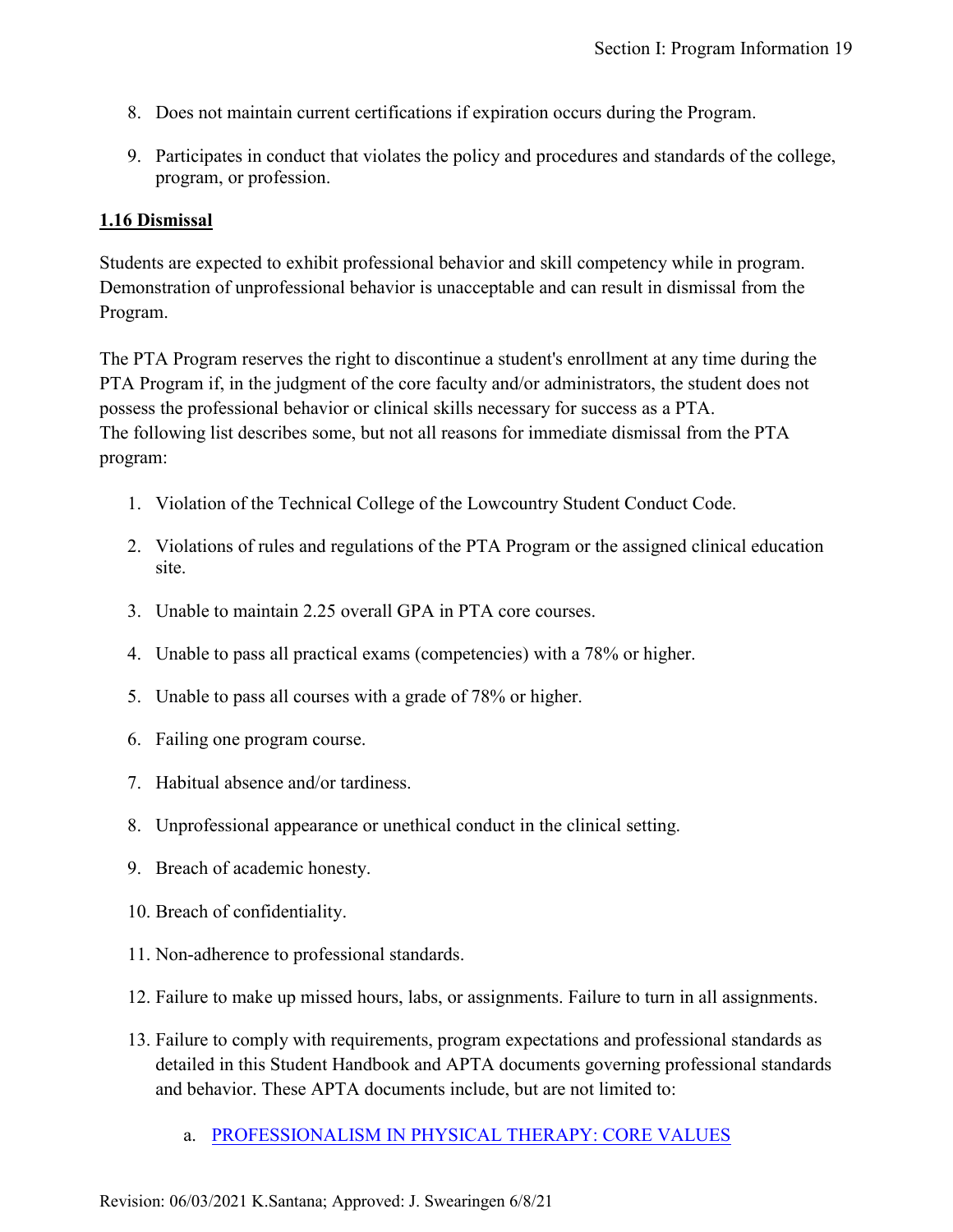8. Does not maintain current certifications if expiration occurs during the Program.

9. Participates in conduct that violates the policy and procedures and standards of the college, program, or profession.

## 1.16 Dismissal

Students are expected to exhibit professional behavior and skill competency while in program. Demonstration of unprofessional behavior is unacceptable and can result in dismissal from the Program.

The PTA Program reserves the right to discontinue a student's enrollment at any time during the PTA Program if, in the judgment of the core faculty and/or administrators, the student does not possess the professional behavior or clinical skills necessary for success as a PTA. The following list describes some, but not all reasons for immediate dismissal from the PTA program:

1. Violation of the Technical College of the Lowcountry Student Conduct Code.

2. Violations of rules and regulations of the PTA Program or the assigned clinical education site.

3. Unable to maintain 2.25 overall GPA in PTA core courses.

4. Unable to pass all practical exams (competencies) with a 78% or higher.

5. Unable to pass all courses with a grade of 78% or higher.

6. Failing one program course.

7. Habitual absence and/or tardiness.

8. Unprofessional appearance or unethical conduct in the clinical setting.

9. Breach of academic honesty.

10. Breach of confidentiality.

11. Non-adherence to professional standards.

12. Failure to make up missed hours, labs, or assignments. Failure to turn in all assignments.

13. Failure to comply with requirements, program expectations and professional standards as detailed in this Student Handbook and APTA documents governing professional standards and behavior. These APTA documents include, but are not limited to:

    a. PROFESSIONALISM IN PHYSICAL THERAPY: CORE VALUES

Revision: 06/03/2021 K.Santana; Approved: J. Swearingen 6/8/21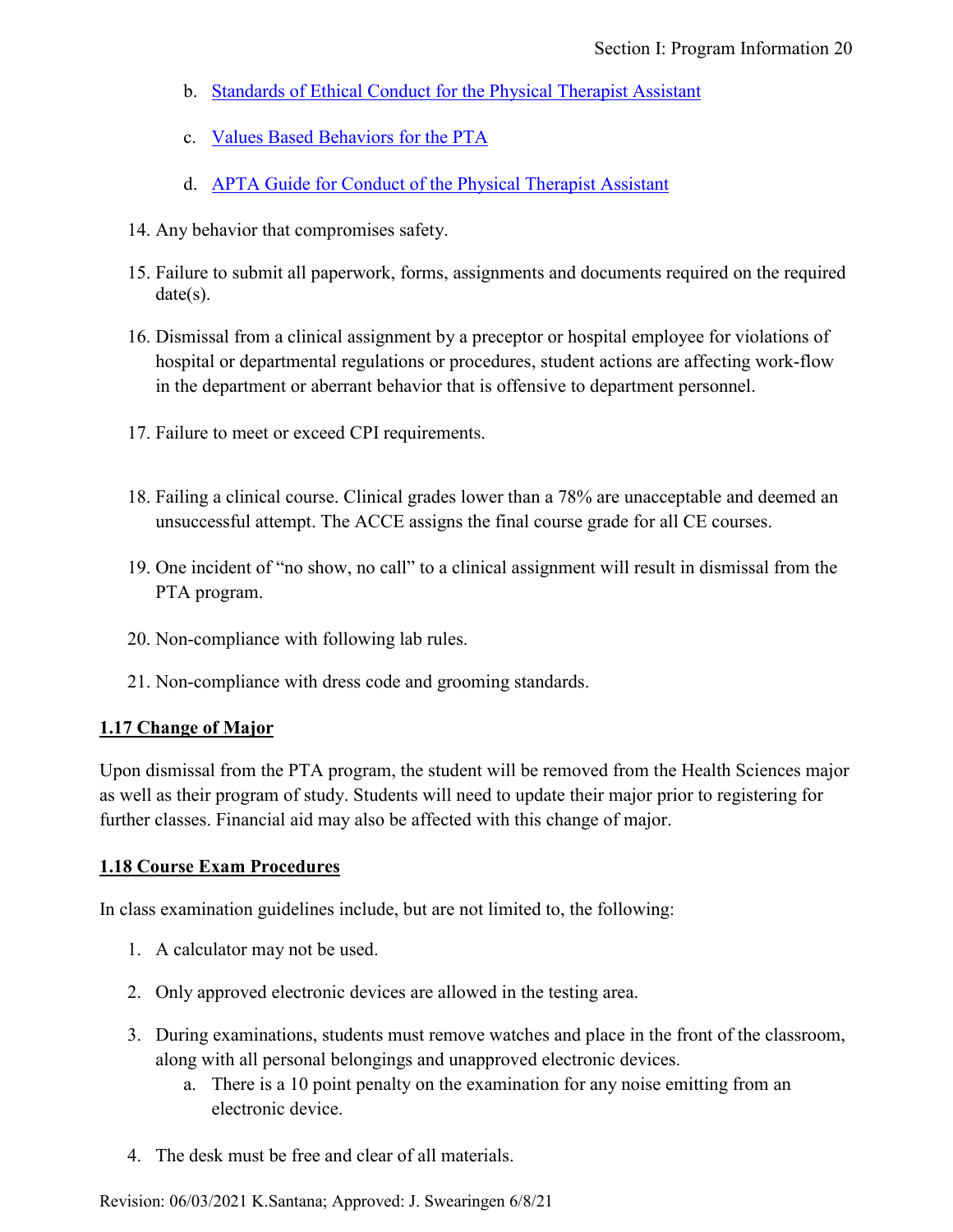b. [Standards of Ethical Conduct for the Physical Therapist Assistant]

   c. [Values Based Behaviors for the PTA]

   d. [APTA Guide for Conduct of the Physical Therapist Assistant]

14. Any behavior that compromises safety.

15. Failure to submit all paperwork, forms, assignments and documents required on the required date(s).

16. Dismissal from a clinical assignment by a preceptor or hospital employee for violations of hospital or departmental regulations or procedures, student actions are affecting work-flow in the department or aberrant behavior that is offensive to department personnel.

17. Failure to meet or exceed CPI requirements.

18. Failing a clinical course. Clinical grades lower than a 78% are unacceptable and deemed an unsuccessful attempt. The ACCE assigns the final course grade for all CE courses.

19. One incident of "no show, no call" to a clinical assignment will result in dismissal from the PTA program.

20. Non-compliance with following lab rules.

21. Non-compliance with dress code and grooming standards.

## 1.17 Change of Major

Upon dismissal from the PTA program, the student will be removed from the Health Sciences major as well as their program of study. Students will need to update their major prior to registering for further classes. Financial aid may also be affected with this change of major.

## 1.18 Course Exam Procedures

In class examination guidelines include, but are not limited to, the following:

1. A calculator may not be used.

2. Only approved electronic devices are allowed in the testing area.

3. During examinations, students must remove watches and place in the front of the classroom, along with all personal belongings and unapproved electronic devices.
   a. There is a 10 point penalty on the examination for any noise emitting from an electronic device.

4. The desk must be free and clear of all materials.

Revision: 06/03/2021 K.Santana; Approved: J. Swearingen 6/8/21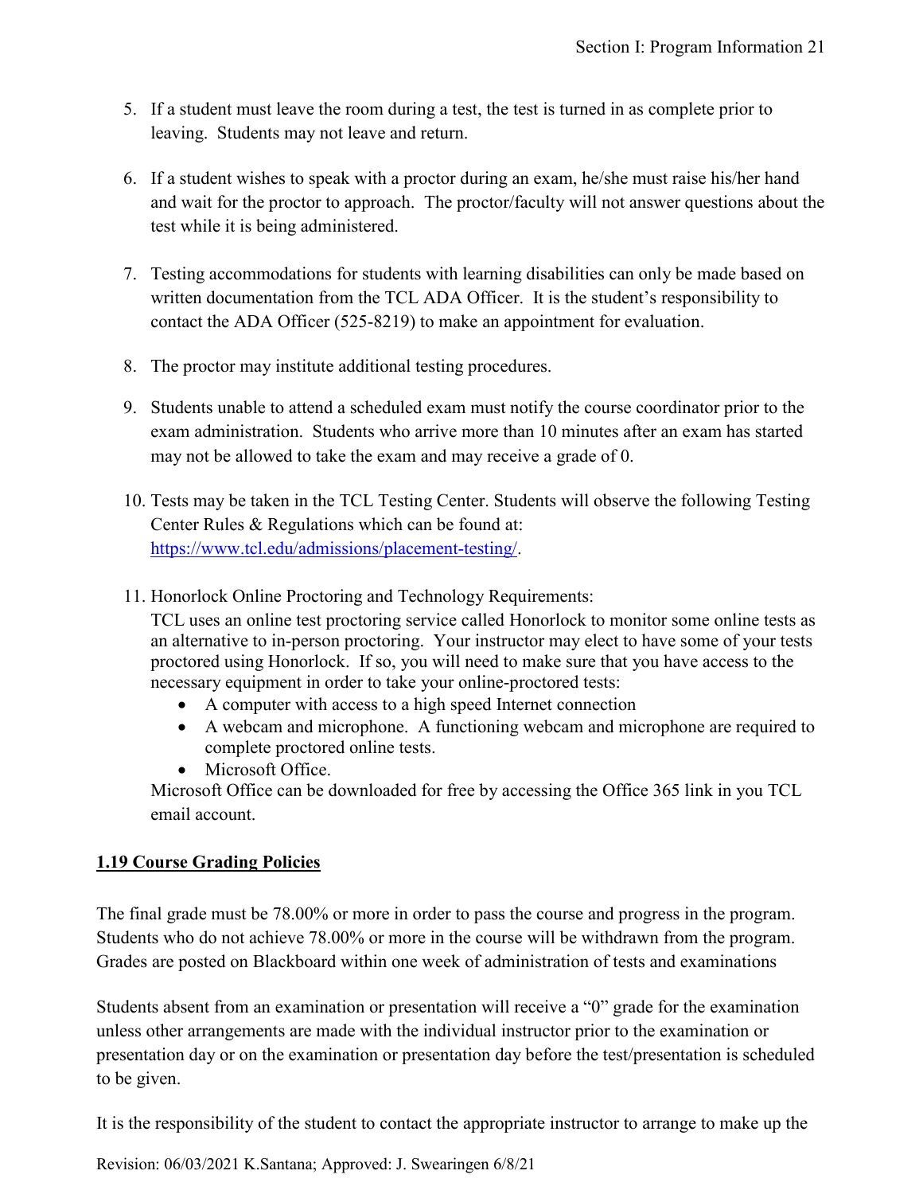5. If a student must leave the room during a test, the test is turned in as complete prior to leaving. Students may not leave and return.

6. If a student wishes to speak with a proctor during an exam, he/she must raise his/her hand and wait for the proctor to approach. The proctor/faculty will not answer questions about the test while it is being administered.

7. Testing accommodations for students with learning disabilities can only be made based on written documentation from the TCL ADA Officer. It is the student's responsibility to contact the ADA Officer (525-8219) to make an appointment for evaluation.

8. The proctor may institute additional testing procedures.

9. Students unable to attend a scheduled exam must notify the course coordinator prior to the exam administration. Students who arrive more than 10 minutes after an exam has started may not be allowed to take the exam and may receive a grade of 0.

10. Tests may be taken in the TCL Testing Center. Students will observe the following Testing Center Rules & Regulations which can be found at: https://www.tcl.edu/admissions/placement-testing/.

11. Honorlock Online Proctoring and Technology Requirements:
    TCL uses an online test proctoring service called Honorlock to monitor some online tests as an alternative to in-person proctoring. Your instructor may elect to have some of your tests proctored using Honorlock. If so, you will need to make sure that you have access to the necessary equipment in order to take your online-proctored tests:
    - A computer with access to a high speed Internet connection
    - A webcam and microphone. A functioning webcam and microphone are required to complete proctored online tests.
    - Microsoft Office.

    Microsoft Office can be downloaded for free by accessing the Office 365 link in you TCL email account.

## 1.19 Course Grading Policies

The final grade must be 78.00% or more in order to pass the course and progress in the program. Students who do not achieve 78.00% or more in the course will be withdrawn from the program. Grades are posted on Blackboard within one week of administration of tests and examinations

Students absent from an examination or presentation will receive a "0" grade for the examination unless other arrangements are made with the individual instructor prior to the examination or presentation day or on the examination or presentation day before the test/presentation is scheduled to be given.

It is the responsibility of the student to contact the appropriate instructor to arrange to make up the

Revision: 06/03/2021 K.Santana; Approved: J. Swearingen 6/8/21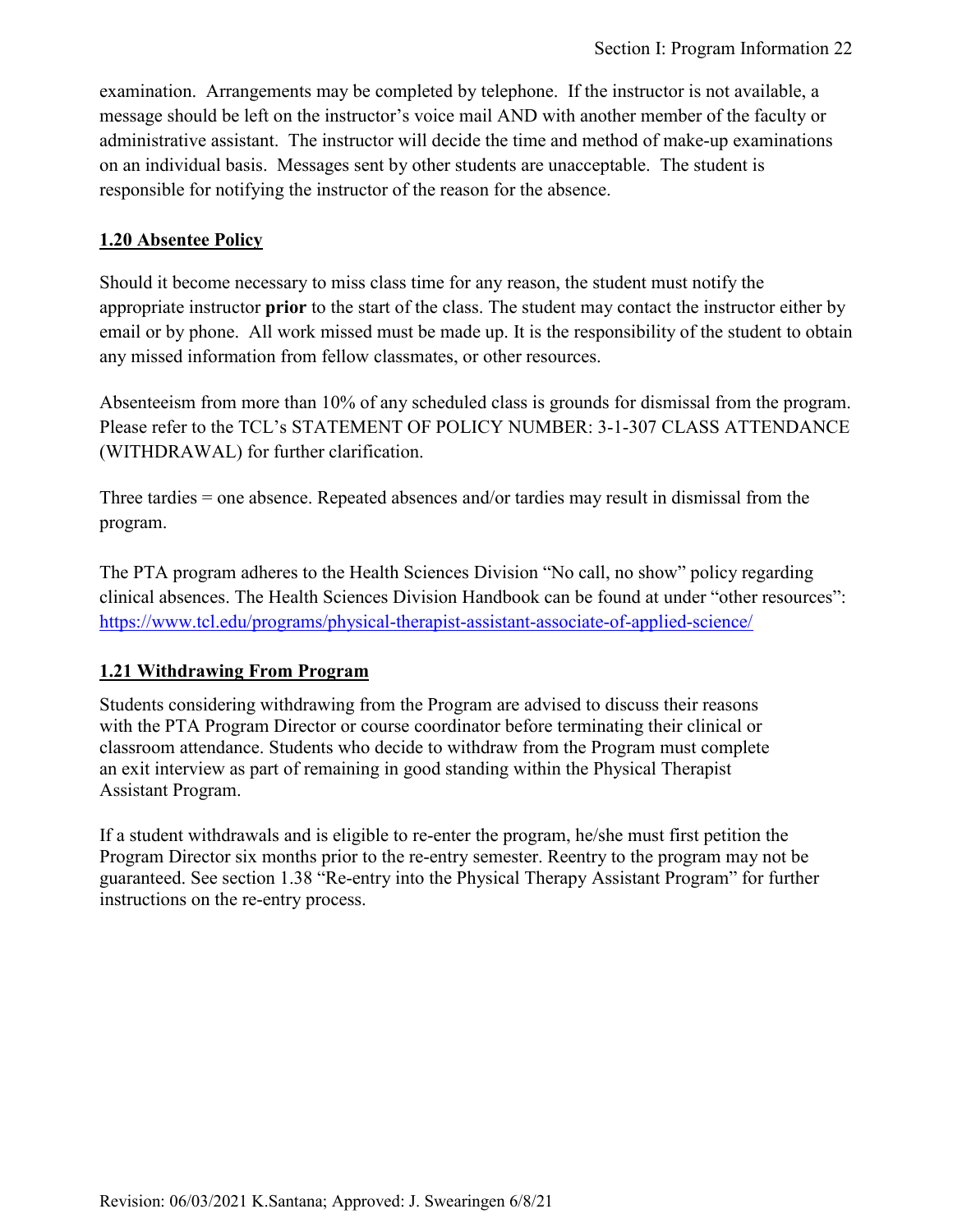examination. Arrangements may be completed by telephone. If the instructor is not available, a message should be left on the instructor's voice mail AND with another member of the faculty or administrative assistant. The instructor will decide the time and method of make-up examinations on an individual basis. Messages sent by other students are unacceptable. The student is responsible for notifying the instructor of the reason for the absence.

## 1.20 Absentee Policy

Should it become necessary to miss class time for any reason, the student must notify the appropriate instructor **prior** to the start of the class. The student may contact the instructor either by email or by phone. All work missed must be made up. It is the responsibility of the student to obtain any missed information from fellow classmates, or other resources.

Absenteeism from more than 10% of any scheduled class is grounds for dismissal from the program. Please refer to the TCL's STATEMENT OF POLICY NUMBER: 3-1-307 CLASS ATTENDANCE (WITHDRAWAL) for further clarification.

Three tardies = one absence. Repeated absences and/or tardies may result in dismissal from the program.

The PTA program adheres to the Health Sciences Division "No call, no show" policy regarding clinical absences. The Health Sciences Division Handbook can be found at under "other resources": [https://www.tcl.edu/programs/physical-therapist-assistant-associate-of-applied-science/](https://www.tcl.edu/programs/physical-therapist-assistant-associate-of-applied-science/)

## 1.21 Withdrawing From Program

Students considering withdrawing from the Program are advised to discuss their reasons with the PTA Program Director or course coordinator before terminating their clinical or classroom attendance. Students who decide to withdraw from the Program must complete an exit interview as part of remaining in good standing within the Physical Therapist Assistant Program.

If a student withdrawals and is eligible to re-enter the program, he/she must first petition the Program Director six months prior to the re-entry semester. Reentry to the program may not be guaranteed. See section 1.38 "Re-entry into the Physical Therapy Assistant Program" for further instructions on the re-entry process.

Revision: 06/03/2021 K.Santana; Approved: J. Swearingen 6/8/21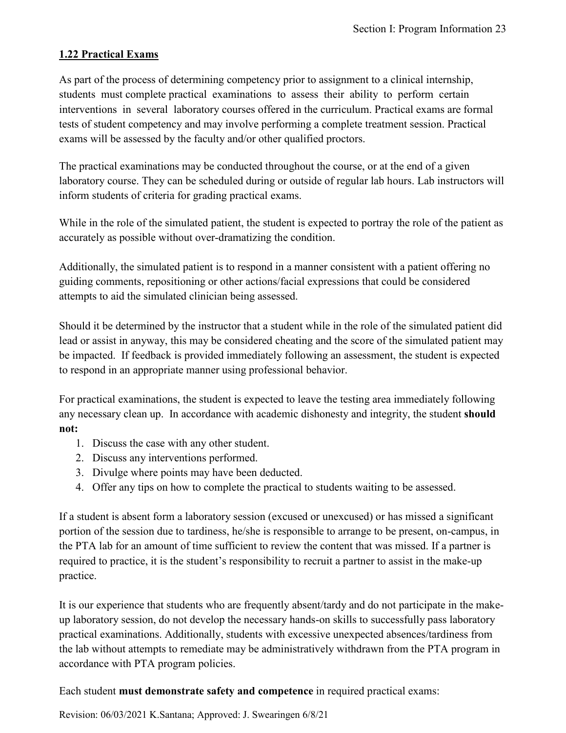## 1.22 Practical Exams

As part of the process of determining competency prior to assignment to a clinical internship, students must complete practical examinations to assess their ability to perform certain interventions in several laboratory courses offered in the curriculum. Practical exams are formal tests of student competency and may involve performing a complete treatment session. Practical exams will be assessed by the faculty and/or other qualified proctors.

The practical examinations may be conducted throughout the course, or at the end of a given laboratory course. They can be scheduled during or outside of regular lab hours. Lab instructors will inform students of criteria for grading practical exams.

While in the role of the simulated patient, the student is expected to portray the role of the patient as accurately as possible without over-dramatizing the condition.

Additionally, the simulated patient is to respond in a manner consistent with a patient offering no guiding comments, repositioning or other actions/facial expressions that could be considered attempts to aid the simulated clinician being assessed.

Should it be determined by the instructor that a student while in the role of the simulated patient did lead or assist in anyway, this may be considered cheating and the score of the simulated patient may be impacted. If feedback is provided immediately following an assessment, the student is expected to respond in an appropriate manner using professional behavior.

For practical examinations, the student is expected to leave the testing area immediately following any necessary clean up. In accordance with academic dishonesty and integrity, the student **should not:**

1. Discuss the case with any other student.
2. Discuss any interventions performed.
3. Divulge where points may have been deducted.
4. Offer any tips on how to complete the practical to students waiting to be assessed.

If a student is absent form a laboratory session (excused or unexcused) or has missed a significant portion of the session due to tardiness, he/she is responsible to arrange to be present, on-campus, in the PTA lab for an amount of time sufficient to review the content that was missed. If a partner is required to practice, it is the student's responsibility to recruit a partner to assist in the make-up practice.

It is our experience that students who are frequently absent/tardy and do not participate in the make-up laboratory session, do not develop the necessary hands-on skills to successfully pass laboratory practical examinations. Additionally, students with excessive unexpected absences/tardiness from the lab without attempts to remediate may be administratively withdrawn from the PTA program in accordance with PTA program policies.

Each student **must demonstrate safety and competence** in required practical exams: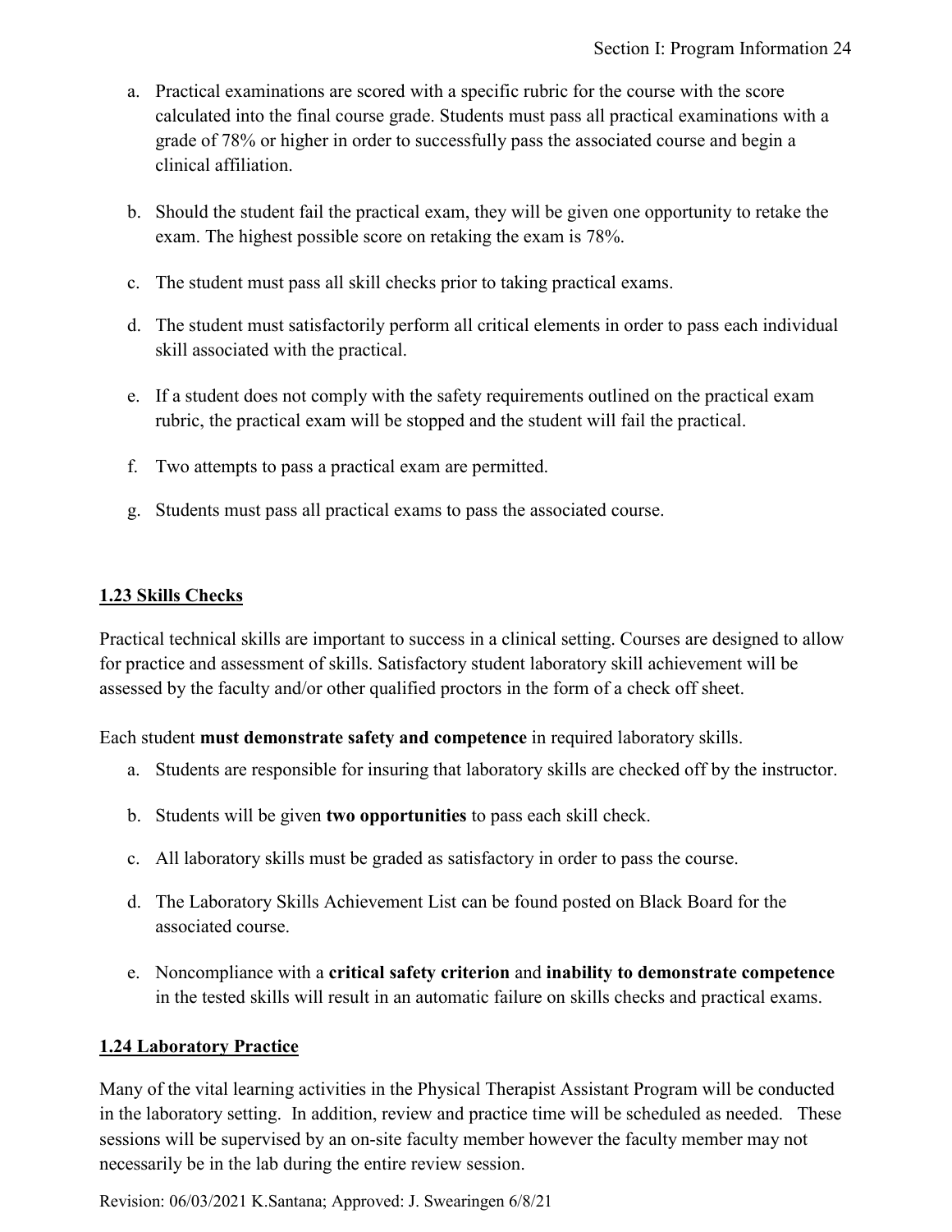a. Practical examinations are scored with a specific rubric for the course with the score calculated into the final course grade. Students must pass all practical examinations with a grade of 78% or higher in order to successfully pass the associated course and begin a clinical affiliation.

b. Should the student fail the practical exam, they will be given one opportunity to retake the exam. The highest possible score on retaking the exam is 78%.

c. The student must pass all skill checks prior to taking practical exams.

d. The student must satisfactorily perform all critical elements in order to pass each individual skill associated with the practical.

e. If a student does not comply with the safety requirements outlined on the practical exam rubric, the practical exam will be stopped and the student will fail the practical.

f. Two attempts to pass a practical exam are permitted.

g. Students must pass all practical exams to pass the associated course.

## 1.23 Skills Checks

Practical technical skills are important to success in a clinical setting. Courses are designed to allow for practice and assessment of skills. Satisfactory student laboratory skill achievement will be assessed by the faculty and/or other qualified proctors in the form of a check off sheet.

Each student **must demonstrate safety and competence** in required laboratory skills.

a. Students are responsible for insuring that laboratory skills are checked off by the instructor.

b. Students will be given **two opportunities** to pass each skill check.

c. All laboratory skills must be graded as satisfactory in order to pass the course.

d. The Laboratory Skills Achievement List can be found posted on Black Board for the associated course.

e. Noncompliance with a **critical safety criterion** and **inability to demonstrate competence** in the tested skills will result in an automatic failure on skills checks and practical exams.

## 1.24 Laboratory Practice

Many of the vital learning activities in the Physical Therapist Assistant Program will be conducted in the laboratory setting. In addition, review and practice time will be scheduled as needed. These sessions will be supervised by an on-site faculty member however the faculty member may not necessarily be in the lab during the entire review session.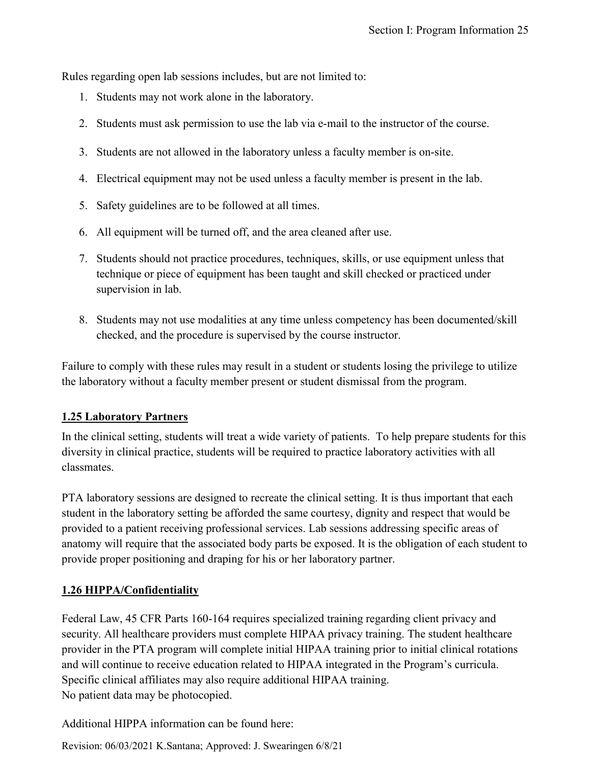Rules regarding open lab sessions includes, but are not limited to:

1. Students may not work alone in the laboratory.
2. Students must ask permission to use the lab via e-mail to the instructor of the course.
3. Students are not allowed in the laboratory unless a faculty member is on-site.
4. Electrical equipment may not be used unless a faculty member is present in the lab.
5. Safety guidelines are to be followed at all times.
6. All equipment will be turned off, and the area cleaned after use.
7. Students should not practice procedures, techniques, skills, or use equipment unless that technique or piece of equipment has been taught and skill checked or practiced under supervision in lab.
8. Students may not use modalities at any time unless competency has been documented/skill checked, and the procedure is supervised by the course instructor.

Failure to comply with these rules may result in a student or students losing the privilege to utilize the laboratory without a faculty member present or student dismissal from the program.

## 1.25 Laboratory Partners

In the clinical setting, students will treat a wide variety of patients. To help prepare students for this diversity in clinical practice, students will be required to practice laboratory activities with all classmates.

PTA laboratory sessions are designed to recreate the clinical setting. It is thus important that each student in the laboratory setting be afforded the same courtesy, dignity and respect that would be provided to a patient receiving professional services. Lab sessions addressing specific areas of anatomy will require that the associated body parts be exposed. It is the obligation of each student to provide proper positioning and draping for his or her laboratory partner.

## 1.26 HIPPA/Confidentiality

Federal Law, 45 CFR Parts 160-164 requires specialized training regarding client privacy and security. All healthcare providers must complete HIPAA privacy training. The student healthcare provider in the PTA program will complete initial HIPAA training prior to initial clinical rotations and will continue to receive education related to HIPAA integrated in the Program's curricula. Specific clinical affiliates may also require additional HIPAA training.
No patient data may be photocopied.

Additional HIPPA information can be found here:

Revision: 06/03/2021 K.Santana; Approved: J. Swearingen 6/8/21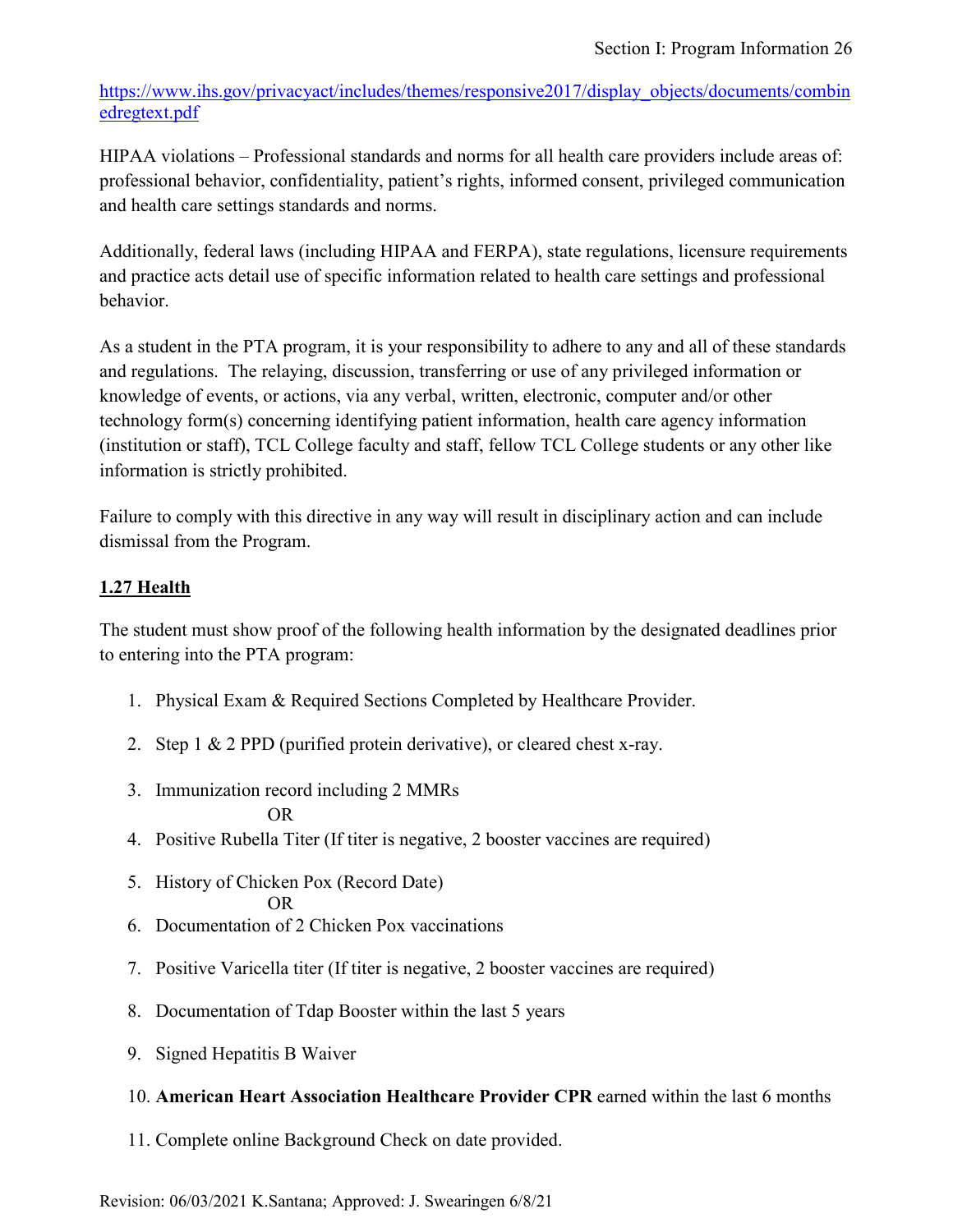https://www.ihs.gov/privacyact/includes/themes/responsive2017/display_objects/documents/combinedregtext.pdf

HIPAA violations – Professional standards and norms for all health care providers include areas of: professional behavior, confidentiality, patient's rights, informed consent, privileged communication and health care settings standards and norms.

Additionally, federal laws (including HIPAA and FERPA), state regulations, licensure requirements and practice acts detail use of specific information related to health care settings and professional behavior.

As a student in the PTA program, it is your responsibility to adhere to any and all of these standards and regulations. The relaying, discussion, transferring or use of any privileged information or knowledge of events, or actions, via any verbal, written, electronic, computer and/or other technology form(s) concerning identifying patient information, health care agency information (institution or staff), TCL College faculty and staff, fellow TCL College students or any other like information is strictly prohibited.

Failure to comply with this directive in any way will result in disciplinary action and can include dismissal from the Program.

## 1.27 Health

The student must show proof of the following health information by the designated deadlines prior to entering into the PTA program:

1. Physical Exam & Required Sections Completed by Healthcare Provider.
2. Step 1 & 2 PPD (purified protein derivative), or cleared chest x-ray.
3. Immunization record including 2 MMRs

   OR
4. Positive Rubella Titer (If titer is negative, 2 booster vaccines are required)
5. History of Chicken Pox (Record Date)

   OR
6. Documentation of 2 Chicken Pox vaccinations
7. Positive Varicella titer (If titer is negative, 2 booster vaccines are required)
8. Documentation of Tdap Booster within the last 5 years
9. Signed Hepatitis B Waiver
10. **American Heart Association Healthcare Provider CPR** earned within the last 6 months
11. Complete online Background Check on date provided.

Revision: 06/03/2021 K.Santana; Approved: J. Swearingen 6/8/21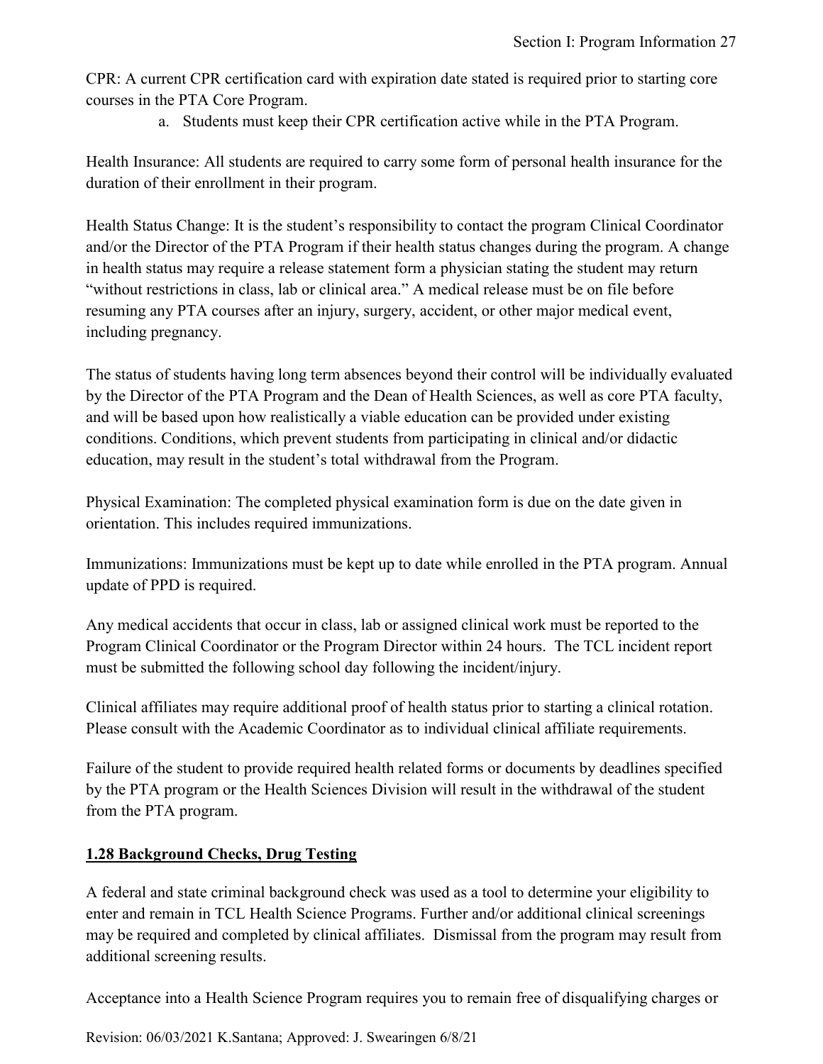CPR: A current CPR certification card with expiration date stated is required prior to starting core courses in the PTA Core Program.

a. Students must keep their CPR certification active while in the PTA Program.

Health Insurance: All students are required to carry some form of personal health insurance for the duration of their enrollment in their program.

Health Status Change: It is the student's responsibility to contact the program Clinical Coordinator and/or the Director of the PTA Program if their health status changes during the program. A change in health status may require a release statement form a physician stating the student may return "without restrictions in class, lab or clinical area." A medical release must be on file before resuming any PTA courses after an injury, surgery, accident, or other major medical event, including pregnancy.

The status of students having long term absences beyond their control will be individually evaluated by the Director of the PTA Program and the Dean of Health Sciences, as well as core PTA faculty, and will be based upon how realistically a viable education can be provided under existing conditions. Conditions, which prevent students from participating in clinical and/or didactic education, may result in the student's total withdrawal from the Program.

Physical Examination: The completed physical examination form is due on the date given in orientation. This includes required immunizations.

Immunizations: Immunizations must be kept up to date while enrolled in the PTA program. Annual update of PPD is required.

Any medical accidents that occur in class, lab or assigned clinical work must be reported to the Program Clinical Coordinator or the Program Director within 24 hours. The TCL incident report must be submitted the following school day following the incident/injury.

Clinical affiliates may require additional proof of health status prior to starting a clinical rotation. Please consult with the Academic Coordinator as to individual clinical affiliate requirements.

Failure of the student to provide required health related forms or documents by deadlines specified by the PTA program or the Health Sciences Division will result in the withdrawal of the student from the PTA program.

## **1.28 Background Checks, Drug Testing**

A federal and state criminal background check was used as a tool to determine your eligibility to enter and remain in TCL Health Science Programs. Further and/or additional clinical screenings may be required and completed by clinical affiliates. Dismissal from the program may result from additional screening results.

Acceptance into a Health Science Program requires you to remain free of disqualifying charges or

Revision: 06/03/2021 K.Santana; Approved: J. Swearingen 6/8/21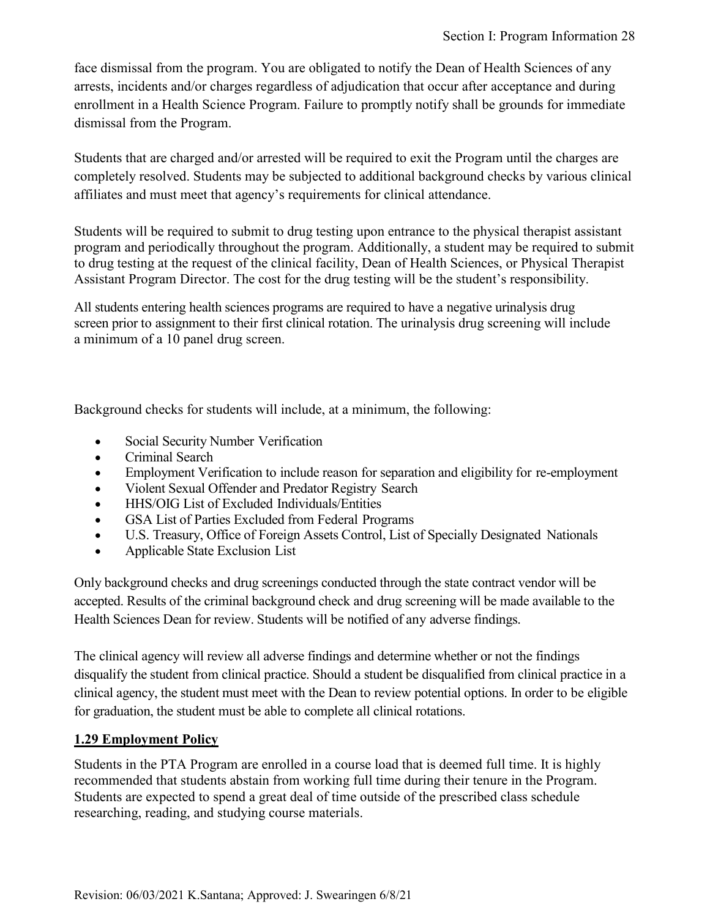face dismissal from the program. You are obligated to notify the Dean of Health Sciences of any arrests, incidents and/or charges regardless of adjudication that occur after acceptance and during enrollment in a Health Science Program. Failure to promptly notify shall be grounds for immediate dismissal from the Program.

Students that are charged and/or arrested will be required to exit the Program until the charges are completely resolved. Students may be subjected to additional background checks by various clinical affiliates and must meet that agency's requirements for clinical attendance.

Students will be required to submit to drug testing upon entrance to the physical therapist assistant program and periodically throughout the program. Additionally, a student may be required to submit to drug testing at the request of the clinical facility, Dean of Health Sciences, or Physical Therapist Assistant Program Director. The cost for the drug testing will be the student's responsibility.

All students entering health sciences programs are required to have a negative urinalysis drug screen prior to assignment to their first clinical rotation. The urinalysis drug screening will include a minimum of a 10 panel drug screen.

Background checks for students will include, at a minimum, the following:

- Social Security Number Verification
- Criminal Search
- Employment Verification to include reason for separation and eligibility for re-employment
- Violent Sexual Offender and Predator Registry Search
- HHS/OIG List of Excluded Individuals/Entities
- GSA List of Parties Excluded from Federal Programs
- U.S. Treasury, Office of Foreign Assets Control, List of Specially Designated Nationals
- Applicable State Exclusion List

Only background checks and drug screenings conducted through the state contract vendor will be accepted. Results of the criminal background check and drug screening will be made available to the Health Sciences Dean for review. Students will be notified of any adverse findings.

The clinical agency will review all adverse findings and determine whether or not the findings disqualify the student from clinical practice. Should a student be disqualified from clinical practice in a clinical agency, the student must meet with the Dean to review potential options. In order to be eligible for graduation, the student must be able to complete all clinical rotations.

### 1.29 Employment Policy

Students in the PTA Program are enrolled in a course load that is deemed full time. It is highly recommended that students abstain from working full time during their tenure in the Program. Students are expected to spend a great deal of time outside of the prescribed class schedule researching, reading, and studying course materials.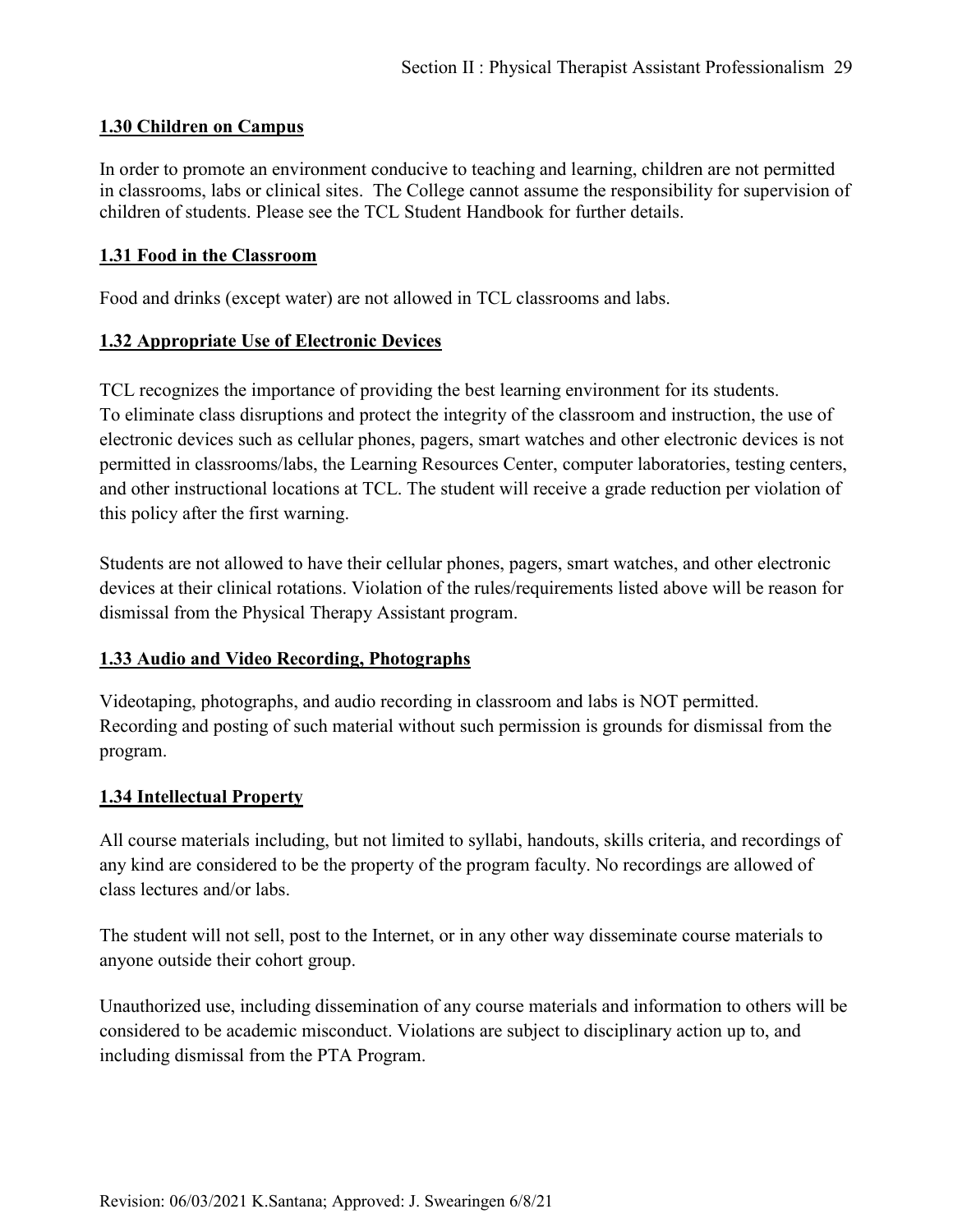### 1.30 Children on Campus

In order to promote an environment conducive to teaching and learning, children are not permitted in classrooms, labs or clinical sites. The College cannot assume the responsibility for supervision of children of students. Please see the TCL Student Handbook for further details.

### 1.31 Food in the Classroom

Food and drinks (except water) are not allowed in TCL classrooms and labs.

### 1.32 Appropriate Use of Electronic Devices

TCL recognizes the importance of providing the best learning environment for its students. To eliminate class disruptions and protect the integrity of the classroom and instruction, the use of electronic devices such as cellular phones, pagers, smart watches and other electronic devices is not permitted in classrooms/labs, the Learning Resources Center, computer laboratories, testing centers, and other instructional locations at TCL. The student will receive a grade reduction per violation of this policy after the first warning.

Students are not allowed to have their cellular phones, pagers, smart watches, and other electronic devices at their clinical rotations. Violation of the rules/requirements listed above will be reason for dismissal from the Physical Therapy Assistant program.

### 1.33 Audio and Video Recording, Photographs

Videotaping, photographs, and audio recording in classroom and labs is NOT permitted. Recording and posting of such material without such permission is grounds for dismissal from the program.

### 1.34 Intellectual Property

All course materials including, but not limited to syllabi, handouts, skills criteria, and recordings of any kind are considered to be the property of the program faculty. No recordings are allowed of class lectures and/or labs.

The student will not sell, post to the Internet, or in any other way disseminate course materials to anyone outside their cohort group.

Unauthorized use, including dissemination of any course materials and information to others will be considered to be academic misconduct. Violations are subject to disciplinary action up to, and including dismissal from the PTA Program.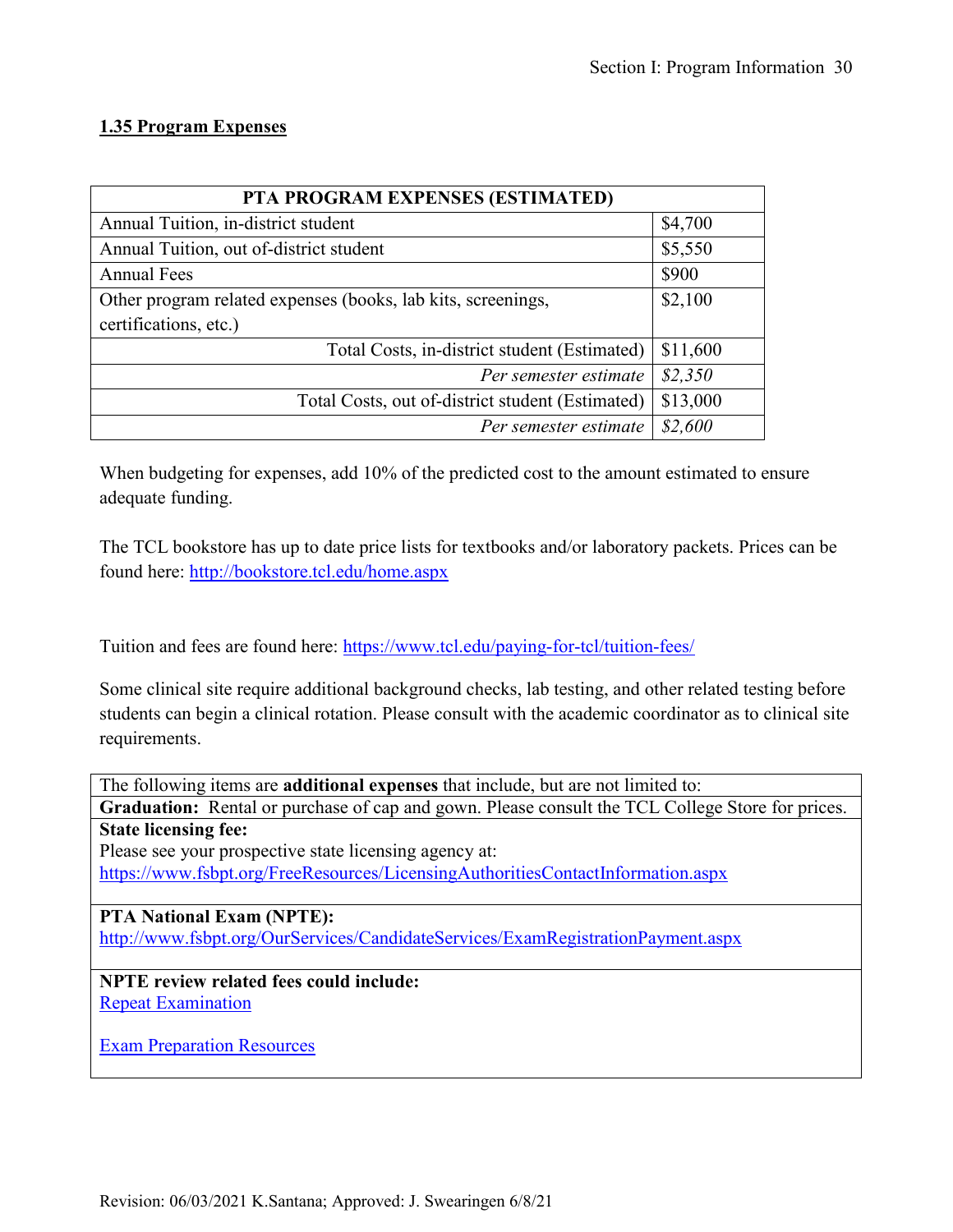## 1.35 Program Expenses

| PTA PROGRAM EXPENSES (ESTIMATED) | |
|---|---|
| Annual Tuition, in-district student | $4,700 |
| Annual Tuition, out of-district student | $5,550 |
| Annual Fees | $900 |
| Other program related expenses (books, lab kits, screenings, certifications, etc.) | $2,100 |
| Total Costs, in-district student (Estimated) | $11,600 |
| *Per semester estimate* | *$2,350* |
| Total Costs, out of-district student (Estimated) | $13,000 |
| *Per semester estimate* | *$2,600* |

When budgeting for expenses, add 10% of the predicted cost to the amount estimated to ensure adequate funding.

The TCL bookstore has up to date price lists for textbooks and/or laboratory packets. Prices can be found here: [http://bookstore.tcl.edu/home.aspx](http://bookstore.tcl.edu/home.aspx)

Tuition and fees are found here: [https://www.tcl.edu/paying-for-tcl/tuition-fees/](https://www.tcl.edu/paying-for-tcl/tuition-fees/)

Some clinical site require additional background checks, lab testing, and other related testing before students can begin a clinical rotation. Please consult with the academic coordinator as to clinical site requirements.

| The following items are **additional expenses** that include, but are not limited to: |
|---|
| **Graduation:** Rental or purchase of cap and gown. Please consult the TCL College Store for prices. |
| **State licensing fee:**<br>Please see your prospective state licensing agency at:<br>[https://www.fsbpt.org/FreeResources/LicensingAuthoritiesContactInformation.aspx](https://www.fsbpt.org/FreeResources/LicensingAuthoritiesContactInformation.aspx) |
| **PTA National Exam (NPTE):**<br>[http://www.fsbpt.org/OurServices/CandidateServices/ExamRegistrationPayment.aspx](http://www.fsbpt.org/OurServices/CandidateServices/ExamRegistrationPayment.aspx) |
| **NPTE review related fees could include:**<br>Repeat Examination<br><br>Exam Preparation Resources |

Revision: 06/03/2021 K.Santana; Approved: J. Swearingen 6/8/21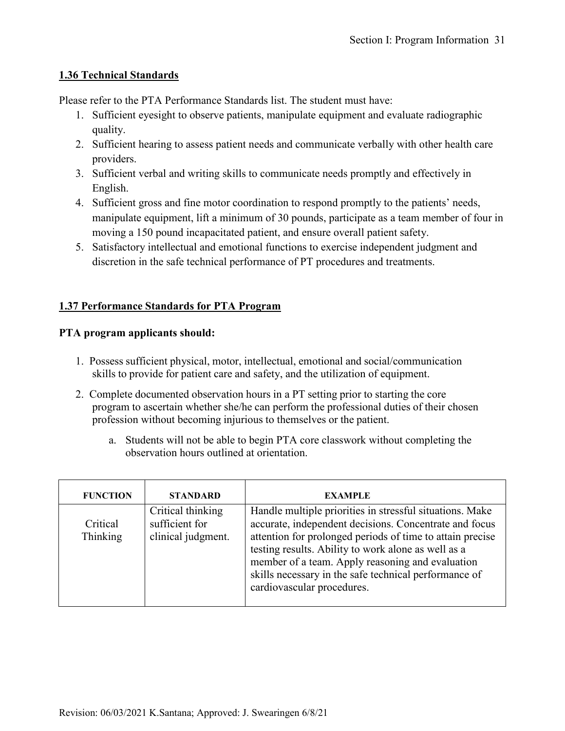## 1.36 Technical Standards

Please refer to the PTA Performance Standards list. The student must have:

1. Sufficient eyesight to observe patients, manipulate equipment and evaluate radiographic quality.
2. Sufficient hearing to assess patient needs and communicate verbally with other health care providers.
3. Sufficient verbal and writing skills to communicate needs promptly and effectively in English.
4. Sufficient gross and fine motor coordination to respond promptly to the patients' needs, manipulate equipment, lift a minimum of 30 pounds, participate as a team member of four in moving a 150 pound incapacitated patient, and ensure overall patient safety.
5. Satisfactory intellectual and emotional functions to exercise independent judgment and discretion in the safe technical performance of PT procedures and treatments.

## 1.37 Performance Standards for PTA Program

**PTA program applicants should:**

1. Possess sufficient physical, motor, intellectual, emotional and social/communication skills to provide for patient care and safety, and the utilization of equipment.
2. Complete documented observation hours in a PT setting prior to starting the core program to ascertain whether she/he can perform the professional duties of their chosen profession without becoming injurious to themselves or the patient.
   a. Students will not be able to begin PTA core classwork without completing the observation hours outlined at orientation.

| FUNCTION | STANDARD | EXAMPLE |
|---|---|---|
| Critical Thinking | Critical thinking sufficient for clinical judgment. | Handle multiple priorities in stressful situations. Make accurate, independent decisions. Concentrate and focus attention for prolonged periods of time to attain precise testing results. Ability to work alone as well as a member of a team. Apply reasoning and evaluation skills necessary in the safe technical performance of cardiovascular procedures. |

Revision: 06/03/2021 K.Santana; Approved: J. Swearingen 6/8/21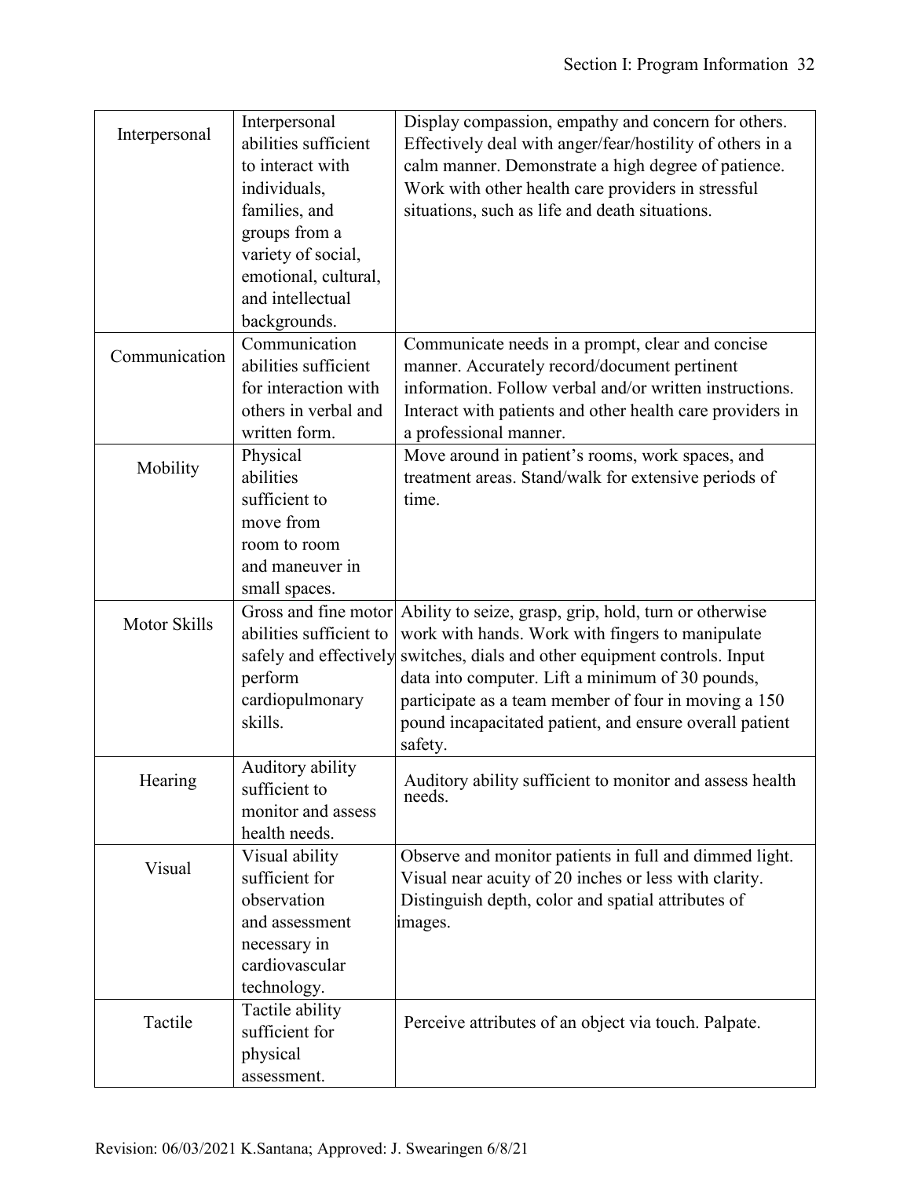| Interpersonal | Interpersonal abilities sufficient to interact with individuals, families, and groups from a variety of social, emotional, cultural, and intellectual backgrounds. | Display compassion, empathy and concern for others. Effectively deal with anger/fear/hostility of others in a calm manner. Demonstrate a high degree of patience. Work with other health care providers in stressful situations, such as life and death situations. |
|---|---|---|
| Communication | Communication abilities sufficient for interaction with others in verbal and written form. | Communicate needs in a prompt, clear and concise manner. Accurately record/document pertinent information. Follow verbal and/or written instructions. Interact with patients and other health care providers in a professional manner. |
| Mobility | Physical abilities sufficient to move from room to room and maneuver in small spaces. | Move around in patient's rooms, work spaces, and treatment areas. Stand/walk for extensive periods of time. |
| Motor Skills | Gross and fine motor abilities sufficient to safely and effectively perform cardiopulmonary skills. | Ability to seize, grasp, grip, hold, turn or otherwise work with hands. Work with fingers to manipulate switches, dials and other equipment controls. Input data into computer. Lift a minimum of 30 pounds, participate as a team member of four in moving a 150 pound incapacitated patient, and ensure overall patient safety. |
| Hearing | Auditory ability sufficient to monitor and assess health needs. | Auditory ability sufficient to monitor and assess health needs. |
| Visual | Visual ability sufficient for observation and assessment necessary in cardiovascular technology. | Observe and monitor patients in full and dimmed light. Visual near acuity of 20 inches or less with clarity. Distinguish depth, color and spatial attributes of images. |
| Tactile | Tactile ability sufficient for physical assessment. | Perceive attributes of an object via touch. Palpate. |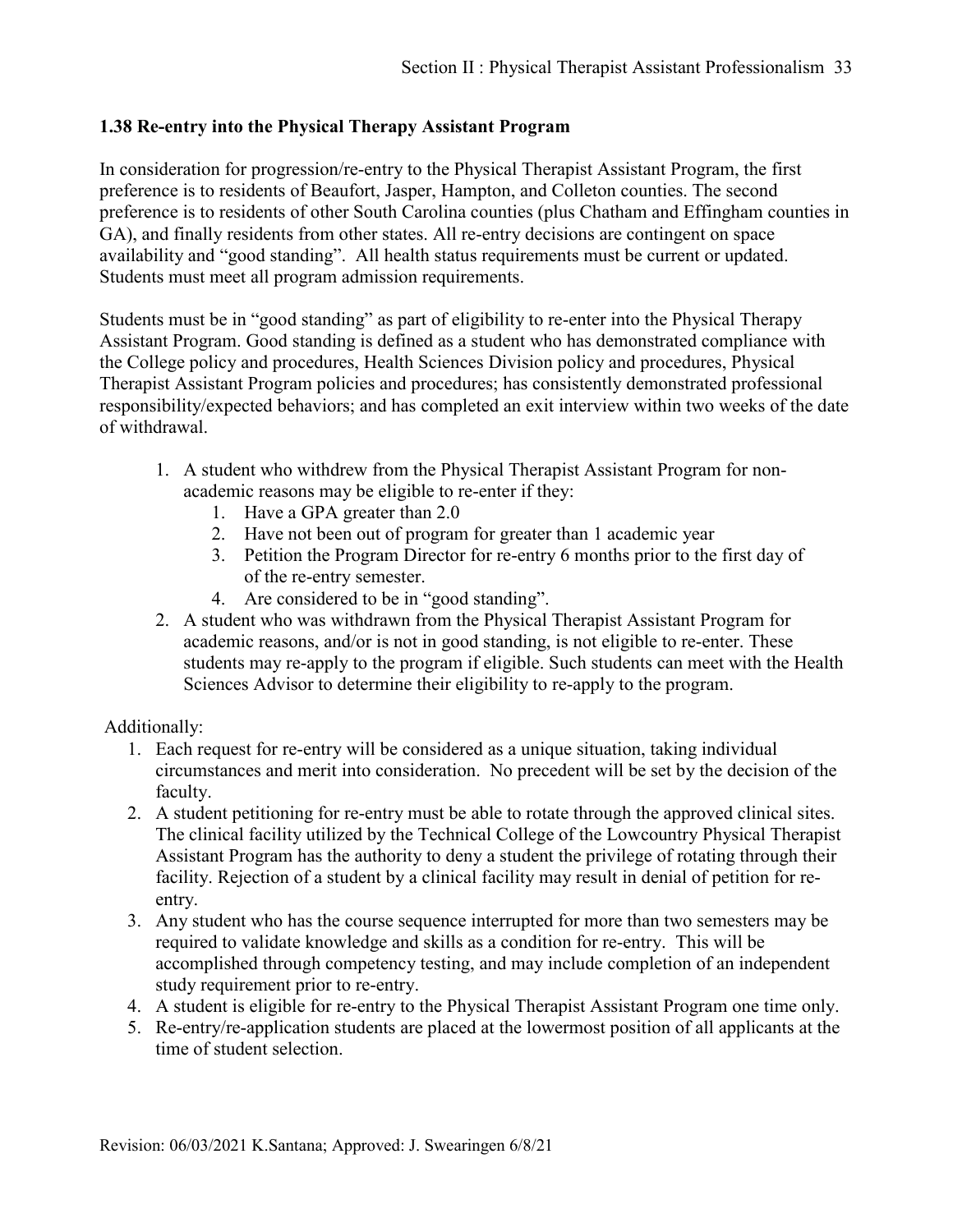### 1.38 Re-entry into the Physical Therapy Assistant Program

In consideration for progression/re-entry to the Physical Therapist Assistant Program, the first preference is to residents of Beaufort, Jasper, Hampton, and Colleton counties. The second preference is to residents of other South Carolina counties (plus Chatham and Effingham counties in GA), and finally residents from other states. All re-entry decisions are contingent on space availability and "good standing". All health status requirements must be current or updated. Students must meet all program admission requirements.

Students must be in "good standing" as part of eligibility to re-enter into the Physical Therapy Assistant Program. Good standing is defined as a student who has demonstrated compliance with the College policy and procedures, Health Sciences Division policy and procedures, Physical Therapist Assistant Program policies and procedures; has consistently demonstrated professional responsibility/expected behaviors; and has completed an exit interview within two weeks of the date of withdrawal.

1. A student who withdrew from the Physical Therapist Assistant Program for non-academic reasons may be eligible to re-enter if they:
   1. Have a GPA greater than 2.0
   2. Have not been out of program for greater than 1 academic year
   3. Petition the Program Director for re-entry 6 months prior to the first day of of the re-entry semester.
   4. Are considered to be in "good standing".
2. A student who was withdrawn from the Physical Therapist Assistant Program for academic reasons, and/or is not in good standing, is not eligible to re-enter. These students may re-apply to the program if eligible. Such students can meet with the Health Sciences Advisor to determine their eligibility to re-apply to the program.

Additionally:

1. Each request for re-entry will be considered as a unique situation, taking individual circumstances and merit into consideration. No precedent will be set by the decision of the faculty.
2. A student petitioning for re-entry must be able to rotate through the approved clinical sites. The clinical facility utilized by the Technical College of the Lowcountry Physical Therapist Assistant Program has the authority to deny a student the privilege of rotating through their facility. Rejection of a student by a clinical facility may result in denial of petition for re-entry.
3. Any student who has the course sequence interrupted for more than two semesters may be required to validate knowledge and skills as a condition for re-entry. This will be accomplished through competency testing, and may include completion of an independent study requirement prior to re-entry.
4. A student is eligible for re-entry to the Physical Therapist Assistant Program one time only.
5. Re-entry/re-application students are placed at the lowermost position of all applicants at the time of student selection.

Revision: 06/03/2021 K.Santana; Approved: J. Swearingen 6/8/21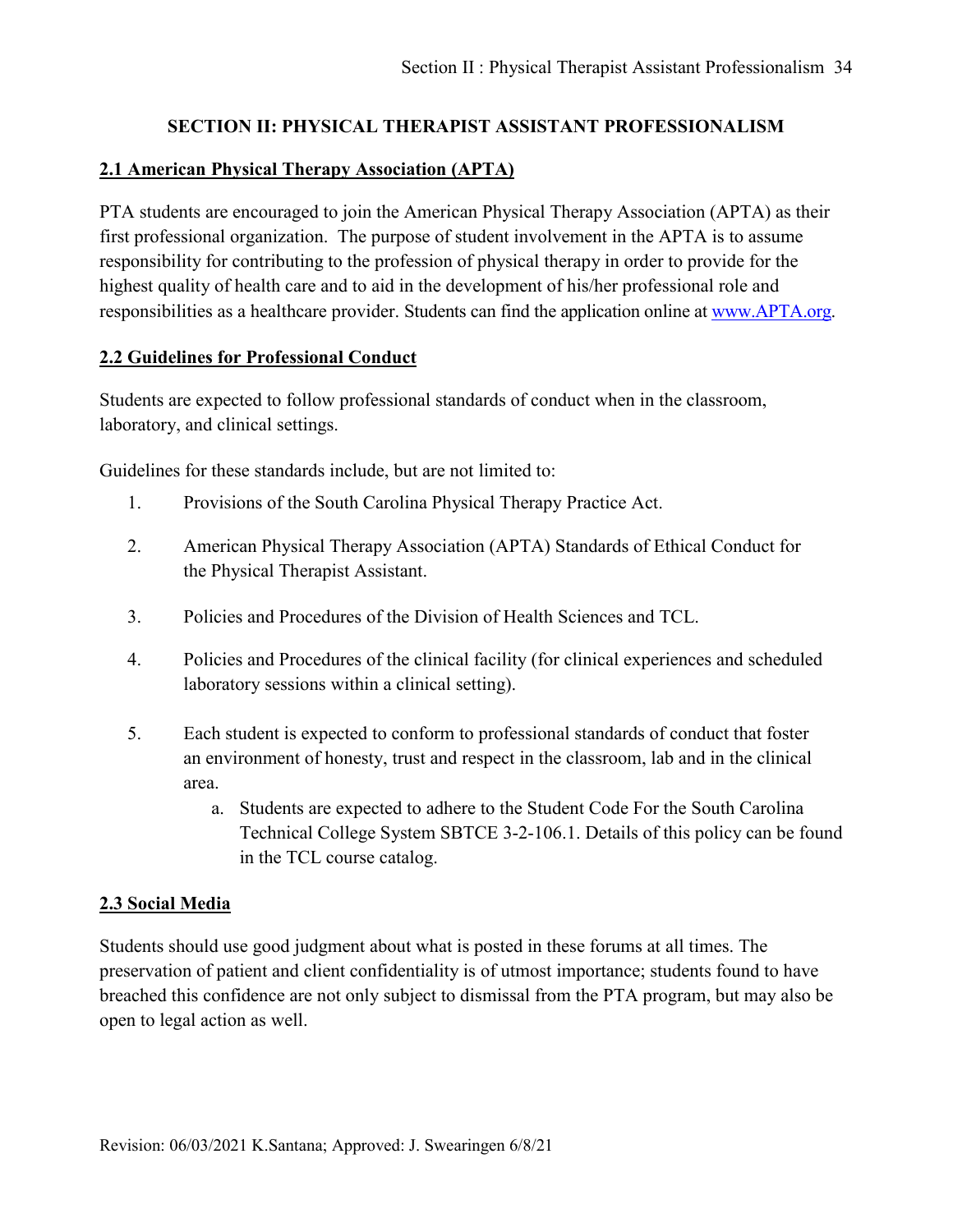# SECTION II: PHYSICAL THERAPIST ASSISTANT PROFESSIONALISM

## 2.1 American Physical Therapy Association (APTA)

PTA students are encouraged to join the American Physical Therapy Association (APTA) as their first professional organization. The purpose of student involvement in the APTA is to assume responsibility for contributing to the profession of physical therapy in order to provide for the highest quality of health care and to aid in the development of his/her professional role and responsibilities as a healthcare provider. Students can find the application online at [www.APTA.org](http://www.APTA.org).

## 2.2 Guidelines for Professional Conduct

Students are expected to follow professional standards of conduct when in the classroom, laboratory, and clinical settings.

Guidelines for these standards include, but are not limited to:

1. Provisions of the South Carolina Physical Therapy Practice Act.
2. American Physical Therapy Association (APTA) Standards of Ethical Conduct for the Physical Therapist Assistant.
3. Policies and Procedures of the Division of Health Sciences and TCL.
4. Policies and Procedures of the clinical facility (for clinical experiences and scheduled laboratory sessions within a clinical setting).
5. Each student is expected to conform to professional standards of conduct that foster an environment of honesty, trust and respect in the classroom, lab and in the clinical area.
   a. Students are expected to adhere to the Student Code For the South Carolina Technical College System SBTCE 3-2-106.1. Details of this policy can be found in the TCL course catalog.

## 2.3 Social Media

Students should use good judgment about what is posted in these forums at all times. The preservation of patient and client confidentiality is of utmost importance; students found to have breached this confidence are not only subject to dismissal from the PTA program, but may also be open to legal action as well.

Revision: 06/03/2021 K.Santana; Approved: J. Swearingen 6/8/21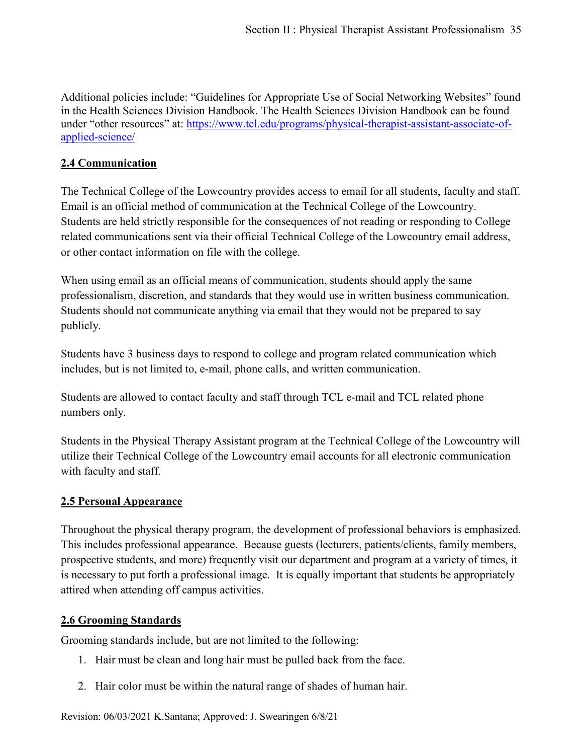Additional policies include: "Guidelines for Appropriate Use of Social Networking Websites" found in the Health Sciences Division Handbook. The Health Sciences Division Handbook can be found under "other resources" at: [https://www.tcl.edu/programs/physical-therapist-assistant-associate-of-applied-science/](https://www.tcl.edu/programs/physical-therapist-assistant-associate-of-applied-science/)

## 2.4 Communication

The Technical College of the Lowcountry provides access to email for all students, faculty and staff. Email is an official method of communication at the Technical College of the Lowcountry. Students are held strictly responsible for the consequences of not reading or responding to College related communications sent via their official Technical College of the Lowcountry email address, or other contact information on file with the college.

When using email as an official means of communication, students should apply the same professionalism, discretion, and standards that they would use in written business communication. Students should not communicate anything via email that they would not be prepared to say publicly.

Students have 3 business days to respond to college and program related communication which includes, but is not limited to, e-mail, phone calls, and written communication.

Students are allowed to contact faculty and staff through TCL e-mail and TCL related phone numbers only.

Students in the Physical Therapy Assistant program at the Technical College of the Lowcountry will utilize their Technical College of the Lowcountry email accounts for all electronic communication with faculty and staff.

## 2.5 Personal Appearance

Throughout the physical therapy program, the development of professional behaviors is emphasized. This includes professional appearance. Because guests (lecturers, patients/clients, family members, prospective students, and more) frequently visit our department and program at a variety of times, it is necessary to put forth a professional image. It is equally important that students be appropriately attired when attending off campus activities.

## 2.6 Grooming Standards

Grooming standards include, but are not limited to the following:

1. Hair must be clean and long hair must be pulled back from the face.
2. Hair color must be within the natural range of shades of human hair.

Revision: 06/03/2021 K.Santana; Approved: J. Swearingen 6/8/21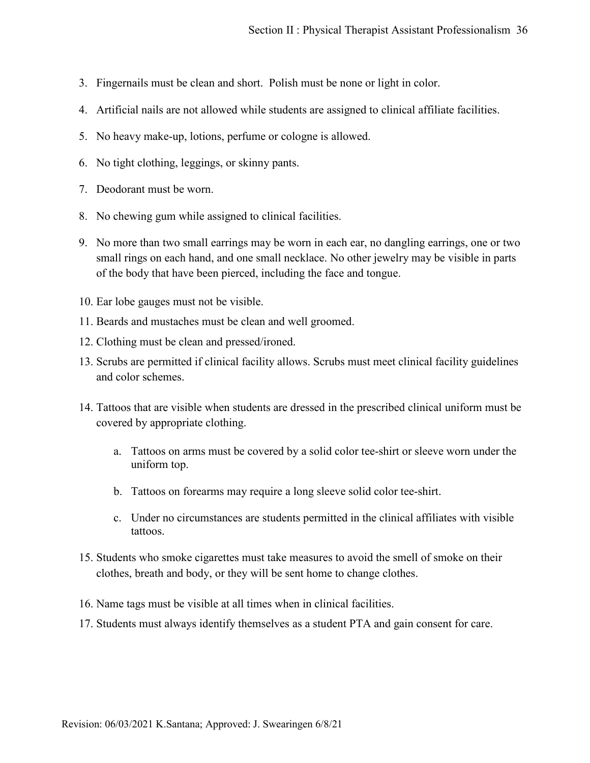3. Fingernails must be clean and short. Polish must be none or light in color.

4. Artificial nails are not allowed while students are assigned to clinical affiliate facilities.

5. No heavy make-up, lotions, perfume or cologne is allowed.

6. No tight clothing, leggings, or skinny pants.

7. Deodorant must be worn.

8. No chewing gum while assigned to clinical facilities.

9. No more than two small earrings may be worn in each ear, no dangling earrings, one or two small rings on each hand, and one small necklace. No other jewelry may be visible in parts of the body that have been pierced, including the face and tongue.

10. Ear lobe gauges must not be visible.
11. Beards and mustaches must be clean and well groomed.
12. Clothing must be clean and pressed/ironed.
13. Scrubs are permitted if clinical facility allows. Scrubs must meet clinical facility guidelines and color schemes.

14. Tattoos that are visible when students are dressed in the prescribed clinical uniform must be covered by appropriate clothing.

    a. Tattoos on arms must be covered by a solid color tee-shirt or sleeve worn under the uniform top.

    b. Tattoos on forearms may require a long sleeve solid color tee-shirt.

    c. Under no circumstances are students permitted in the clinical affiliates with visible tattoos.

15. Students who smoke cigarettes must take measures to avoid the smell of smoke on their clothes, breath and body, or they will be sent home to change clothes.

16. Name tags must be visible at all times when in clinical facilities.
17. Students must always identify themselves as a student PTA and gain consent for care.

Revision: 06/03/2021 K.Santana; Approved: J. Swearingen 6/8/21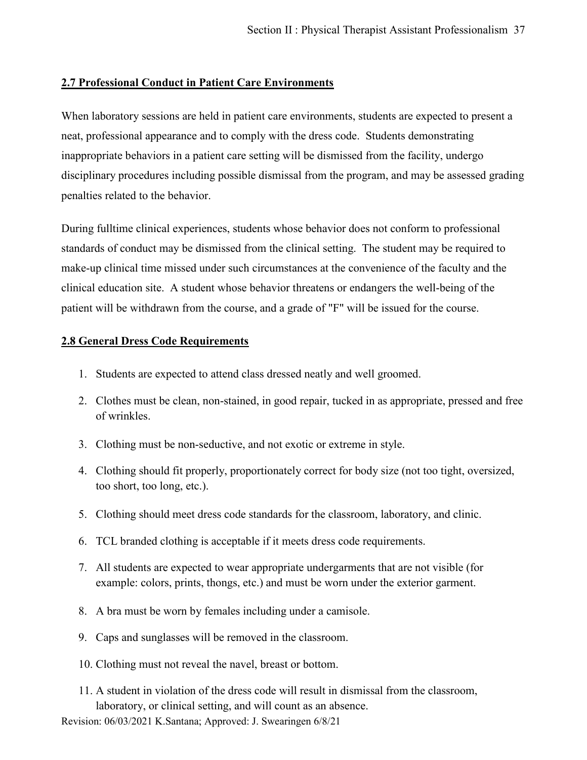## 2.7 Professional Conduct in Patient Care Environments

When laboratory sessions are held in patient care environments, students are expected to present a neat, professional appearance and to comply with the dress code. Students demonstrating inappropriate behaviors in a patient care setting will be dismissed from the facility, undergo disciplinary procedures including possible dismissal from the program, and may be assessed grading penalties related to the behavior.

During fulltime clinical experiences, students whose behavior does not conform to professional standards of conduct may be dismissed from the clinical setting. The student may be required to make-up clinical time missed under such circumstances at the convenience of the faculty and the clinical education site. A student whose behavior threatens or endangers the well-being of the patient will be withdrawn from the course, and a grade of "F" will be issued for the course.

## 2.8 General Dress Code Requirements

1. Students are expected to attend class dressed neatly and well groomed.
2. Clothes must be clean, non-stained, in good repair, tucked in as appropriate, pressed and free of wrinkles.
3. Clothing must be non-seductive, and not exotic or extreme in style.
4. Clothing should fit properly, proportionately correct for body size (not too tight, oversized, too short, too long, etc.).
5. Clothing should meet dress code standards for the classroom, laboratory, and clinic.
6. TCL branded clothing is acceptable if it meets dress code requirements.
7. All students are expected to wear appropriate undergarments that are not visible (for example: colors, prints, thongs, etc.) and must be worn under the exterior garment.
8. A bra must be worn by females including under a camisole.
9. Caps and sunglasses will be removed in the classroom.
10. Clothing must not reveal the navel, breast or bottom.
11. A student in violation of the dress code will result in dismissal from the classroom, laboratory, or clinical setting, and will count as an absence.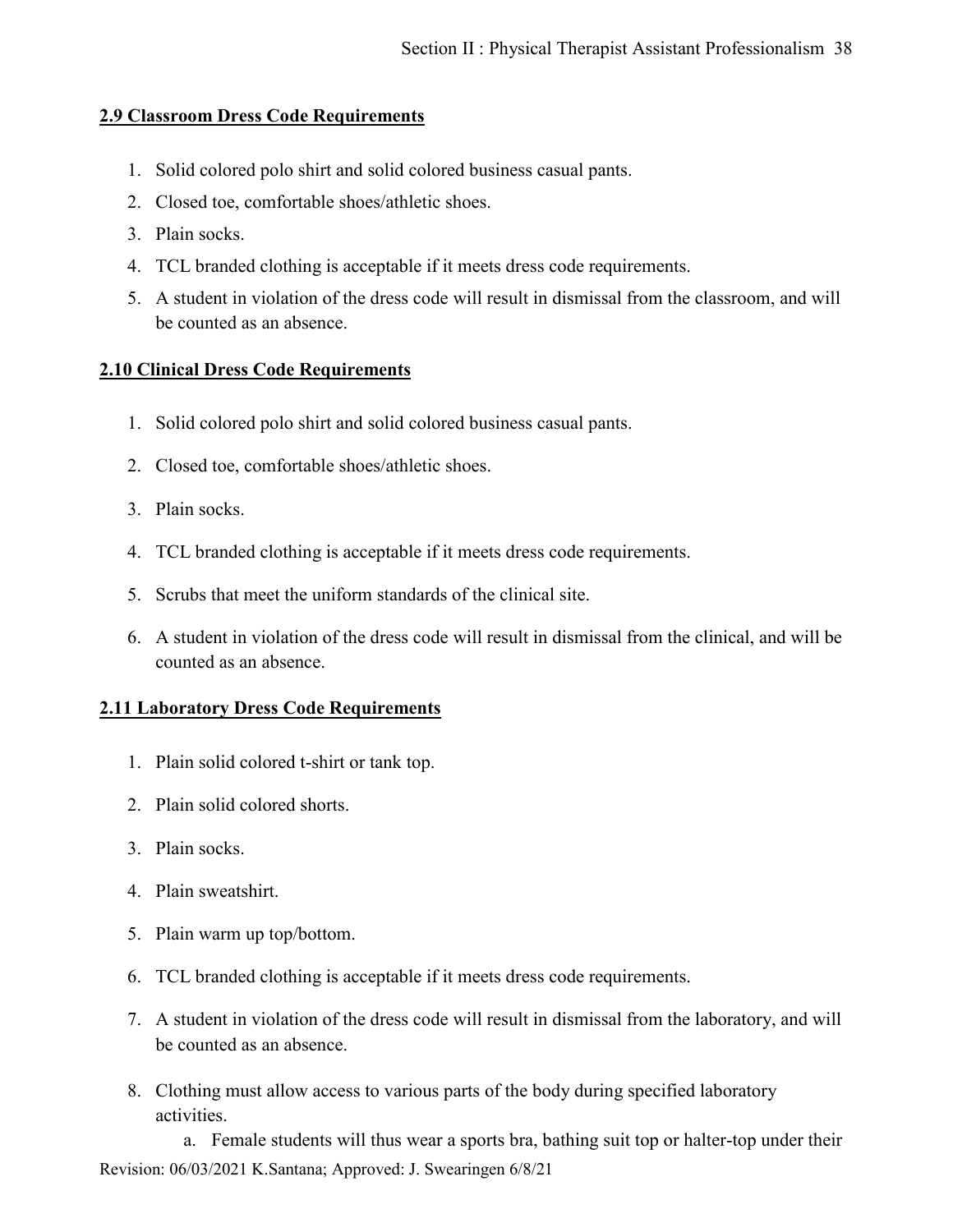## 2.9 Classroom Dress Code Requirements

1. Solid colored polo shirt and solid colored business casual pants.
2. Closed toe, comfortable shoes/athletic shoes.
3. Plain socks.
4. TCL branded clothing is acceptable if it meets dress code requirements.
5. A student in violation of the dress code will result in dismissal from the classroom, and will be counted as an absence.

## 2.10 Clinical Dress Code Requirements

1. Solid colored polo shirt and solid colored business casual pants.
2. Closed toe, comfortable shoes/athletic shoes.
3. Plain socks.
4. TCL branded clothing is acceptable if it meets dress code requirements.
5. Scrubs that meet the uniform standards of the clinical site.
6. A student in violation of the dress code will result in dismissal from the clinical, and will be counted as an absence.

## 2.11 Laboratory Dress Code Requirements

1. Plain solid colored t-shirt or tank top.
2. Plain solid colored shorts.
3. Plain socks.
4. Plain sweatshirt.
5. Plain warm up top/bottom.
6. TCL branded clothing is acceptable if it meets dress code requirements.
7. A student in violation of the dress code will result in dismissal from the laboratory, and will be counted as an absence.
8. Clothing must allow access to various parts of the body during specified laboratory activities.
    a. Female students will thus wear a sports bra, bathing suit top or halter-top under their

Revision: 06/03/2021 K.Santana; Approved: J. Swearingen 6/8/21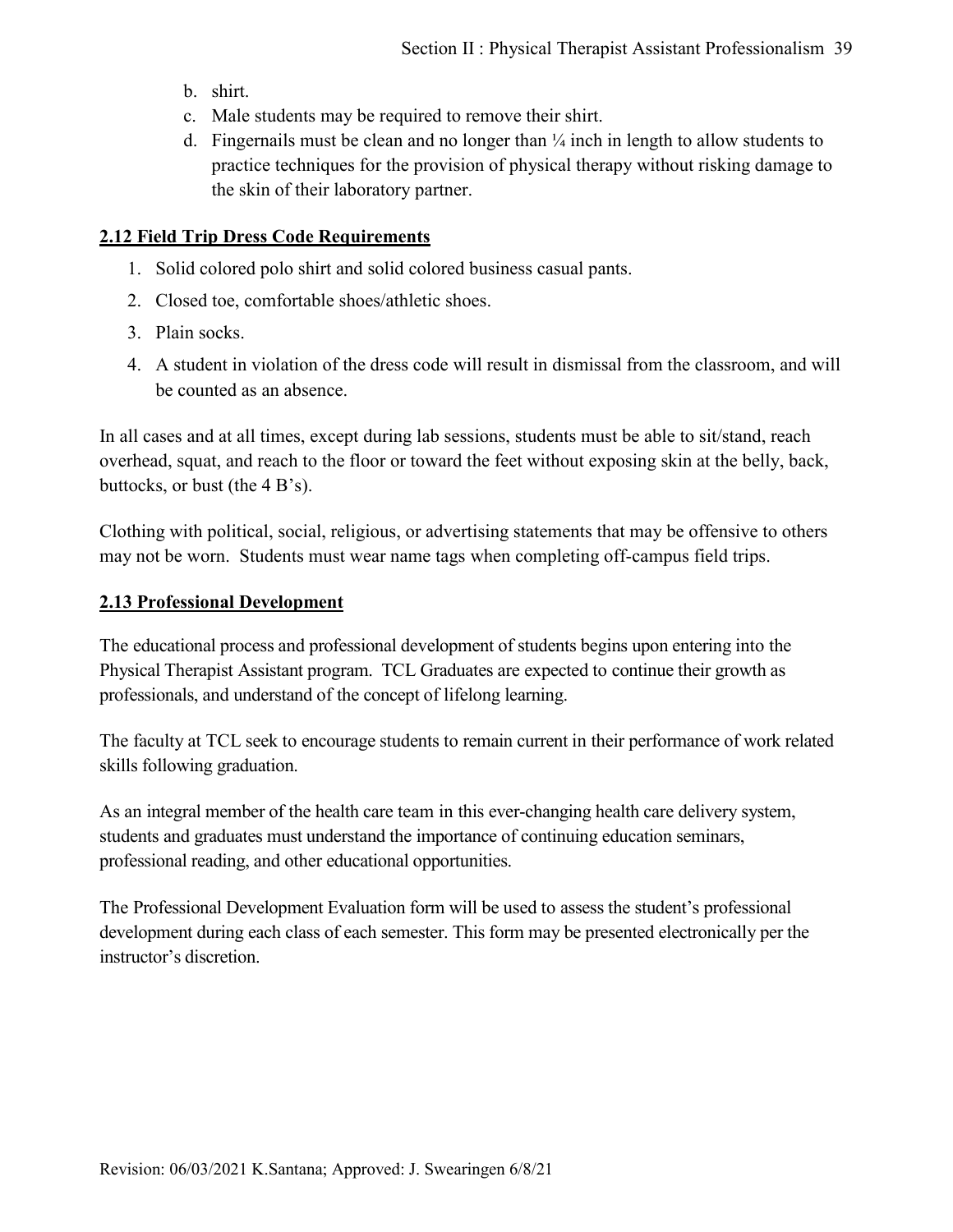b. shirt.
c. Male students may be required to remove their shirt.
d. Fingernails must be clean and no longer than ¼ inch in length to allow students to practice techniques for the provision of physical therapy without risking damage to the skin of their laboratory partner.

## 2.12 Field Trip Dress Code Requirements

1. Solid colored polo shirt and solid colored business casual pants.
2. Closed toe, comfortable shoes/athletic shoes.
3. Plain socks.
4. A student in violation of the dress code will result in dismissal from the classroom, and will be counted as an absence.

In all cases and at all times, except during lab sessions, students must be able to sit/stand, reach overhead, squat, and reach to the floor or toward the feet without exposing skin at the belly, back, buttocks, or bust (the 4 B's).

Clothing with political, social, religious, or advertising statements that may be offensive to others may not be worn. Students must wear name tags when completing off-campus field trips.

## 2.13 Professional Development

The educational process and professional development of students begins upon entering into the Physical Therapist Assistant program. TCL Graduates are expected to continue their growth as professionals, and understand of the concept of lifelong learning.

The faculty at TCL seek to encourage students to remain current in their performance of work related skills following graduation.

As an integral member of the health care team in this ever-changing health care delivery system, students and graduates must understand the importance of continuing education seminars, professional reading, and other educational opportunities.

The Professional Development Evaluation form will be used to assess the student's professional development during each class of each semester. This form may be presented electronically per the instructor's discretion.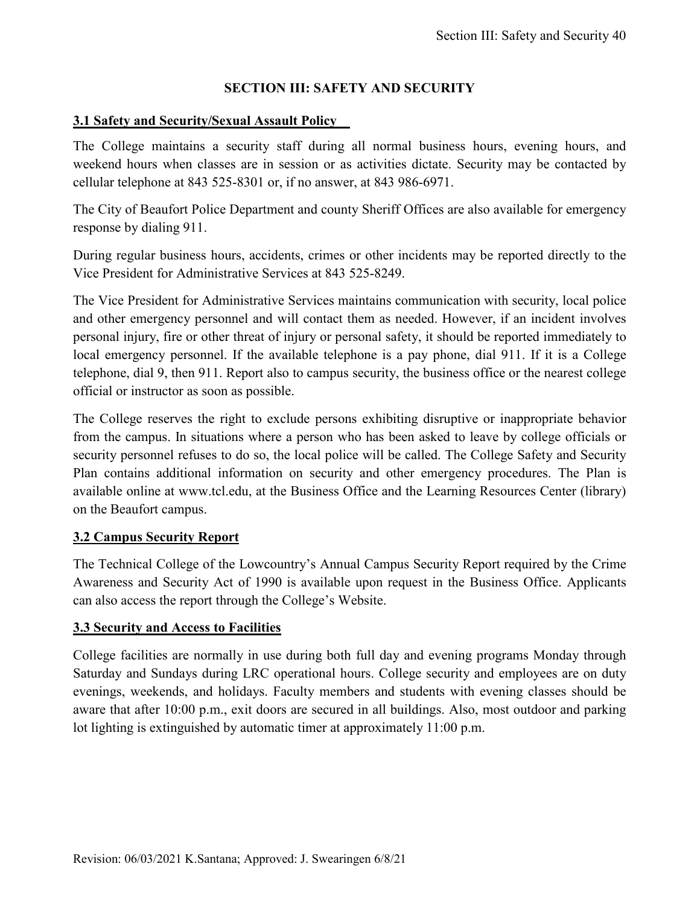# SECTION III: SAFETY AND SECURITY

## 3.1 Safety and Security/Sexual Assault Policy

The College maintains a security staff during all normal business hours, evening hours, and weekend hours when classes are in session or as activities dictate. Security may be contacted by cellular telephone at 843 525-8301 or, if no answer, at 843 986-6971.

The City of Beaufort Police Department and county Sheriff Offices are also available for emergency response by dialing 911.

During regular business hours, accidents, crimes or other incidents may be reported directly to the Vice President for Administrative Services at 843 525-8249.

The Vice President for Administrative Services maintains communication with security, local police and other emergency personnel and will contact them as needed. However, if an incident involves personal injury, fire or other threat of injury or personal safety, it should be reported immediately to local emergency personnel. If the available telephone is a pay phone, dial 911. If it is a College telephone, dial 9, then 911. Report also to campus security, the business office or the nearest college official or instructor as soon as possible.

The College reserves the right to exclude persons exhibiting disruptive or inappropriate behavior from the campus. In situations where a person who has been asked to leave by college officials or security personnel refuses to do so, the local police will be called. The College Safety and Security Plan contains additional information on security and other emergency procedures. The Plan is available online at www.tcl.edu, at the Business Office and the Learning Resources Center (library) on the Beaufort campus.

## 3.2 Campus Security Report

The Technical College of the Lowcountry's Annual Campus Security Report required by the Crime Awareness and Security Act of 1990 is available upon request in the Business Office. Applicants can also access the report through the College's Website.

## 3.3 Security and Access to Facilities

College facilities are normally in use during both full day and evening programs Monday through Saturday and Sundays during LRC operational hours. College security and employees are on duty evenings, weekends, and holidays. Faculty members and students with evening classes should be aware that after 10:00 p.m., exit doors are secured in all buildings. Also, most outdoor and parking lot lighting is extinguished by automatic timer at approximately 11:00 p.m.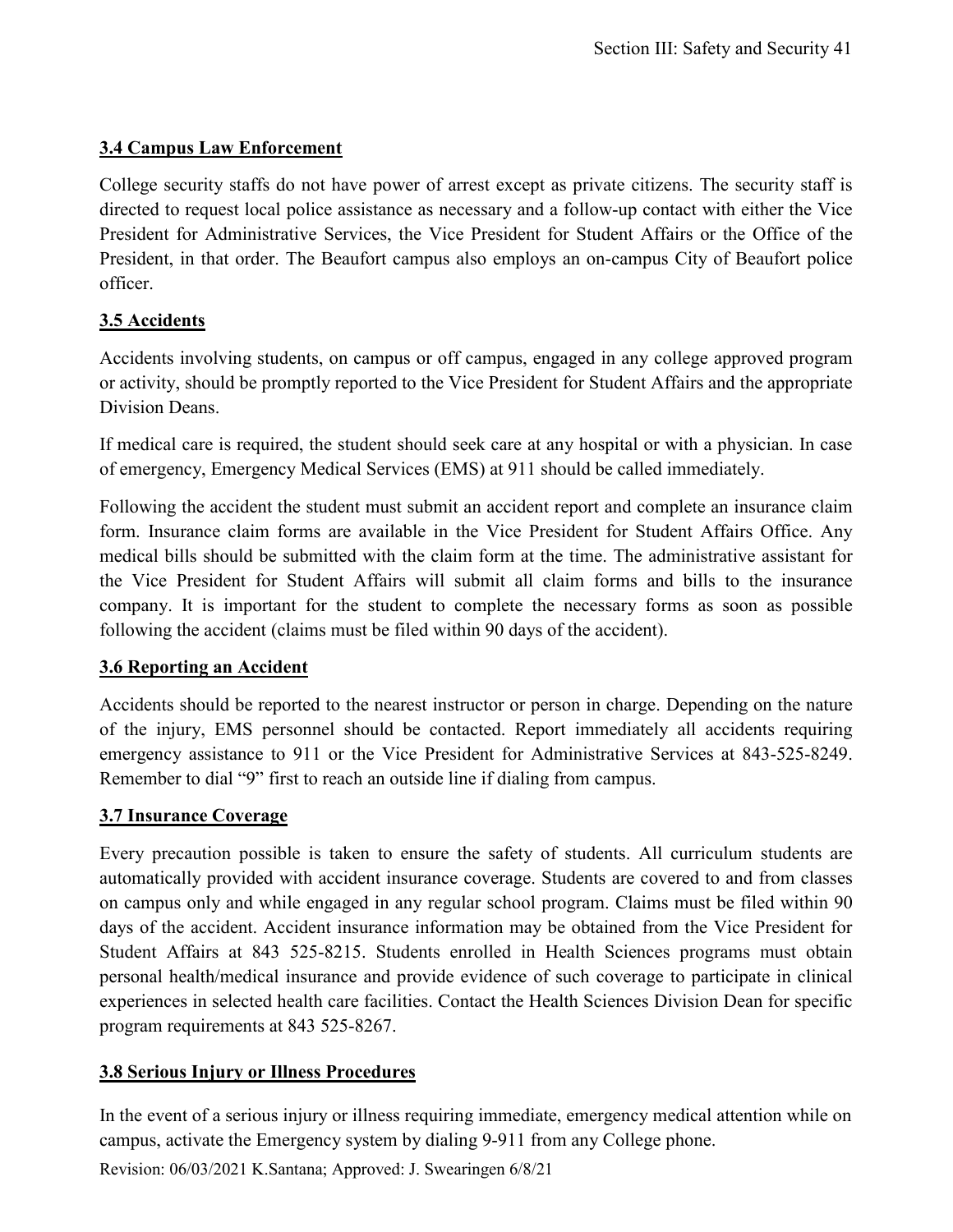## 3.4 Campus Law Enforcement

College security staffs do not have power of arrest except as private citizens. The security staff is directed to request local police assistance as necessary and a follow-up contact with either the Vice President for Administrative Services, the Vice President for Student Affairs or the Office of the President, in that order. The Beaufort campus also employs an on-campus City of Beaufort police officer.

## 3.5 Accidents

Accidents involving students, on campus or off campus, engaged in any college approved program or activity, should be promptly reported to the Vice President for Student Affairs and the appropriate Division Deans.

If medical care is required, the student should seek care at any hospital or with a physician. In case of emergency, Emergency Medical Services (EMS) at 911 should be called immediately.

Following the accident the student must submit an accident report and complete an insurance claim form. Insurance claim forms are available in the Vice President for Student Affairs Office. Any medical bills should be submitted with the claim form at the time. The administrative assistant for the Vice President for Student Affairs will submit all claim forms and bills to the insurance company. It is important for the student to complete the necessary forms as soon as possible following the accident (claims must be filed within 90 days of the accident).

## 3.6 Reporting an Accident

Accidents should be reported to the nearest instructor or person in charge. Depending on the nature of the injury, EMS personnel should be contacted. Report immediately all accidents requiring emergency assistance to 911 or the Vice President for Administrative Services at 843-525-8249. Remember to dial "9" first to reach an outside line if dialing from campus.

## 3.7 Insurance Coverage

Every precaution possible is taken to ensure the safety of students. All curriculum students are automatically provided with accident insurance coverage. Students are covered to and from classes on campus only and while engaged in any regular school program. Claims must be filed within 90 days of the accident. Accident insurance information may be obtained from the Vice President for Student Affairs at 843 525-8215. Students enrolled in Health Sciences programs must obtain personal health/medical insurance and provide evidence of such coverage to participate in clinical experiences in selected health care facilities. Contact the Health Sciences Division Dean for specific program requirements at 843 525-8267.

## 3.8 Serious Injury or Illness Procedures

In the event of a serious injury or illness requiring immediate, emergency medical attention while on campus, activate the Emergency system by dialing 9-911 from any College phone.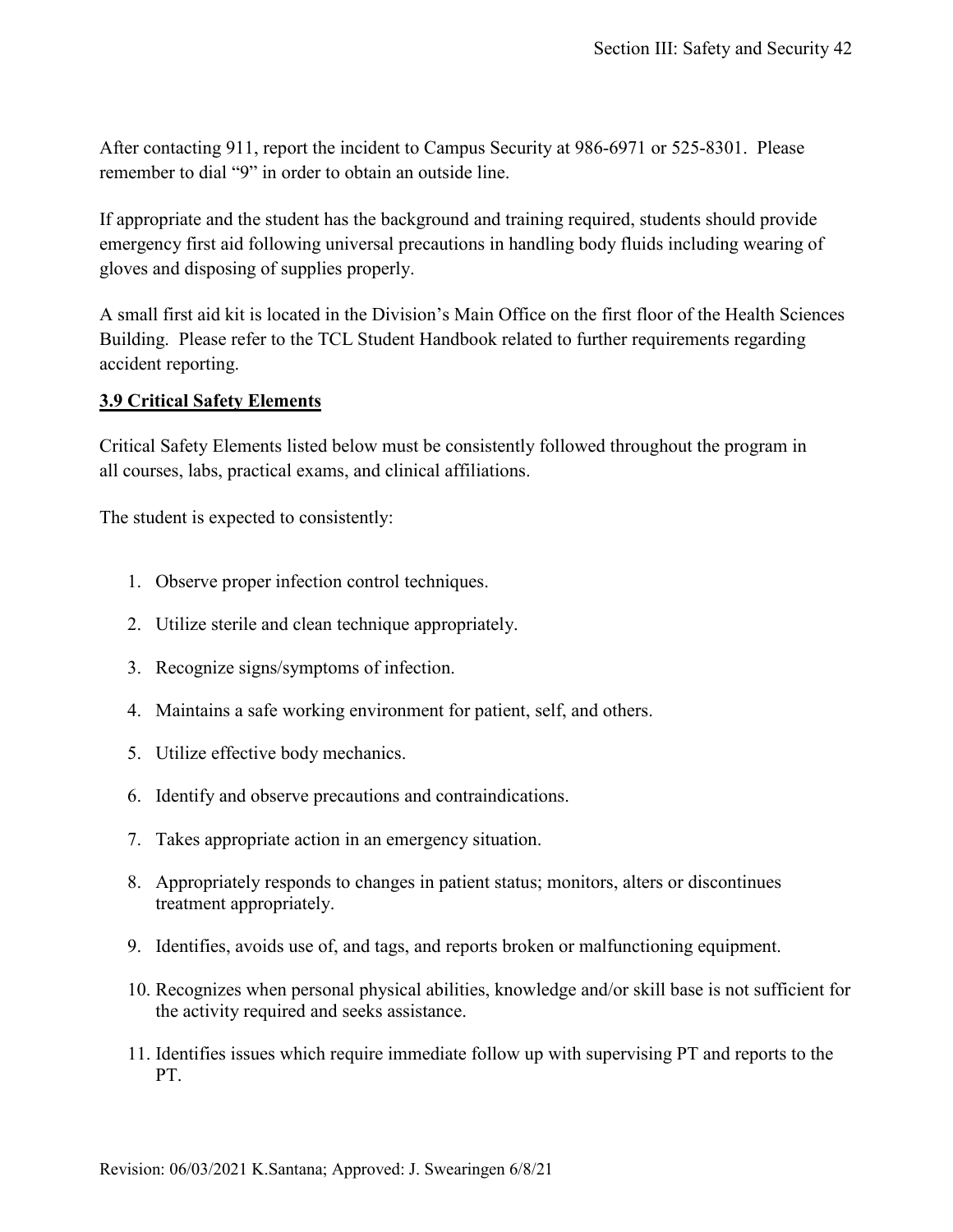After contacting 911, report the incident to Campus Security at 986-6971 or 525-8301. Please remember to dial "9" in order to obtain an outside line.

If appropriate and the student has the background and training required, students should provide emergency first aid following universal precautions in handling body fluids including wearing of gloves and disposing of supplies properly.

A small first aid kit is located in the Division's Main Office on the first floor of the Health Sciences Building. Please refer to the TCL Student Handbook related to further requirements regarding accident reporting.

### 3.9 Critical Safety Elements

Critical Safety Elements listed below must be consistently followed throughout the program in all courses, labs, practical exams, and clinical affiliations.

The student is expected to consistently:

1. Observe proper infection control techniques.
2. Utilize sterile and clean technique appropriately.
3. Recognize signs/symptoms of infection.
4. Maintains a safe working environment for patient, self, and others.
5. Utilize effective body mechanics.
6. Identify and observe precautions and contraindications.
7. Takes appropriate action in an emergency situation.
8. Appropriately responds to changes in patient status; monitors, alters or discontinues treatment appropriately.
9. Identifies, avoids use of, and tags, and reports broken or malfunctioning equipment.
10. Recognizes when personal physical abilities, knowledge and/or skill base is not sufficient for the activity required and seeks assistance.
11. Identifies issues which require immediate follow up with supervising PT and reports to the PT.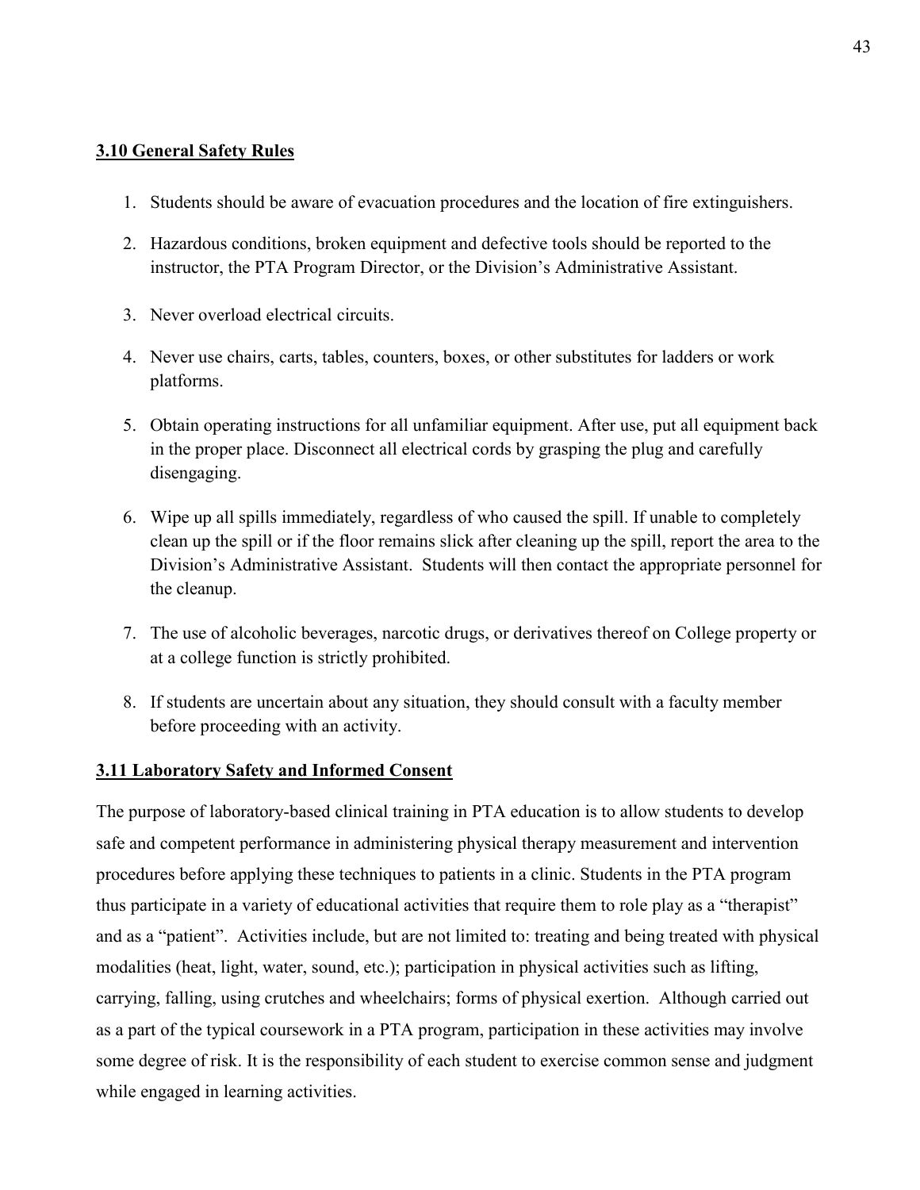## 3.10 General Safety Rules

1. Students should be aware of evacuation procedures and the location of fire extinguishers.
2. Hazardous conditions, broken equipment and defective tools should be reported to the instructor, the PTA Program Director, or the Division's Administrative Assistant.
3. Never overload electrical circuits.
4. Never use chairs, carts, tables, counters, boxes, or other substitutes for ladders or work platforms.
5. Obtain operating instructions for all unfamiliar equipment. After use, put all equipment back in the proper place. Disconnect all electrical cords by grasping the plug and carefully disengaging.
6. Wipe up all spills immediately, regardless of who caused the spill. If unable to completely clean up the spill or if the floor remains slick after cleaning up the spill, report the area to the Division's Administrative Assistant. Students will then contact the appropriate personnel for the cleanup.
7. The use of alcoholic beverages, narcotic drugs, or derivatives thereof on College property or at a college function is strictly prohibited.
8. If students are uncertain about any situation, they should consult with a faculty member before proceeding with an activity.

## 3.11 Laboratory Safety and Informed Consent

The purpose of laboratory-based clinical training in PTA education is to allow students to develop safe and competent performance in administering physical therapy measurement and intervention procedures before applying these techniques to patients in a clinic. Students in the PTA program thus participate in a variety of educational activities that require them to role play as a "therapist" and as a "patient". Activities include, but are not limited to: treating and being treated with physical modalities (heat, light, water, sound, etc.); participation in physical activities such as lifting, carrying, falling, using crutches and wheelchairs; forms of physical exertion. Although carried out as a part of the typical coursework in a PTA program, participation in these activities may involve some degree of risk. It is the responsibility of each student to exercise common sense and judgment while engaged in learning activities.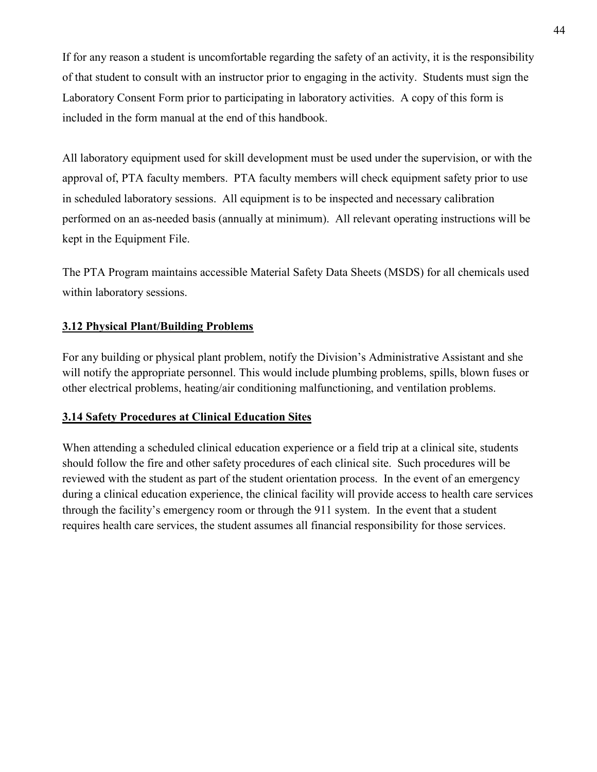If for any reason a student is uncomfortable regarding the safety of an activity, it is the responsibility of that student to consult with an instructor prior to engaging in the activity. Students must sign the Laboratory Consent Form prior to participating in laboratory activities. A copy of this form is included in the form manual at the end of this handbook.

All laboratory equipment used for skill development must be used under the supervision, or with the approval of, PTA faculty members. PTA faculty members will check equipment safety prior to use in scheduled laboratory sessions. All equipment is to be inspected and necessary calibration performed on an as-needed basis (annually at minimum). All relevant operating instructions will be kept in the Equipment File.

The PTA Program maintains accessible Material Safety Data Sheets (MSDS) for all chemicals used within laboratory sessions.

## 3.12 Physical Plant/Building Problems

For any building or physical plant problem, notify the Division's Administrative Assistant and she will notify the appropriate personnel. This would include plumbing problems, spills, blown fuses or other electrical problems, heating/air conditioning malfunctioning, and ventilation problems.

## 3.14 Safety Procedures at Clinical Education Sites

When attending a scheduled clinical education experience or a field trip at a clinical site, students should follow the fire and other safety procedures of each clinical site. Such procedures will be reviewed with the student as part of the student orientation process. In the event of an emergency during a clinical education experience, the clinical facility will provide access to health care services through the facility's emergency room or through the 911 system. In the event that a student requires health care services, the student assumes all financial responsibility for those services.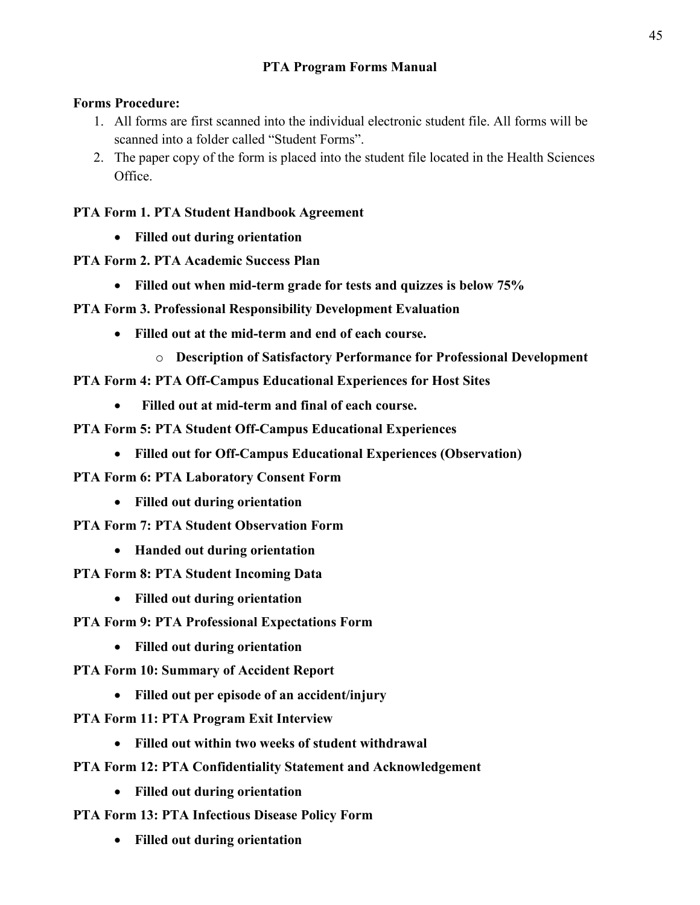## PTA Program Forms Manual

**Forms Procedure:**

1. All forms are first scanned into the individual electronic student file. All forms will be scanned into a folder called "Student Forms".
2. The paper copy of the form is placed into the student file located in the Health Sciences Office.

**PTA Form 1. PTA Student Handbook Agreement**

- **Filled out during orientation**

**PTA Form 2. PTA Academic Success Plan**

- **Filled out when mid-term grade for tests and quizzes is below 75%**

**PTA Form 3. Professional Responsibility Development Evaluation**

- **Filled out at the mid-term and end of each course.**
    - **Description of Satisfactory Performance for Professional Development**

**PTA Form 4: PTA Off-Campus Educational Experiences for Host Sites**

- **Filled out at mid-term and final of each course.**

**PTA Form 5: PTA Student Off-Campus Educational Experiences**

- **Filled out for Off-Campus Educational Experiences (Observation)**

**PTA Form 6: PTA Laboratory Consent Form**

- **Filled out during orientation**

**PTA Form 7: PTA Student Observation Form**

- **Handed out during orientation**

**PTA Form 8: PTA Student Incoming Data**

- **Filled out during orientation**

**PTA Form 9: PTA Professional Expectations Form**

- **Filled out during orientation**

**PTA Form 10: Summary of Accident Report**

- **Filled out per episode of an accident/injury**

**PTA Form 11: PTA Program Exit Interview**

- **Filled out within two weeks of student withdrawal**

**PTA Form 12: PTA Confidentiality Statement and Acknowledgement**

- **Filled out during orientation**

**PTA Form 13: PTA Infectious Disease Policy Form**

- **Filled out during orientation**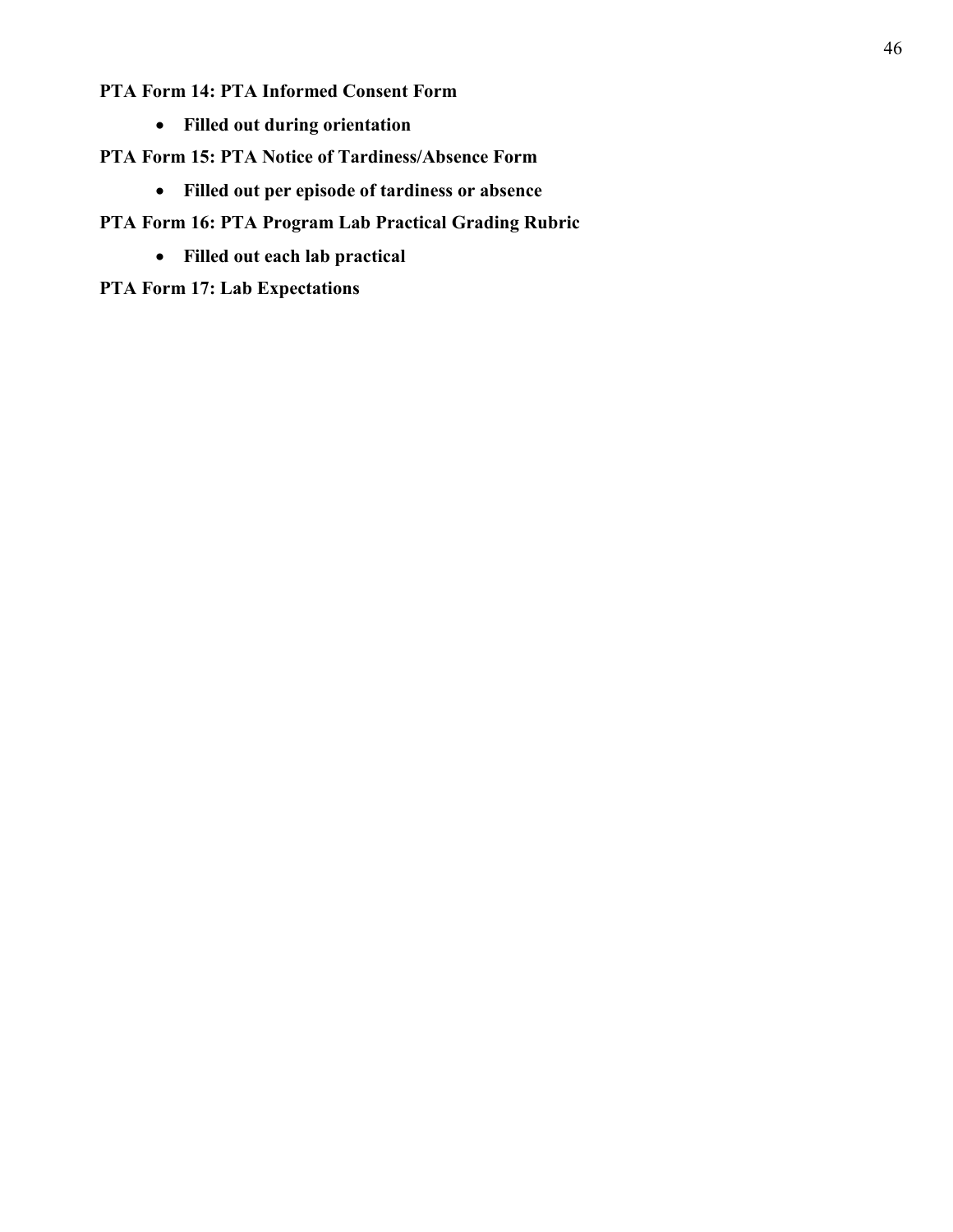**PTA Form 14: PTA Informed Consent Form**

- **Filled out during orientation**

**PTA Form 15: PTA Notice of Tardiness/Absence Form**

- **Filled out per episode of tardiness or absence**

**PTA Form 16: PTA Program Lab Practical Grading Rubric**

- **Filled out each lab practical**

**PTA Form 17: Lab Expectations**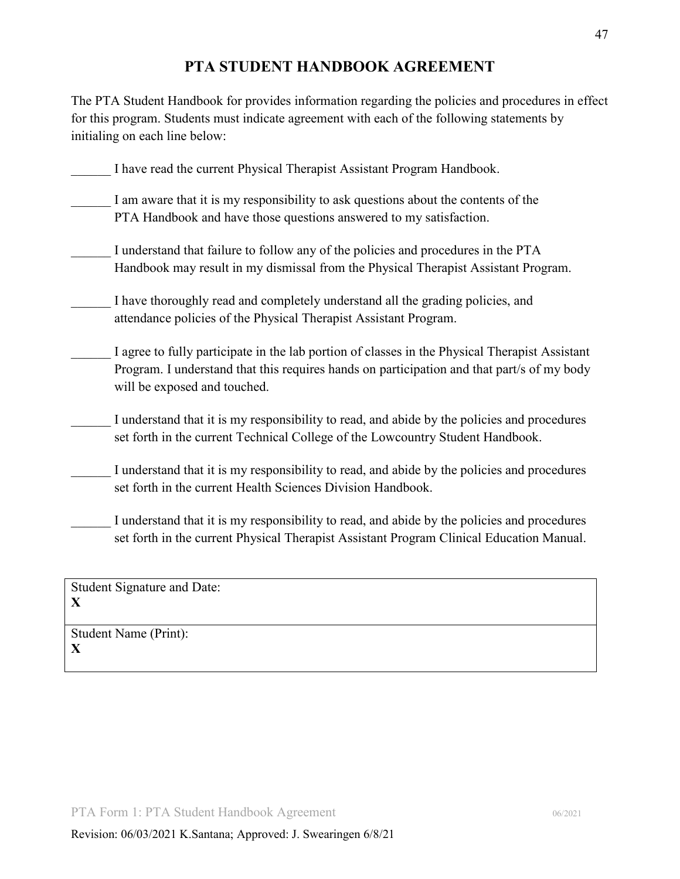# PTA STUDENT HANDBOOK AGREEMENT

The PTA Student Handbook for provides information regarding the policies and procedures in effect for this program. Students must indicate agreement with each of the following statements by initialing on each line below:

______ I have read the current Physical Therapist Assistant Program Handbook.

______ I am aware that it is my responsibility to ask questions about the contents of the PTA Handbook and have those questions answered to my satisfaction.

______ I understand that failure to follow any of the policies and procedures in the PTA Handbook may result in my dismissal from the Physical Therapist Assistant Program.

______ I have thoroughly read and completely understand all the grading policies, and attendance policies of the Physical Therapist Assistant Program.

______ I agree to fully participate in the lab portion of classes in the Physical Therapist Assistant Program. I understand that this requires hands on participation and that part/s of my body will be exposed and touched.

______ I understand that it is my responsibility to read, and abide by the policies and procedures set forth in the current Technical College of the Lowcountry Student Handbook.

______ I understand that it is my responsibility to read, and abide by the policies and procedures set forth in the current Health Sciences Division Handbook.

______ I understand that it is my responsibility to read, and abide by the policies and procedures set forth in the current Physical Therapist Assistant Program Clinical Education Manual.

| Student Signature and Date:<br>**X** |
|---|
| Student Name (Print):<br>**X** |

PTA Form 1: PTA Student Handbook Agreement 06/2021

Revision: 06/03/2021 K.Santana; Approved: J. Swearingen 6/8/21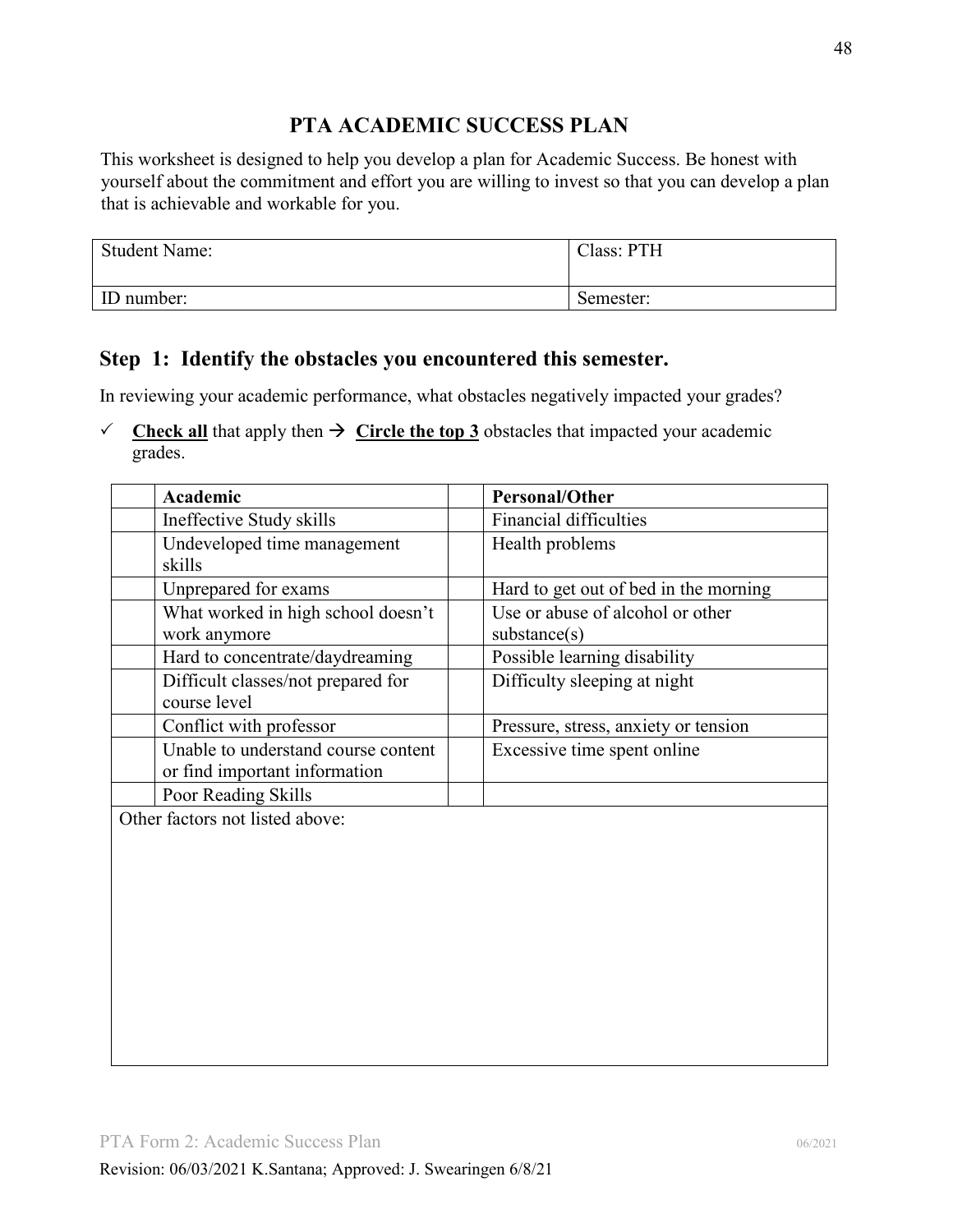# PTA ACADEMIC SUCCESS PLAN

This worksheet is designed to help you develop a plan for Academic Success. Be honest with yourself about the commitment and effort you are willing to invest so that you can develop a plan that is achievable and workable for you.

| Student Name: | Class: PTH |
|---|---|
| ID number: | Semester: |

## Step 1: Identify the obstacles you encountered this semester.

In reviewing your academic performance, what obstacles negatively impacted your grades?

✓ **Check all** that apply then → **Circle the top 3** obstacles that impacted your academic grades.

| | **Academic** | | **Personal/Other** |
|---|---|---|---|
| | Ineffective Study skills | | Financial difficulties |
| | Undeveloped time management skills | | Health problems |
| | Unprepared for exams | | Hard to get out of bed in the morning |
| | What worked in high school doesn't work anymore | | Use or abuse of alcohol or other substance(s) |
| | Hard to concentrate/daydreaming | | Possible learning disability |
| | Difficult classes/not prepared for course level | | Difficulty sleeping at night |
| | Conflict with professor | | Pressure, stress, anxiety or tension |
| | Unable to understand course content or find important information | | Excessive time spent online |
| | Poor Reading Skills | | |
| Other factors not listed above: | | | |

PTA Form 2: Academic Success Plan 06/2021

Revision: 06/03/2021 K.Santana; Approved: J. Swearingen 6/8/21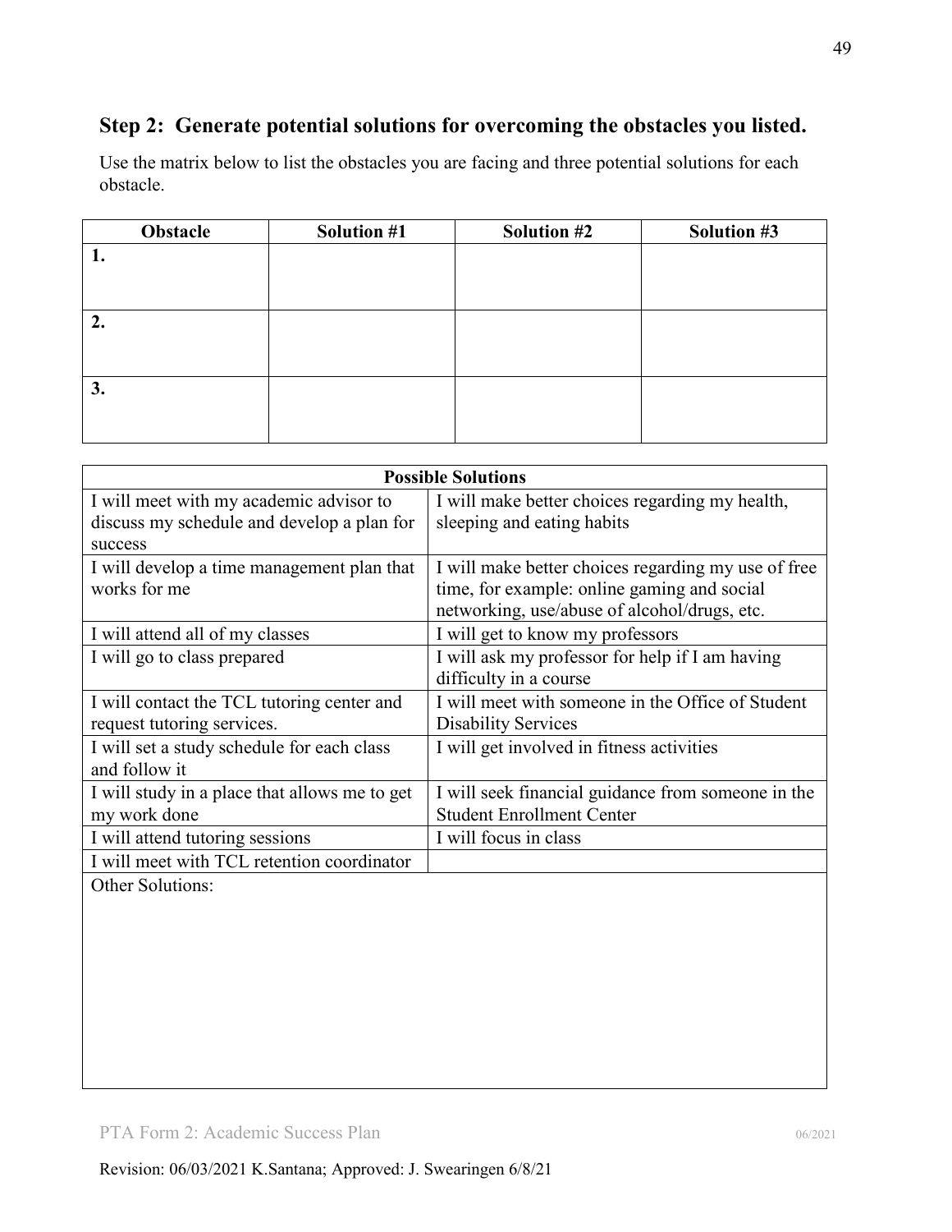## Step 2: Generate potential solutions for overcoming the obstacles you listed.

Use the matrix below to list the obstacles you are facing and three potential solutions for each obstacle.

| Obstacle | Solution #1 | Solution #2 | Solution #3 |
|---|---|---|---|
| **1.** | | | |
| **2.** | | | |
| **3.** | | | |

| **Possible Solutions** | |
|---|---|
| I will meet with my academic advisor to discuss my schedule and develop a plan for success | I will make better choices regarding my health, sleeping and eating habits |
| I will develop a time management plan that works for me | I will make better choices regarding my use of free time, for example: online gaming and social networking, use/abuse of alcohol/drugs, etc. |
| I will attend all of my classes | I will get to know my professors |
| I will go to class prepared | I will ask my professor for help if I am having difficulty in a course |
| I will contact the TCL tutoring center and request tutoring services. | I will meet with someone in the Office of Student Disability Services |
| I will set a study schedule for each class and follow it | I will get involved in fitness activities |
| I will study in a place that allows me to get my work done | I will seek financial guidance from someone in the Student Enrollment Center |
| I will attend tutoring sessions | I will focus in class |
| I will meet with TCL retention coordinator | |
| Other Solutions: | |

PTA Form 2: Academic Success Plan 06/2021

Revision: 06/03/2021 K.Santana; Approved: J. Swearingen 6/8/21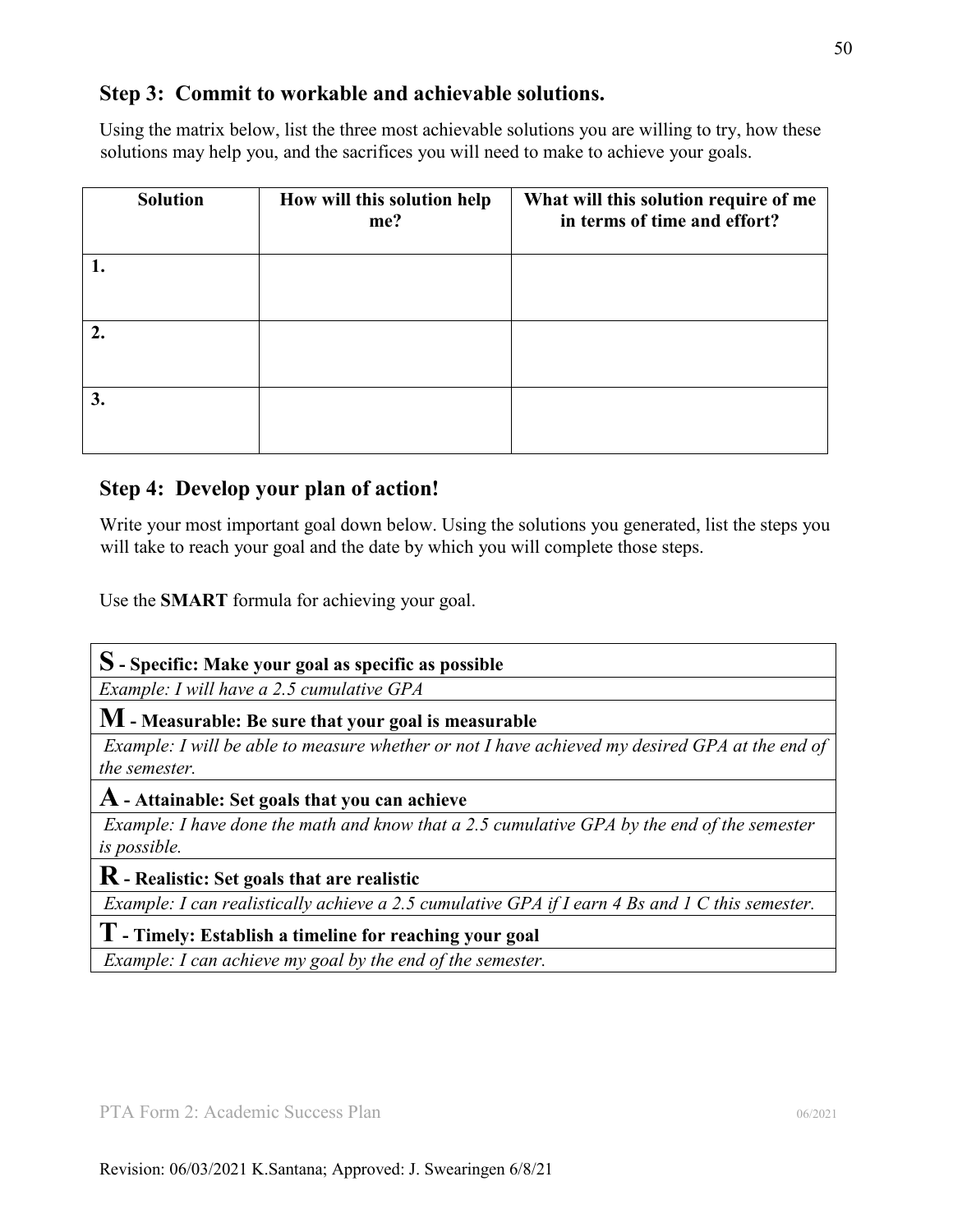## Step 3: Commit to workable and achievable solutions.

Using the matrix below, list the three most achievable solutions you are willing to try, how these solutions may help you, and the sacrifices you will need to make to achieve your goals.

| Solution | How will this solution help me? | What will this solution require of me in terms of time and effort? |
|---|---|---|
| **1.** | | |
| **2.** | | |
| **3.** | | |

## Step 4: Develop your plan of action!

Write your most important goal down below. Using the solutions you generated, list the steps you will take to reach your goal and the date by which you will complete those steps.

Use the **SMART** formula for achieving your goal.

| **S - Specific: Make your goal as specific as possible** |
|---|
| *Example: I will have a 2.5 cumulative GPA* |
| **M - Measurable: Be sure that your goal is measurable** |
| *Example: I will be able to measure whether or not I have achieved my desired GPA at the end of the semester.* |
| **A - Attainable: Set goals that you can achieve** |
| *Example: I have done the math and know that a 2.5 cumulative GPA by the end of the semester is possible.* |
| **R - Realistic: Set goals that are realistic** |
| *Example: I can realistically achieve a 2.5 cumulative GPA if I earn 4 Bs and 1 C this semester.* |
| **T - Timely: Establish a timeline for reaching your goal** |
| *Example: I can achieve my goal by the end of the semester.* |

PTA Form 2: Academic Success Plan 06/2021

Revision: 06/03/2021 K.Santana; Approved: J. Swearingen 6/8/21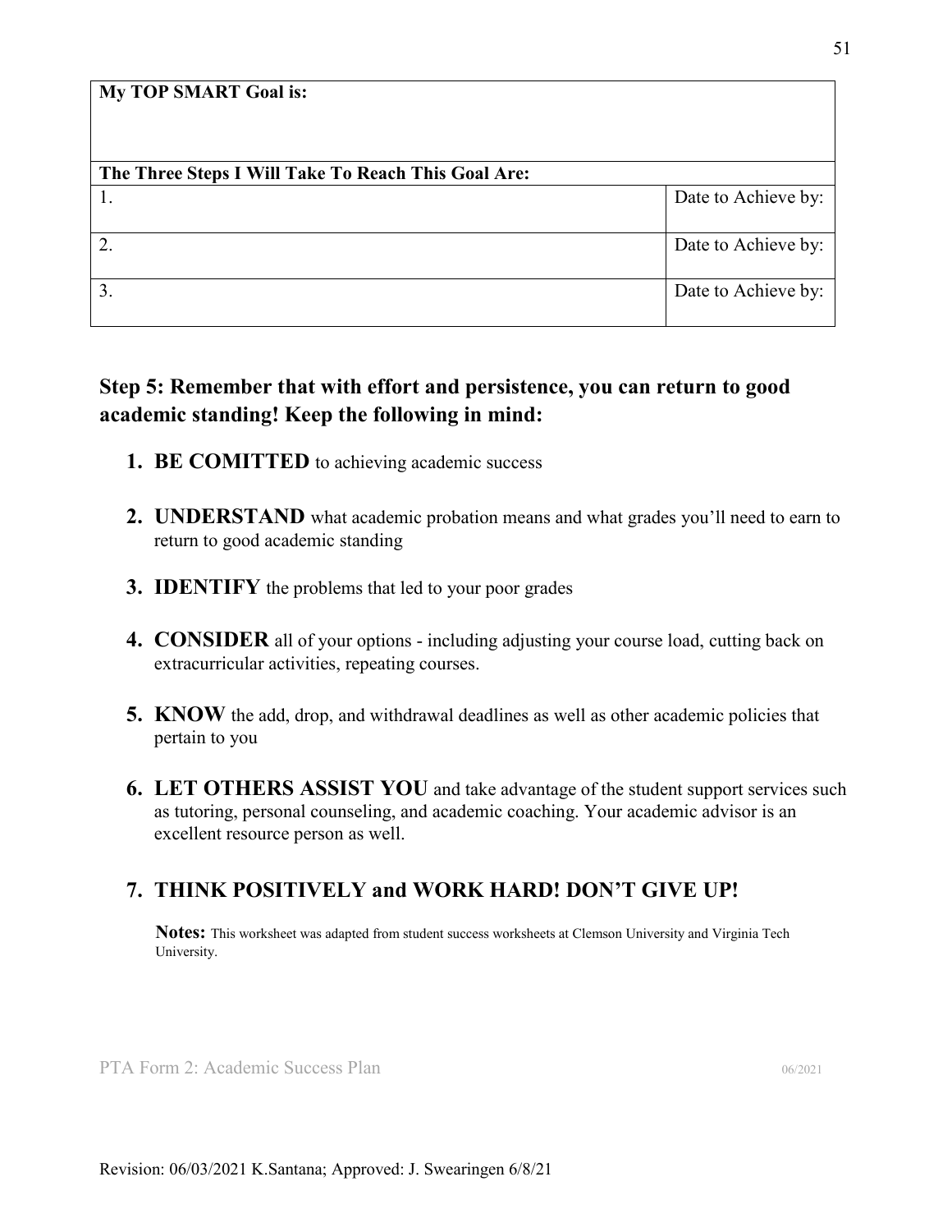| My TOP SMART Goal is: | |
|---|---|
| **The Three Steps I Will Take To Reach This Goal Are:** | |
| 1. | Date to Achieve by: |
| 2. | Date to Achieve by: |
| 3. | Date to Achieve by: |

## Step 5: Remember that with effort and persistence, you can return to good academic standing! Keep the following in mind:

1. **BE COMITTED** to achieving academic success
2. **UNDERSTAND** what academic probation means and what grades you'll need to earn to return to good academic standing
3. **IDENTIFY** the problems that led to your poor grades
4. **CONSIDER** all of your options - including adjusting your course load, cutting back on extracurricular activities, repeating courses.
5. **KNOW** the add, drop, and withdrawal deadlines as well as other academic policies that pertain to you
6. **LET OTHERS ASSIST YOU** and take advantage of the student support services such as tutoring, personal counseling, and academic coaching. Your academic advisor is an excellent resource person as well.
7. **THINK POSITIVELY and WORK HARD! DON'T GIVE UP!**

**Notes:** This worksheet was adapted from student success worksheets at Clemson University and Virginia Tech University.

PTA Form 2: Academic Success Plan 06/2021

Revision: 06/03/2021 K.Santana; Approved: J. Swearingen 6/8/21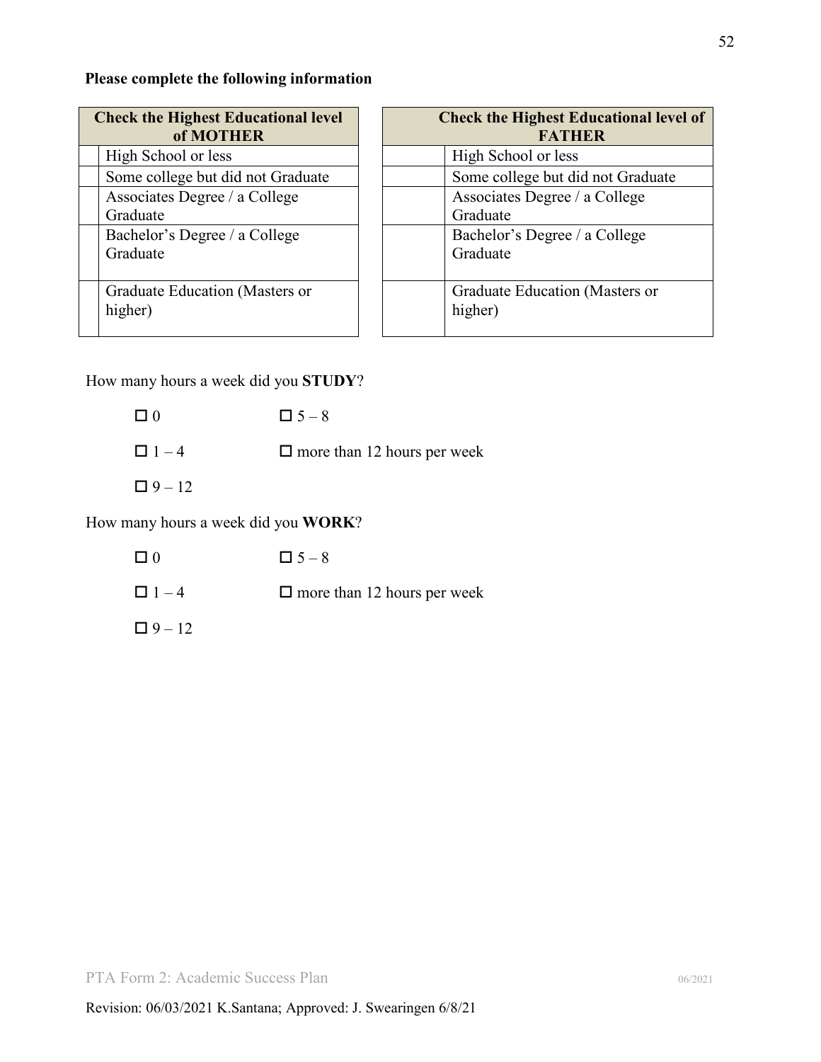**Please complete the following information**

| | Check the Highest Educational level of MOTHER |
|---|---|
| | High School or less |
| | Some college but did not Graduate |
| | Associates Degree / a College Graduate |
| | Bachelor's Degree / a College Graduate |
| | Graduate Education (Masters or higher) |

| | Check the Highest Educational level of FATHER |
|---|---|
| | High School or less |
| | Some college but did not Graduate |
| | Associates Degree / a College Graduate |
| | Bachelor's Degree / a College Graduate |
| | Graduate Education (Masters or higher) |

How many hours a week did you **STUDY**?

- ☐ 0
- ☐ 5 – 8
- ☐ 1 – 4
- ☐ more than 12 hours per week
- ☐ 9 – 12

How many hours a week did you **WORK**?

- ☐ 0
- ☐ 5 – 8
- ☐ 1 – 4
- ☐ more than 12 hours per week
- ☐ 9 – 12

PTA Form 2: Academic Success Plan 06/2021

Revision: 06/03/2021 K.Santana; Approved: J. Swearingen 6/8/21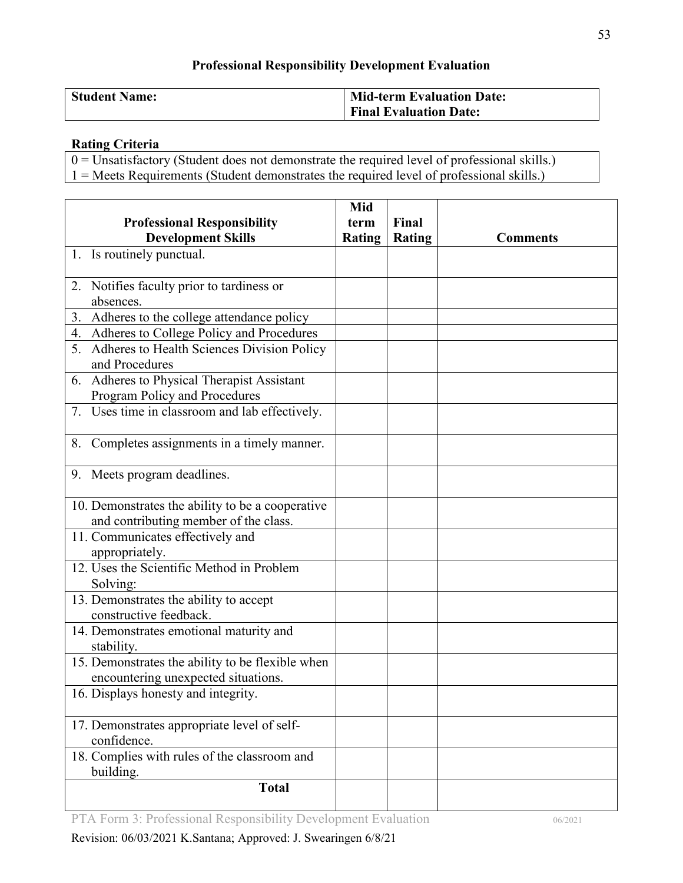## Professional Responsibility Development Evaluation

| **Student Name:** | **Mid-term Evaluation Date:**<br>**Final Evaluation Date:** |
|---|---|

**Rating Criteria**

0 = Unsatisfactory (Student does not demonstrate the required level of professional skills.)
1 = Meets Requirements (Student demonstrates the required level of professional skills.)

| Professional Responsibility Development Skills | Mid term Rating | Final Rating | Comments |
|---|---|---|---|
| 1. Is routinely punctual. | | | |
| 2. Notifies faculty prior to tardiness or absences. | | | |
| 3. Adheres to the college attendance policy | | | |
| 4. Adheres to College Policy and Procedures | | | |
| 5. Adheres to Health Sciences Division Policy and Procedures | | | |
| 6. Adheres to Physical Therapist Assistant Program Policy and Procedures | | | |
| 7. Uses time in classroom and lab effectively. | | | |
| 8. Completes assignments in a timely manner. | | | |
| 9. Meets program deadlines. | | | |
| 10. Demonstrates the ability to be a cooperative and contributing member of the class. | | | |
| 11. Communicates effectively and appropriately. | | | |
| 12. Uses the Scientific Method in Problem Solving: | | | |
| 13. Demonstrates the ability to accept constructive feedback. | | | |
| 14. Demonstrates emotional maturity and stability. | | | |
| 15. Demonstrates the ability to be flexible when encountering unexpected situations. | | | |
| 16. Displays honesty and integrity. | | | |
| 17. Demonstrates appropriate level of self-confidence. | | | |
| 18. Complies with rules of the classroom and building. | | | |
| **Total** | | | |

PTA Form 3: Professional Responsibility Development Evaluation 06/2021

Revision: 06/03/2021 K.Santana; Approved: J. Swearingen 6/8/21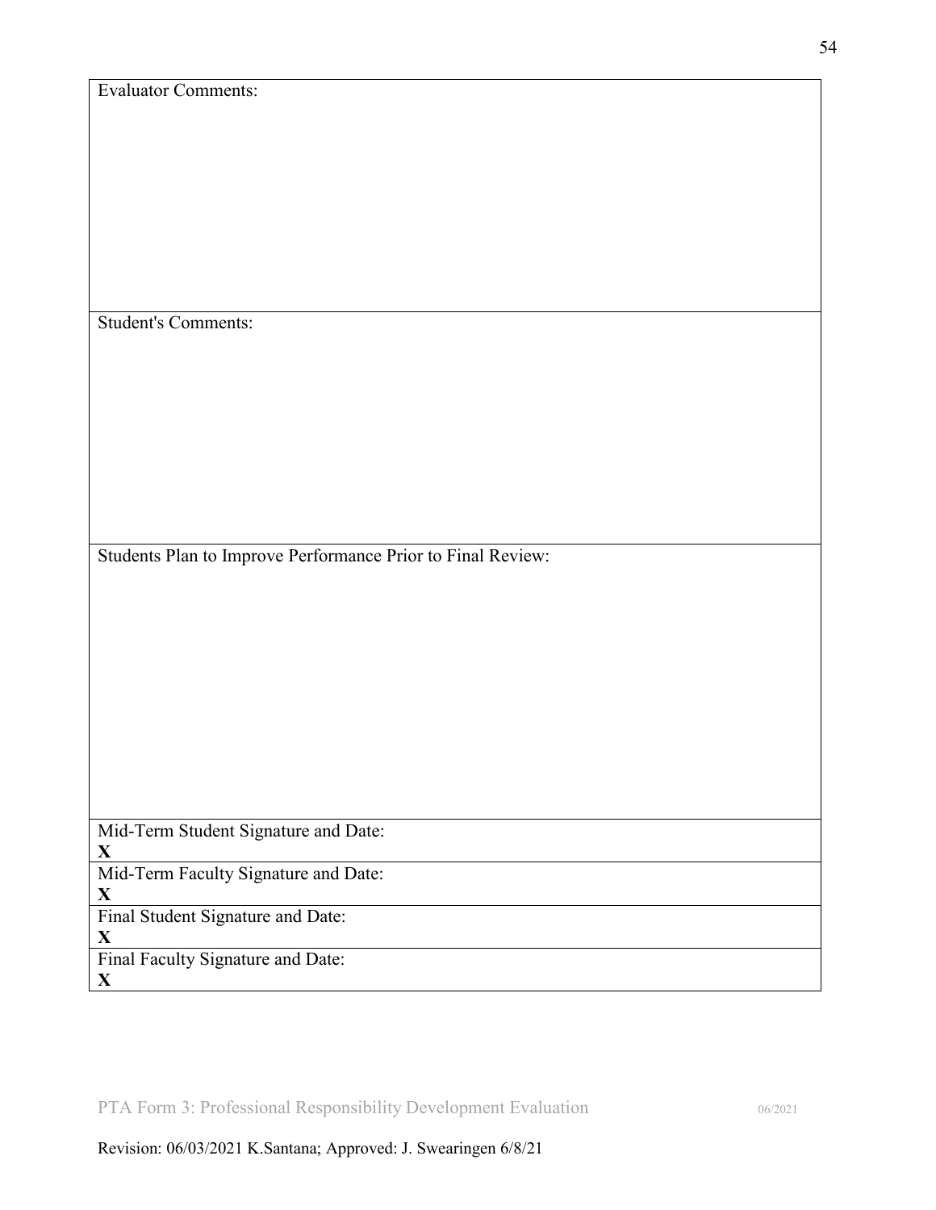| Evaluator Comments: |
| --- |
| Student's Comments: |
| Students Plan to Improve Performance Prior to Final Review: |
| Mid-Term Student Signature and Date:<br>**X** |
| Mid-Term Faculty Signature and Date:<br>**X** |
| Final Student Signature and Date:<br>**X** |
| Final Faculty Signature and Date:<br>**X** |

PTA Form 3: Professional Responsibility Development Evaluation 06/2021

Revision: 06/03/2021 K.Santana; Approved: J. Swearingen 6/8/21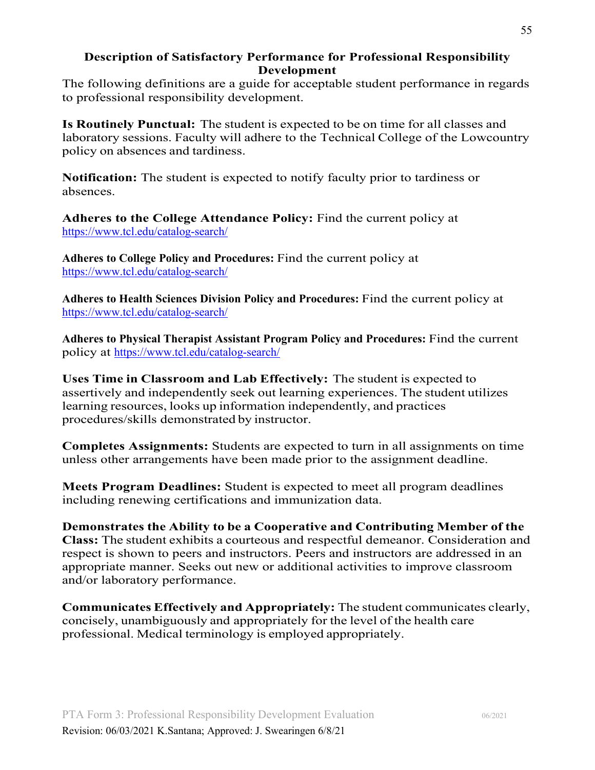## Description of Satisfactory Performance for Professional Responsibility Development

The following definitions are a guide for acceptable student performance in regards to professional responsibility development.

**Is Routinely Punctual:** The student is expected to be on time for all classes and laboratory sessions. Faculty will adhere to the Technical College of the Lowcountry policy on absences and tardiness.

**Notification:** The student is expected to notify faculty prior to tardiness or absences.

**Adheres to the College Attendance Policy:** Find the current policy at https://www.tcl.edu/catalog-search/

**Adheres to College Policy and Procedures:** Find the current policy at https://www.tcl.edu/catalog-search/

**Adheres to Health Sciences Division Policy and Procedures:** Find the current policy at https://www.tcl.edu/catalog-search/

**Adheres to Physical Therapist Assistant Program Policy and Procedures:** Find the current policy at https://www.tcl.edu/catalog-search/

**Uses Time in Classroom and Lab Effectively:** The student is expected to assertively and independently seek out learning experiences. The student utilizes learning resources, looks up information independently, and practices procedures/skills demonstrated by instructor.

**Completes Assignments:** Students are expected to turn in all assignments on time unless other arrangements have been made prior to the assignment deadline.

**Meets Program Deadlines:** Student is expected to meet all program deadlines including renewing certifications and immunization data.

**Demonstrates the Ability to be a Cooperative and Contributing Member of the Class:** The student exhibits a courteous and respectful demeanor. Consideration and respect is shown to peers and instructors. Peers and instructors are addressed in an appropriate manner. Seeks out new or additional activities to improve classroom and/or laboratory performance.

**Communicates Effectively and Appropriately:** The student communicates clearly, concisely, unambiguously and appropriately for the level of the health care professional. Medical terminology is employed appropriately.

PTA Form 3: Professional Responsibility Development Evaluation 06/2021

Revision: 06/03/2021 K.Santana; Approved: J. Swearingen 6/8/21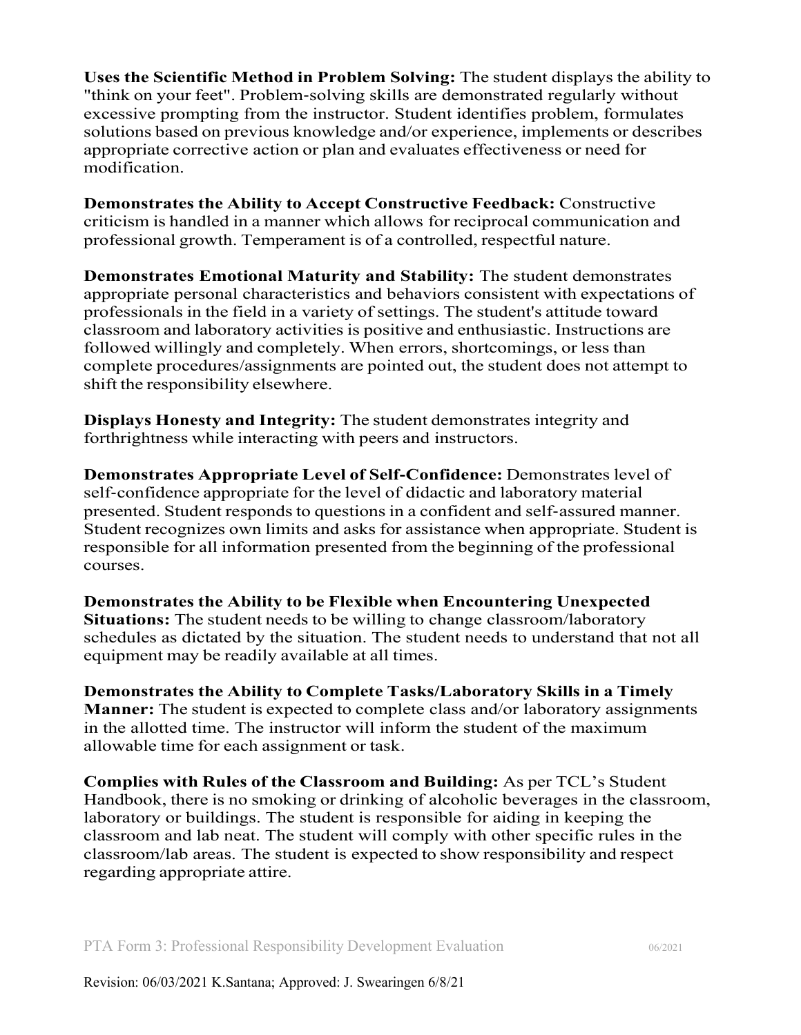**Uses the Scientific Method in Problem Solving:** The student displays the ability to "think on your feet". Problem-solving skills are demonstrated regularly without excessive prompting from the instructor. Student identifies problem, formulates solutions based on previous knowledge and/or experience, implements or describes appropriate corrective action or plan and evaluates effectiveness or need for modification.

**Demonstrates the Ability to Accept Constructive Feedback:** Constructive criticism is handled in a manner which allows for reciprocal communication and professional growth. Temperament is of a controlled, respectful nature.

**Demonstrates Emotional Maturity and Stability:** The student demonstrates appropriate personal characteristics and behaviors consistent with expectations of professionals in the field in a variety of settings. The student's attitude toward classroom and laboratory activities is positive and enthusiastic. Instructions are followed willingly and completely. When errors, shortcomings, or less than complete procedures/assignments are pointed out, the student does not attempt to shift the responsibility elsewhere.

**Displays Honesty and Integrity:** The student demonstrates integrity and forthrightness while interacting with peers and instructors.

**Demonstrates Appropriate Level of Self-Confidence:** Demonstrates level of self-confidence appropriate for the level of didactic and laboratory material presented. Student responds to questions in a confident and self-assured manner. Student recognizes own limits and asks for assistance when appropriate. Student is responsible for all information presented from the beginning of the professional courses.

**Demonstrates the Ability to be Flexible when Encountering Unexpected Situations:** The student needs to be willing to change classroom/laboratory schedules as dictated by the situation. The student needs to understand that not all equipment may be readily available at all times.

**Demonstrates the Ability to Complete Tasks/Laboratory Skills in a Timely Manner:** The student is expected to complete class and/or laboratory assignments in the allotted time. The instructor will inform the student of the maximum allowable time for each assignment or task.

**Complies with Rules of the Classroom and Building:** As per TCL's Student Handbook, there is no smoking or drinking of alcoholic beverages in the classroom, laboratory or buildings. The student is responsible for aiding in keeping the classroom and lab neat. The student will comply with other specific rules in the classroom/lab areas. The student is expected to show responsibility and respect regarding appropriate attire.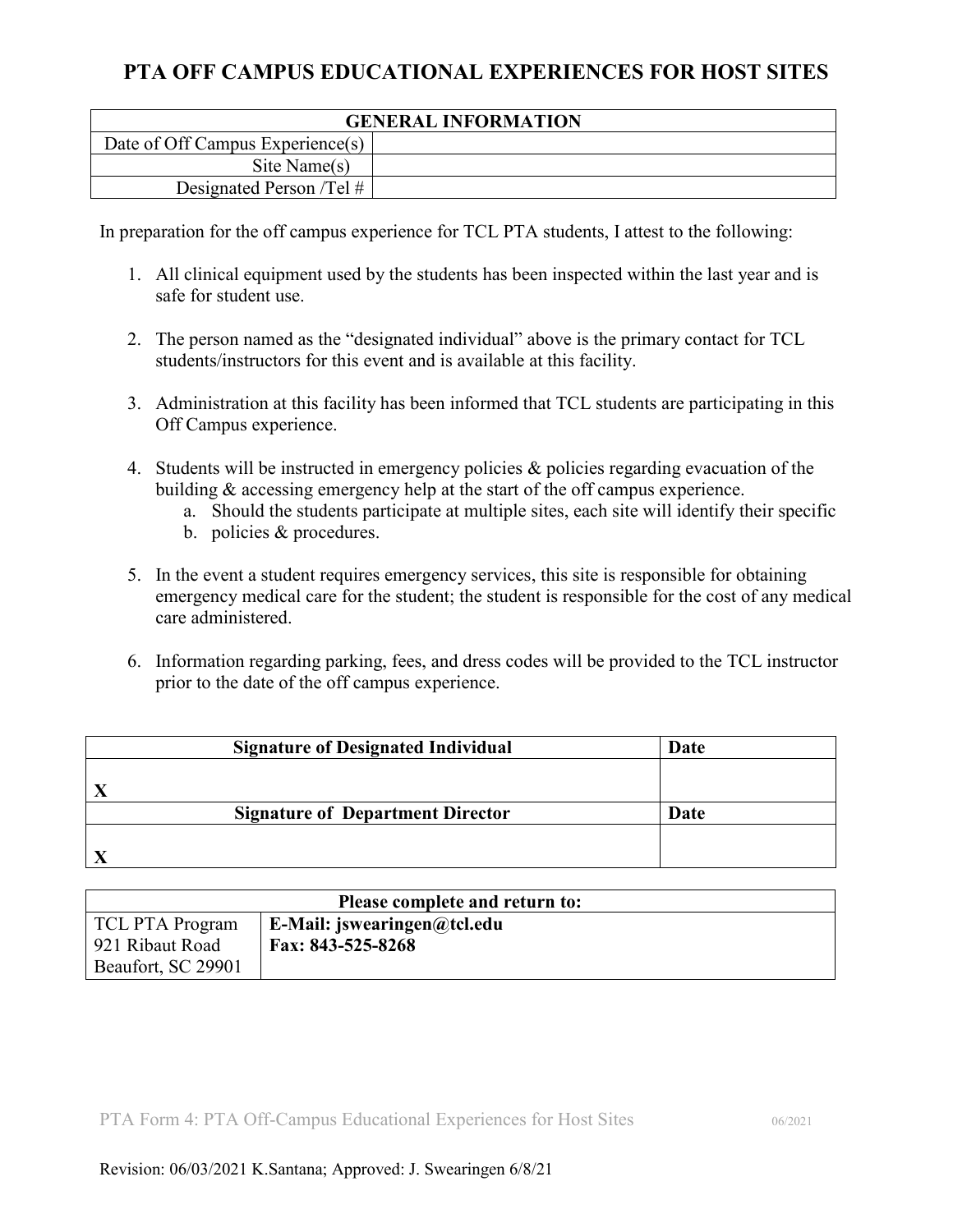# PTA OFF CAMPUS EDUCATIONAL EXPERIENCES FOR HOST SITES

| GENERAL INFORMATION | |
|---|---|
| Date of Off Campus Experience(s) | |
| Site Name(s) | |
| Designated Person /Tel # | |

In preparation for the off campus experience for TCL PTA students, I attest to the following:

1. All clinical equipment used by the students has been inspected within the last year and is safe for student use.

2. The person named as the "designated individual" above is the primary contact for TCL students/instructors for this event and is available at this facility.

3. Administration at this facility has been informed that TCL students are participating in this Off Campus experience.

4. Students will be instructed in emergency policies & policies regarding evacuation of the building & accessing emergency help at the start of the off campus experience.
   a. Should the students participate at multiple sites, each site will identify their specific
   b. policies & procedures.

5. In the event a student requires emergency services, this site is responsible for obtaining emergency medical care for the student; the student is responsible for the cost of any medical care administered.

6. Information regarding parking, fees, and dress codes will be provided to the TCL instructor prior to the date of the off campus experience.

| Signature of Designated Individual | Date |
|---|---|
| X | |
| **Signature of Department Director** | **Date** |
| X | |

| Please complete and return to: | |
|---|---|
| TCL PTA Program<br>921 Ribaut Road<br>Beaufort, SC 29901 | **E-Mail: jswearingen@tcl.edu**<br>**Fax: 843-525-8268** |

PTA Form 4: PTA Off-Campus Educational Experiences for Host Sites 06/2021

Revision: 06/03/2021 K.Santana; Approved: J. Swearingen 6/8/21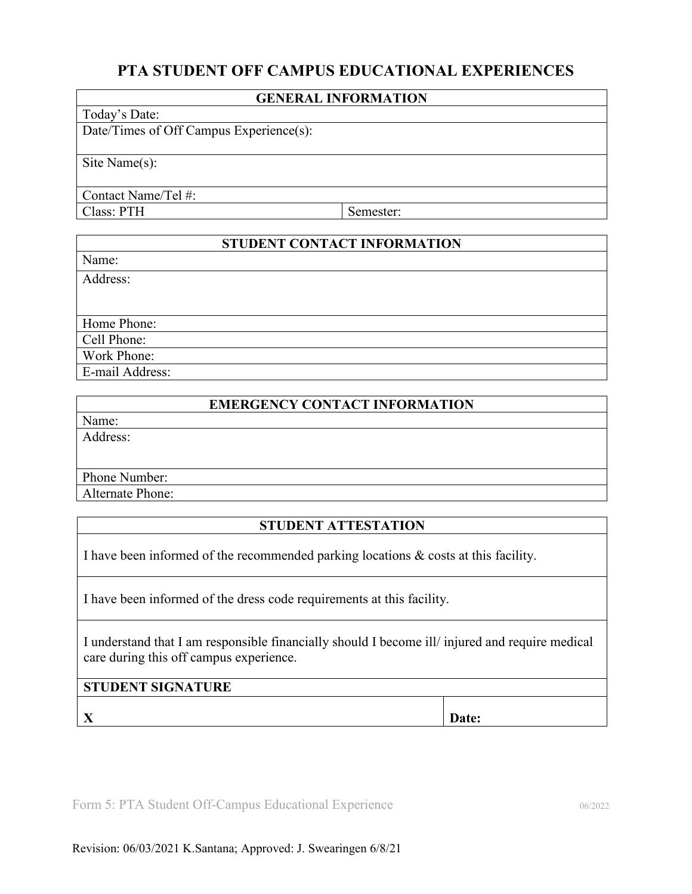# PTA STUDENT OFF CAMPUS EDUCATIONAL EXPERIENCES

| GENERAL INFORMATION | |
|---|---|
| Today's Date: | |
| Date/Times of Off Campus Experience(s): | |
| Site Name(s): | |
| Contact Name/Tel #: | |
| Class: PTH | Semester: |

| STUDENT CONTACT INFORMATION |
|---|
| Name: |
| Address: |
| Home Phone: |
| Cell Phone: |
| Work Phone: |
| E-mail Address: |

| EMERGENCY CONTACT INFORMATION |
|---|
| Name: |
| Address: |
| Phone Number: |
| Alternate Phone: |

| STUDENT ATTESTATION | |
|---|---|
| I have been informed of the recommended parking locations & costs at this facility. | |
| I have been informed of the dress code requirements at this facility. | |
| I understand that I am responsible financially should I become ill/ injured and require medical care during this off campus experience. | |
| **STUDENT SIGNATURE** | |
| **X** | **Date:** |

Form 5: PTA Student Off-Campus Educational Experience 06/2022

Revision: 06/03/2021 K.Santana; Approved: J. Swearingen 6/8/21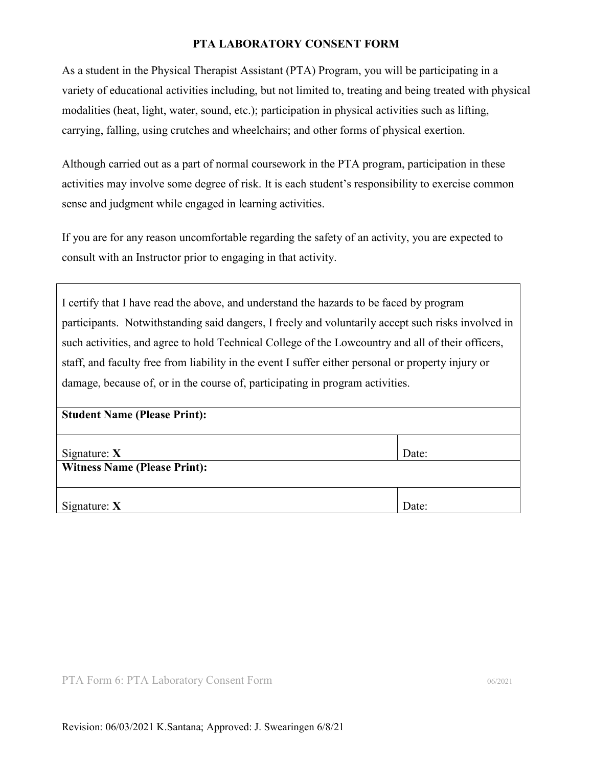# PTA LABORATORY CONSENT FORM

As a student in the Physical Therapist Assistant (PTA) Program, you will be participating in a variety of educational activities including, but not limited to, treating and being treated with physical modalities (heat, light, water, sound, etc.); participation in physical activities such as lifting, carrying, falling, using crutches and wheelchairs; and other forms of physical exertion.

Although carried out as a part of normal coursework in the PTA program, participation in these activities may involve some degree of risk. It is each student's responsibility to exercise common sense and judgment while engaged in learning activities.

If you are for any reason uncomfortable regarding the safety of an activity, you are expected to consult with an Instructor prior to engaging in that activity.

I certify that I have read the above, and understand the hazards to be faced by program participants. Notwithstanding said dangers, I freely and voluntarily accept such risks involved in such activities, and agree to hold Technical College of the Lowcountry and all of their officers, staff, and faculty free from liability in the event I suffer either personal or property injury or damage, because of, or in the course of, participating in program activities.

| **Student Name (Please Print):** | |
|---|---|
| Signature: **X** | Date: |
| **Witness Name (Please Print):** | |
| Signature: **X** | Date: |

PTA Form 6: PTA Laboratory Consent Form 06/2021

Revision: 06/03/2021 K.Santana; Approved: J. Swearingen 6/8/21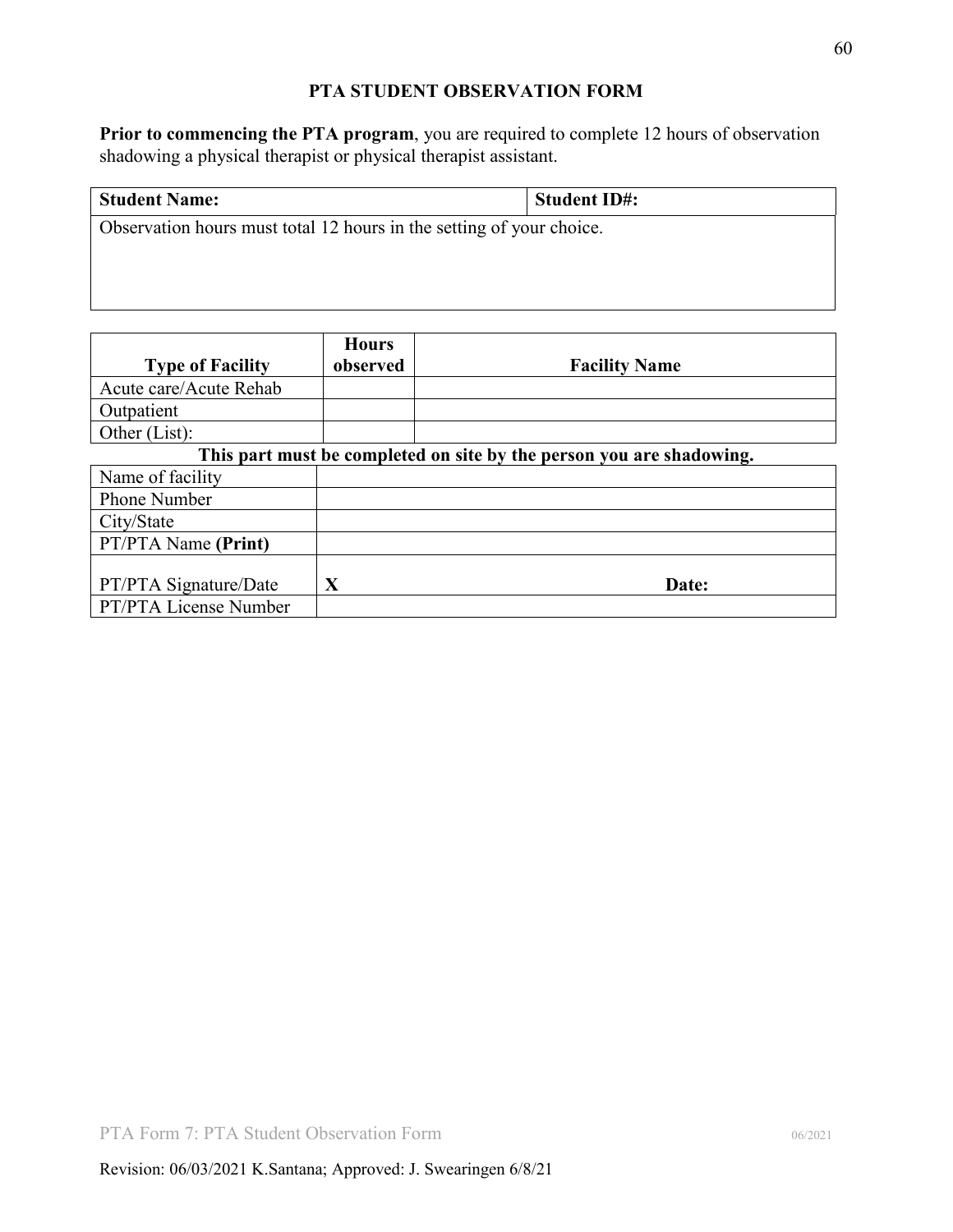# PTA STUDENT OBSERVATION FORM

**Prior to commencing the PTA program**, you are required to complete 12 hours of observation shadowing a physical therapist or physical therapist assistant.

| **Student Name:** | **Student ID#:** |
|---|---|
| Observation hours must total 12 hours in the setting of your choice. | |

| **Type of Facility** | **Hours observed** | **Facility Name** |
|---|---|---|
| Acute care/Acute Rehab | | |
| Outpatient | | |
| Other (List): | | |

**This part must be completed on site by the person you are shadowing.**

| | | |
|---|---|---|
| Name of facility | | |
| Phone Number | | |
| City/State | | |
| PT/PTA Name **(Print)** | | |
| PT/PTA Signature/Date | **X** | **Date:** |
| PT/PTA License Number | | |

PTA Form 7: PTA Student Observation Form 06/2021

Revision: 06/03/2021 K.Santana; Approved: J. Swearingen 6/8/21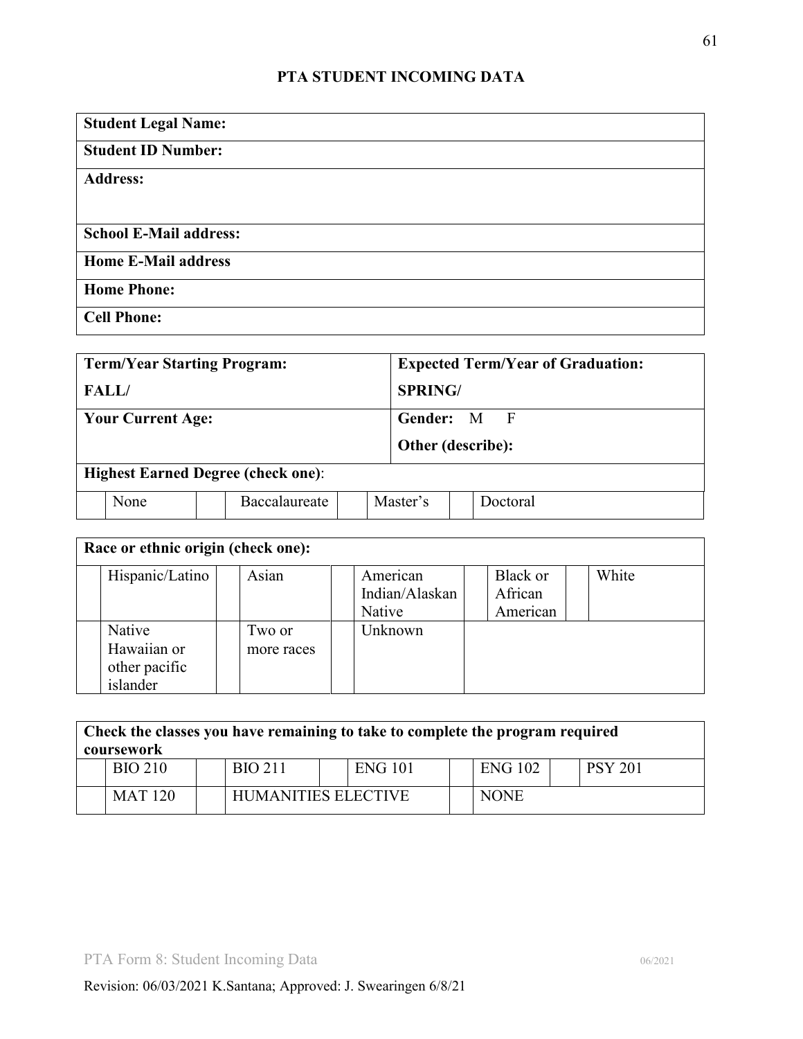# PTA STUDENT INCOMING DATA

| **Student Legal Name:** |
|---|
| **Student ID Number:** |
| **Address:** |
| **School E-Mail address:** |
| **Home E-Mail address** |
| **Home Phone:** |
| **Cell Phone:** |

| **Term/Year Starting Program:** FALL/ | **Expected Term/Year of Graduation:** SPRING/ |
|---|---|
| **Your Current Age:** | **Gender:** M F **Other (describe):** |

**Highest Earned Degree (check one):**

| | None | | Baccalaureate | | Master's | | Doctoral |
|---|---|---|---|---|---|---|---|

**Race or ethnic origin (check one):**

| | | | | | | | | | |
|---|---|---|---|---|---|---|---|---|---|
| | Hispanic/Latino | | Asian | | American Indian/Alaskan Native | | Black or African American | | White |
| | Native Hawaiian or other pacific islander | | Two or more races | | Unknown | | | | |

**Check the classes you have remaining to take to complete the program required coursework**

| | | | | | | | | | |
|---|---|---|---|---|---|---|---|---|---|
| | BIO 210 | | BIO 211 | | ENG 101 | | ENG 102 | | PSY 201 |
| | MAT 120 | | HUMANITIES ELECTIVE | | | | NONE | | |

PTA Form 8: Student Incoming Data 06/2021

Revision: 06/03/2021 K.Santana; Approved: J. Swearingen 6/8/21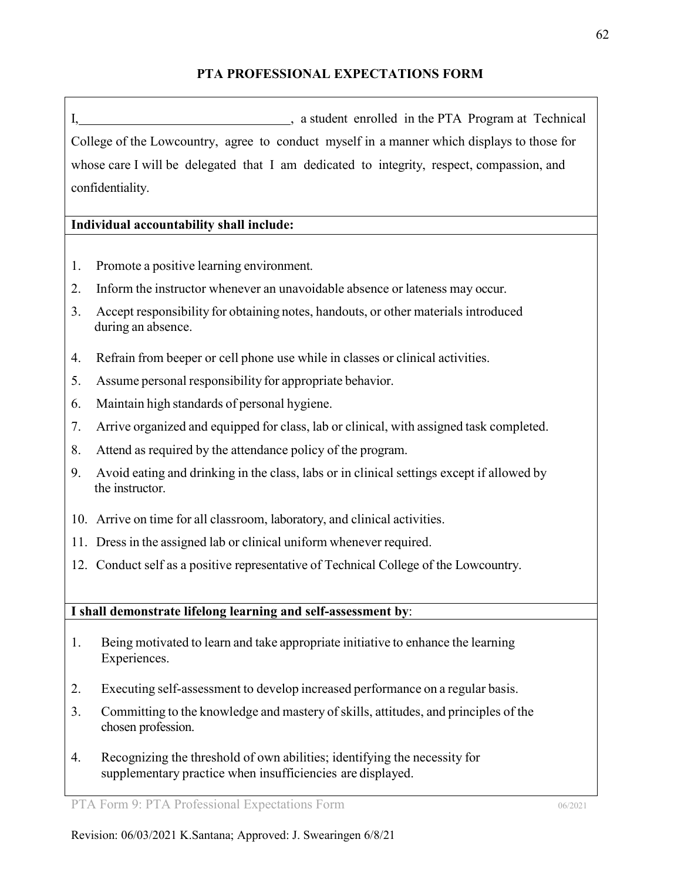## PTA PROFESSIONAL EXPECTATIONS FORM

I,________________________________, a student enrolled in the PTA Program at Technical College of the Lowcountry, agree to conduct myself in a manner which displays to those for whose care I will be delegated that I am dedicated to integrity, respect, compassion, and confidentiality.

**Individual accountability shall include:**

1. Promote a positive learning environment.
2. Inform the instructor whenever an unavoidable absence or lateness may occur.
3. Accept responsibility for obtaining notes, handouts, or other materials introduced during an absence.
4. Refrain from beeper or cell phone use while in classes or clinical activities.
5. Assume personal responsibility for appropriate behavior.
6. Maintain high standards of personal hygiene.
7. Arrive organized and equipped for class, lab or clinical, with assigned task completed.
8. Attend as required by the attendance policy of the program.
9. Avoid eating and drinking in the class, labs or in clinical settings except if allowed by the instructor.
10. Arrive on time for all classroom, laboratory, and clinical activities.
11. Dress in the assigned lab or clinical uniform whenever required.
12. Conduct self as a positive representative of Technical College of the Lowcountry.

**I shall demonstrate lifelong learning and self-assessment by**:

1. Being motivated to learn and take appropriate initiative to enhance the learning Experiences.
2. Executing self-assessment to develop increased performance on a regular basis.
3. Committing to the knowledge and mastery of skills, attitudes, and principles of the chosen profession.
4. Recognizing the threshold of own abilities; identifying the necessity for supplementary practice when insufficiencies are displayed.

PTA Form 9: PTA Professional Expectations Form 06/2021

Revision: 06/03/2021 K.Santana; Approved: J. Swearingen 6/8/21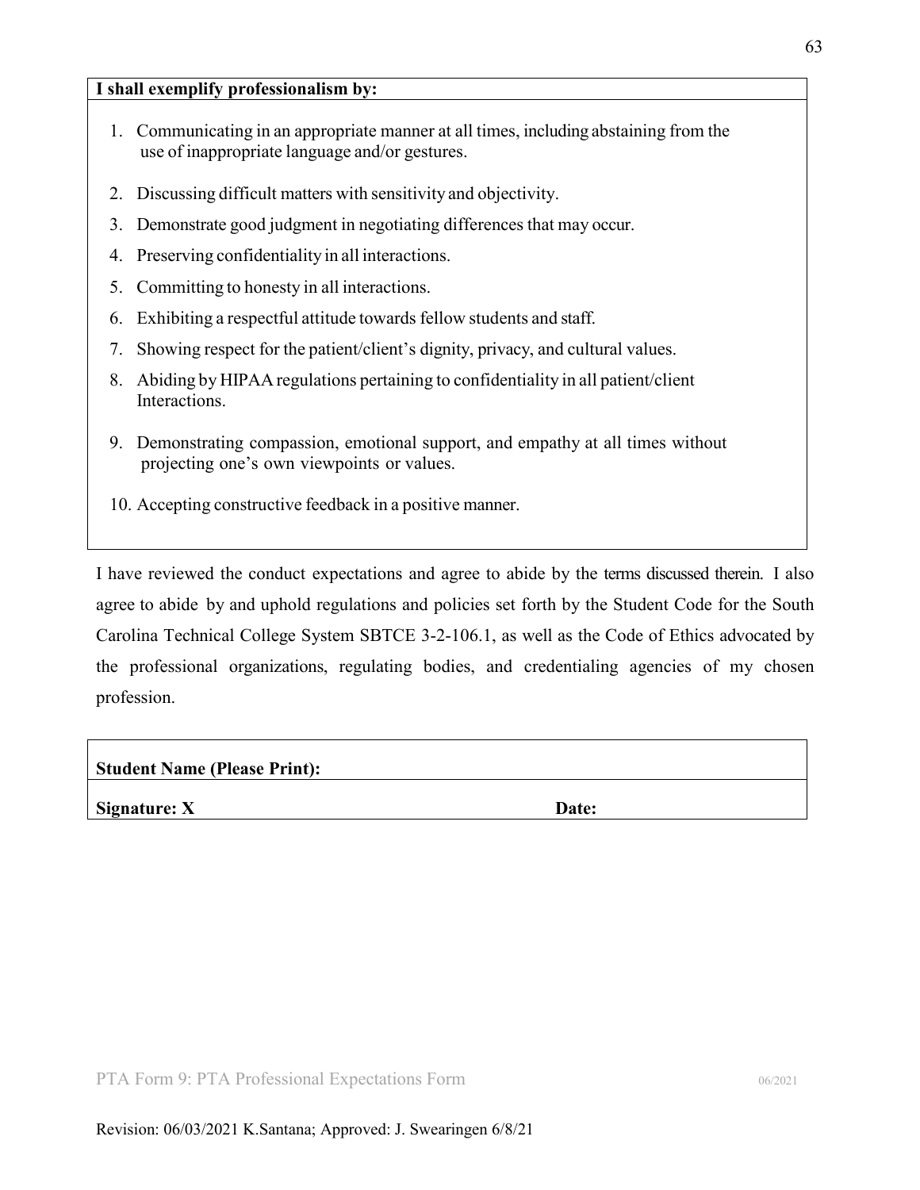**I shall exemplify professionalism by:**

1. Communicating in an appropriate manner at all times, including abstaining from the use of inappropriate language and/or gestures.
2. Discussing difficult matters with sensitivity and objectivity.
3. Demonstrate good judgment in negotiating differences that may occur.
4. Preserving confidentiality in all interactions.
5. Committing to honesty in all interactions.
6. Exhibiting a respectful attitude towards fellow students and staff.
7. Showing respect for the patient/client's dignity, privacy, and cultural values.
8. Abiding by HIPAA regulations pertaining to confidentiality in all patient/client Interactions.
9. Demonstrating compassion, emotional support, and empathy at all times without projecting one's own viewpoints or values.
10. Accepting constructive feedback in a positive manner.

I have reviewed the conduct expectations and agree to abide by the terms discussed therein. I also agree to abide by and uphold regulations and policies set forth by the Student Code for the South Carolina Technical College System SBTCE 3-2-106.1, as well as the Code of Ethics advocated by the professional organizations, regulating bodies, and credentialing agencies of my chosen profession.

| **Student Name (Please Print):** | |
|---|---|
| **Signature: X** | **Date:** |

PTA Form 9: PTA Professional Expectations Form 06/2021

Revision: 06/03/2021 K.Santana; Approved: J. Swearingen 6/8/21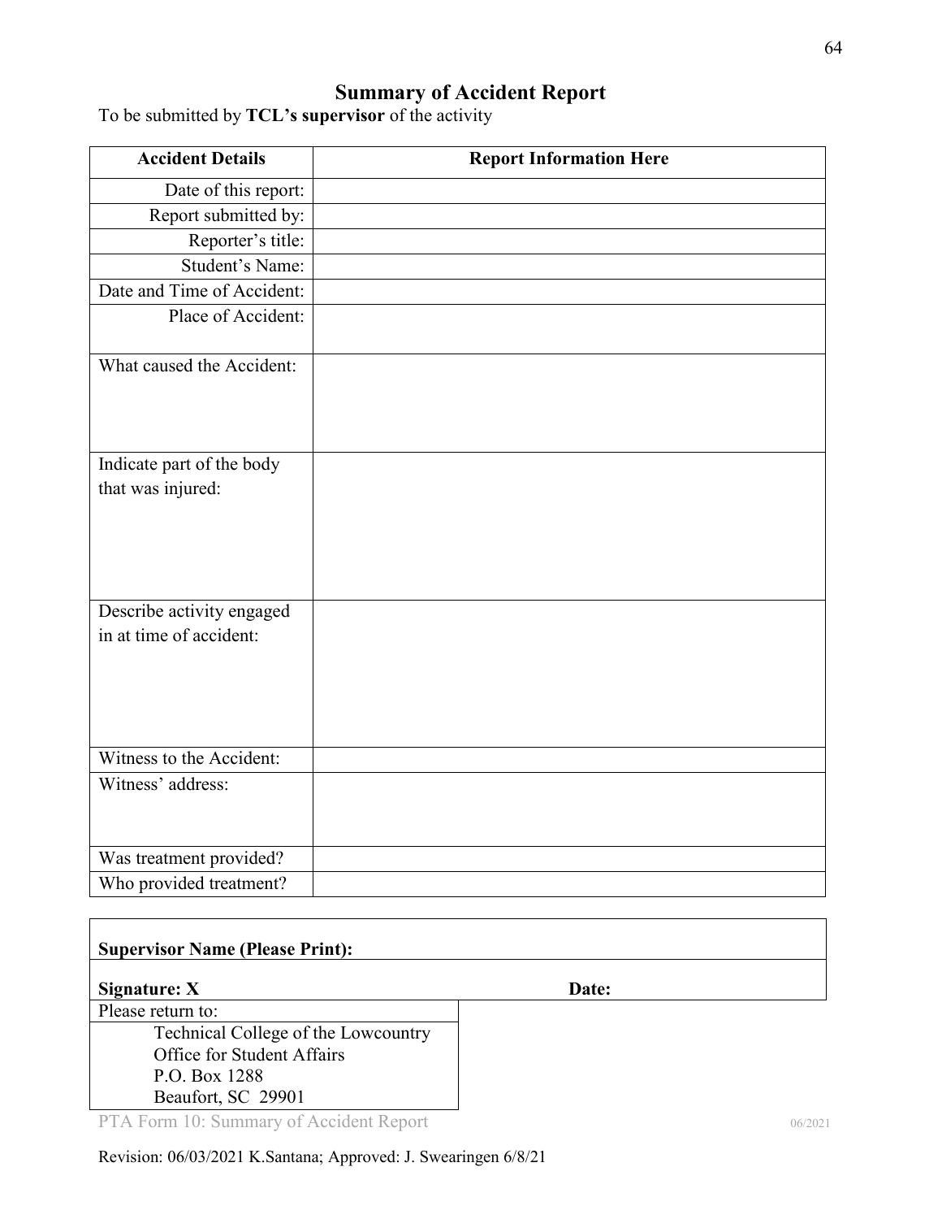# Summary of Accident Report

To be submitted by **TCL's supervisor** of the activity

| Accident Details | Report Information Here |
|---|---|
| Date of this report: | |
| Report submitted by: | |
| Reporter's title: | |
| Student's Name: | |
| Date and Time of Accident: | |
| Place of Accident: | |
| What caused the Accident: | |
| Indicate part of the body that was injured: | |
| Describe activity engaged in at time of accident: | |
| Witness to the Accident: | |
| Witness' address: | |
| Was treatment provided? | |
| Who provided treatment? | |

**Supervisor Name (Please Print):**

**Signature: X** **Date:**

| Please return to: |
|---|
| Technical College of the Lowcountry<br>Office for Student Affairs<br>P.O. Box 1288<br>Beaufort, SC 29901 |

PTA Form 10: Summary of Accident Report 06/2021

Revision: 06/03/2021 K.Santana; Approved: J. Swearingen 6/8/21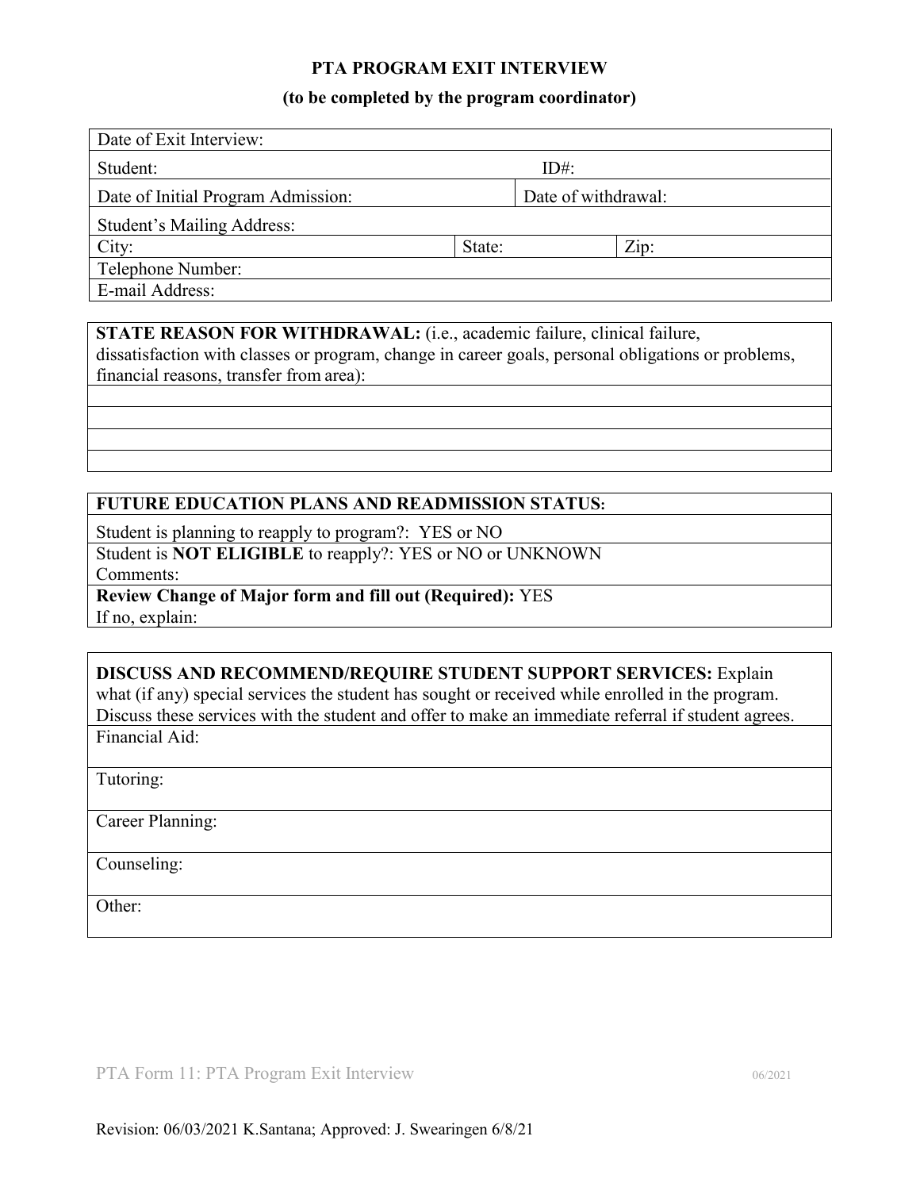# PTA PROGRAM EXIT INTERVIEW

**(to be completed by the program coordinator)**

| Date of Exit Interview: | | |
|---|---|---|
| Student: | ID#: | |
| Date of Initial Program Admission: | Date of withdrawal: | |
| Student's Mailing Address: | | |
| City: | State: | Zip: |
| Telephone Number: | | |
| E-mail Address: | | |

| **STATE REASON FOR WITHDRAWAL:** (i.e., academic failure, clinical failure, dissatisfaction with classes or program, change in career goals, personal obligations or problems, financial reasons, transfer from area): |
|---|
| |
| |
| |
| |

| **FUTURE EDUCATION PLANS AND READMISSION STATUS:** |
|---|
| Student is planning to reapply to program?: YES or NO |
| Student is **NOT ELIGIBLE** to reapply?: YES or NO or UNKNOWN<br>Comments: |
| **Review Change of Major form and fill out (Required):** YES<br>If no, explain: |

| **DISCUSS AND RECOMMEND/REQUIRE STUDENT SUPPORT SERVICES:** Explain what (if any) special services the student has sought or received while enrolled in the program. Discuss these services with the student and offer to make an immediate referral if student agrees. |
|---|
| Financial Aid: |
| Tutoring: |
| Career Planning: |
| Counseling: |
| Other: |

PTA Form 11: PTA Program Exit Interview 06/2021

Revision: 06/03/2021 K.Santana; Approved: J. Swearingen 6/8/21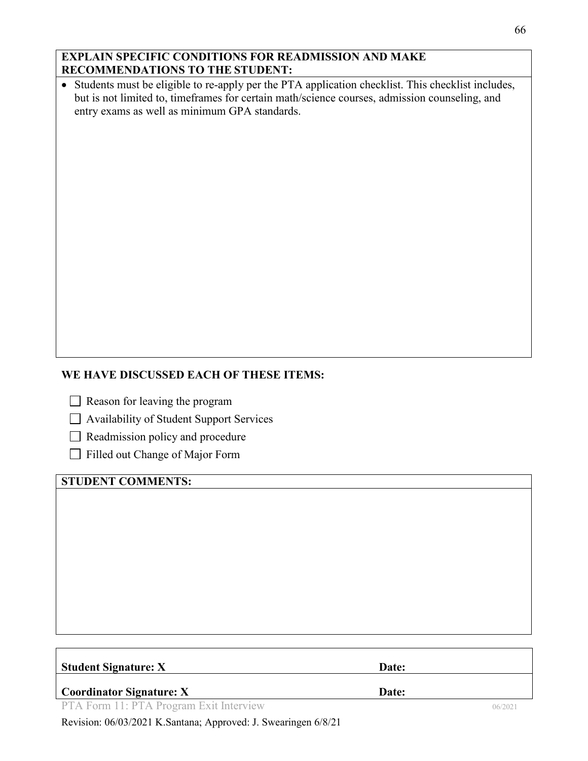**EXPLAIN SPECIFIC CONDITIONS FOR READMISSION AND MAKE RECOMMENDATIONS TO THE STUDENT:**

- Students must be eligible to re-apply per the PTA application checklist. This checklist includes, but is not limited to, timeframes for certain math/science courses, admission counseling, and entry exams as well as minimum GPA standards.

**WE HAVE DISCUSSED EACH OF THESE ITEMS:**

- ☐ Reason for leaving the program
- ☐ Availability of Student Support Services
- ☐ Readmission policy and procedure
- ☐ Filled out Change of Major Form

**STUDENT COMMENTS:**

| | |
|---|---|
| **Student Signature: X** | **Date:** |
| **Coordinator Signature: X** | **Date:** |

PTA Form 11: PTA Program Exit Interview 06/2021

Revision: 06/03/2021 K.Santana; Approved: J. Swearingen 6/8/21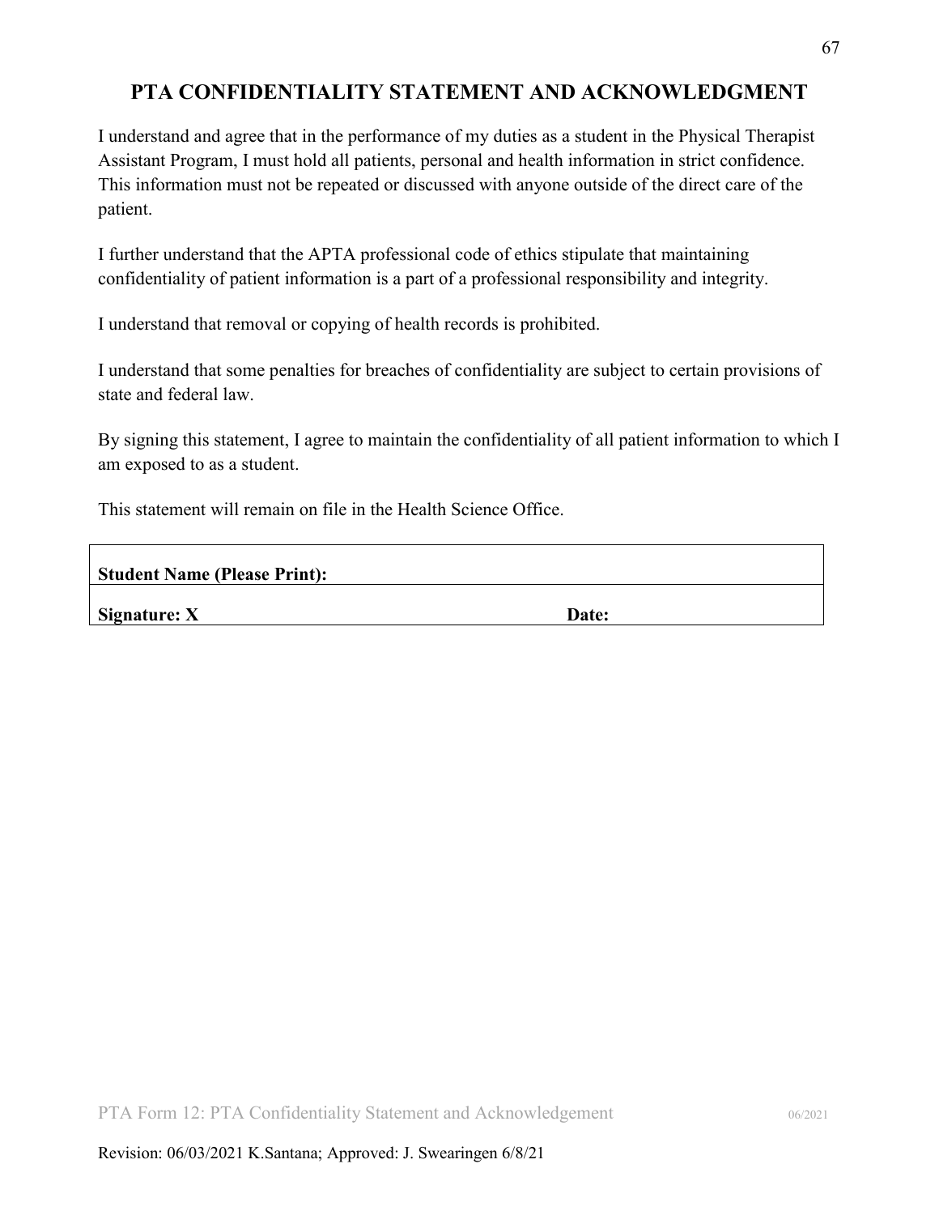# PTA CONFIDENTIALITY STATEMENT AND ACKNOWLEDGMENT

I understand and agree that in the performance of my duties as a student in the Physical Therapist Assistant Program, I must hold all patients, personal and health information in strict confidence. This information must not be repeated or discussed with anyone outside of the direct care of the patient.

I further understand that the APTA professional code of ethics stipulate that maintaining confidentiality of patient information is a part of a professional responsibility and integrity.

I understand that removal or copying of health records is prohibited.

I understand that some penalties for breaches of confidentiality are subject to certain provisions of state and federal law.

By signing this statement, I agree to maintain the confidentiality of all patient information to which I am exposed to as a student.

This statement will remain on file in the Health Science Office.

| **Student Name (Please Print):** | |
|---|---|
| **Signature: X** | **Date:** |

PTA Form 12: PTA Confidentiality Statement and Acknowledgement 06/2021

Revision: 06/03/2021 K.Santana; Approved: J. Swearingen 6/8/21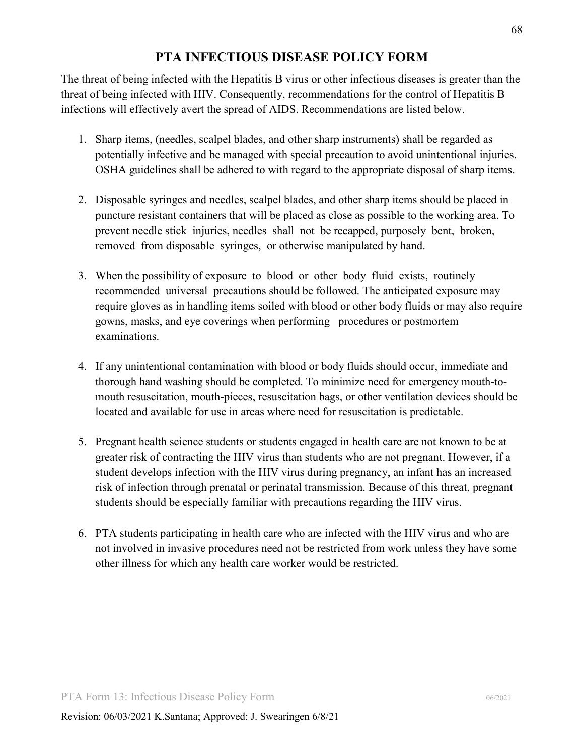# PTA INFECTIOUS DISEASE POLICY FORM

The threat of being infected with the Hepatitis B virus or other infectious diseases is greater than the threat of being infected with HIV. Consequently, recommendations for the control of Hepatitis B infections will effectively avert the spread of AIDS. Recommendations are listed below.

1. Sharp items, (needles, scalpel blades, and other sharp instruments) shall be regarded as potentially infective and be managed with special precaution to avoid unintentional injuries. OSHA guidelines shall be adhered to with regard to the appropriate disposal of sharp items.

2. Disposable syringes and needles, scalpel blades, and other sharp items should be placed in puncture resistant containers that will be placed as close as possible to the working area. To prevent needle stick injuries, needles shall not be recapped, purposely bent, broken, removed from disposable syringes, or otherwise manipulated by hand.

3. When the possibility of exposure to blood or other body fluid exists, routinely recommended universal precautions should be followed. The anticipated exposure may require gloves as in handling items soiled with blood or other body fluids or may also require gowns, masks, and eye coverings when performing procedures or postmortem examinations.

4. If any unintentional contamination with blood or body fluids should occur, immediate and thorough hand washing should be completed. To minimize need for emergency mouth-to-mouth resuscitation, mouth-pieces, resuscitation bags, or other ventilation devices should be located and available for use in areas where need for resuscitation is predictable.

5. Pregnant health science students or students engaged in health care are not known to be at greater risk of contracting the HIV virus than students who are not pregnant. However, if a student develops infection with the HIV virus during pregnancy, an infant has an increased risk of infection through prenatal or perinatal transmission. Because of this threat, pregnant students should be especially familiar with precautions regarding the HIV virus.

6. PTA students participating in health care who are infected with the HIV virus and who are not involved in invasive procedures need not be restricted from work unless they have some other illness for which any health care worker would be restricted.

PTA Form 13: Infectious Disease Policy Form 06/2021

Revision: 06/03/2021 K.Santana; Approved: J. Swearingen 6/8/21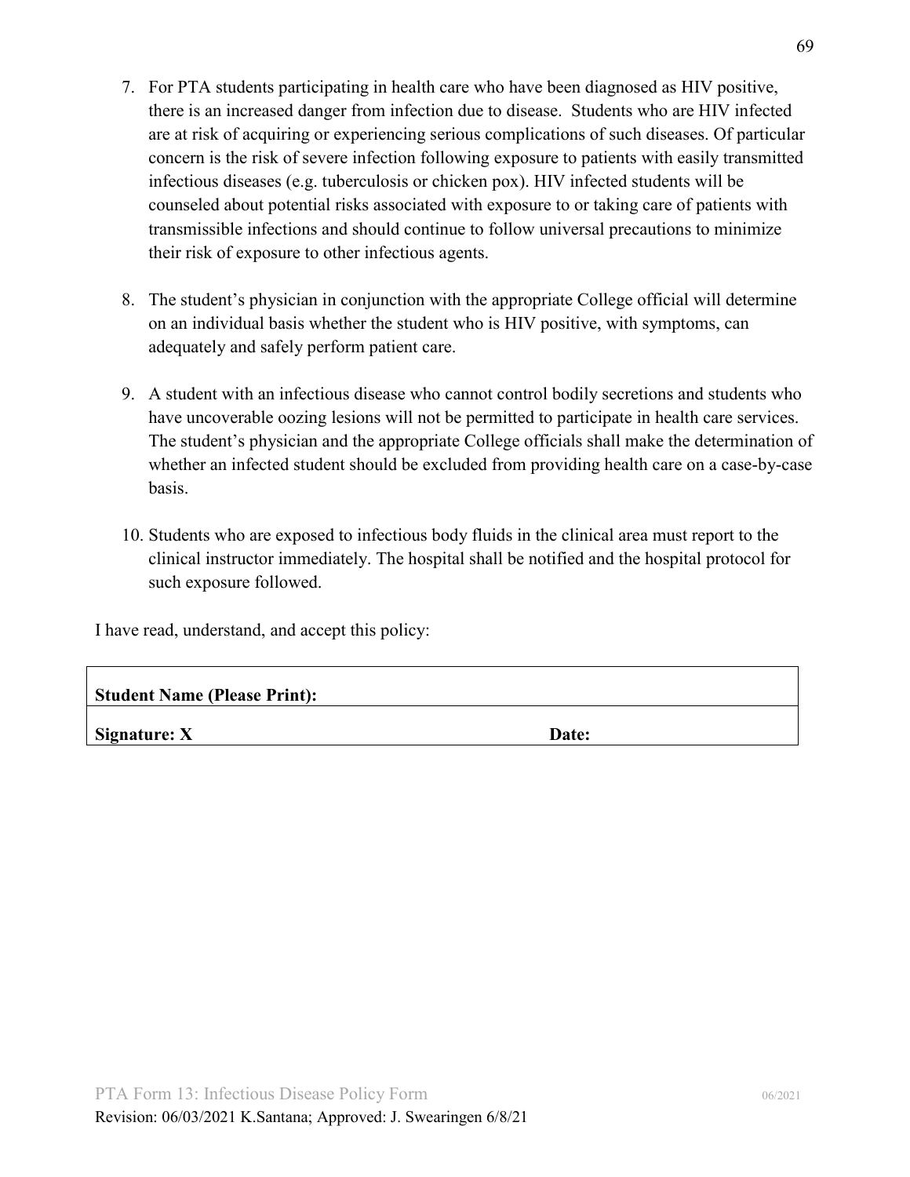7. For PTA students participating in health care who have been diagnosed as HIV positive, there is an increased danger from infection due to disease. Students who are HIV infected are at risk of acquiring or experiencing serious complications of such diseases. Of particular concern is the risk of severe infection following exposure to patients with easily transmitted infectious diseases (e.g. tuberculosis or chicken pox). HIV infected students will be counseled about potential risks associated with exposure to or taking care of patients with transmissible infections and should continue to follow universal precautions to minimize their risk of exposure to other infectious agents.

8. The student's physician in conjunction with the appropriate College official will determine on an individual basis whether the student who is HIV positive, with symptoms, can adequately and safely perform patient care.

9. A student with an infectious disease who cannot control bodily secretions and students who have uncoverable oozing lesions will not be permitted to participate in health care services. The student's physician and the appropriate College officials shall make the determination of whether an infected student should be excluded from providing health care on a case-by-case basis.

10. Students who are exposed to infectious body fluids in the clinical area must report to the clinical instructor immediately. The hospital shall be notified and the hospital protocol for such exposure followed.

I have read, understand, and accept this policy:

| **Student Name (Please Print):** | |
|---|---|
| **Signature: X** | **Date:** |

PTA Form 13: Infectious Disease Policy Form 06/2021

Revision: 06/03/2021 K.Santana; Approved: J. Swearingen 6/8/21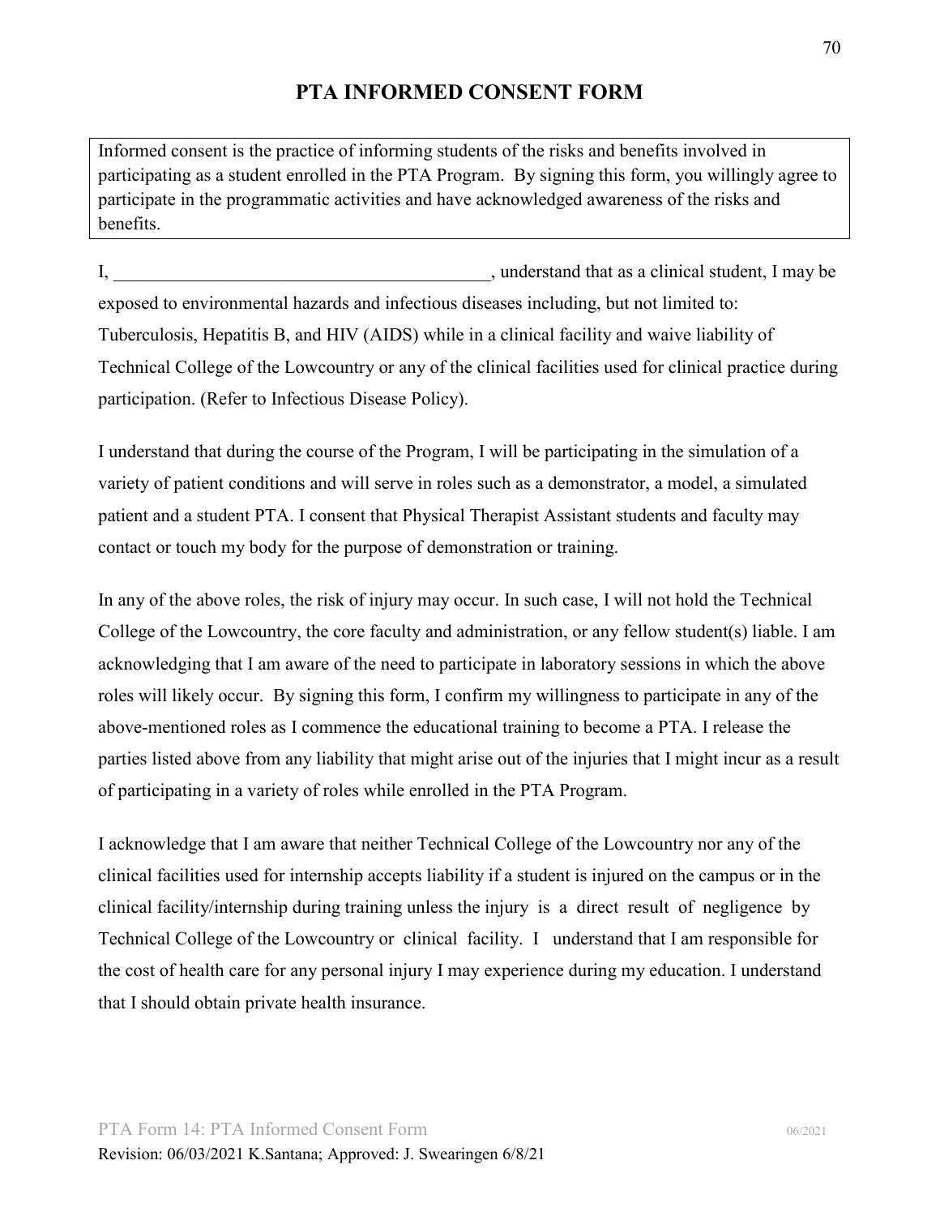# PTA INFORMED CONSENT FORM

Informed consent is the practice of informing students of the risks and benefits involved in participating as a student enrolled in the PTA Program. By signing this form, you willingly agree to participate in the programmatic activities and have acknowledged awareness of the risks and benefits.

I, __________________________________________, understand that as a clinical student, I may be exposed to environmental hazards and infectious diseases including, but not limited to: Tuberculosis, Hepatitis B, and HIV (AIDS) while in a clinical facility and waive liability of Technical College of the Lowcountry or any of the clinical facilities used for clinical practice during participation. (Refer to Infectious Disease Policy).

I understand that during the course of the Program, I will be participating in the simulation of a variety of patient conditions and will serve in roles such as a demonstrator, a model, a simulated patient and a student PTA. I consent that Physical Therapist Assistant students and faculty may contact or touch my body for the purpose of demonstration or training.

In any of the above roles, the risk of injury may occur. In such case, I will not hold the Technical College of the Lowcountry, the core faculty and administration, or any fellow student(s) liable. I am acknowledging that I am aware of the need to participate in laboratory sessions in which the above roles will likely occur. By signing this form, I confirm my willingness to participate in any of the above-mentioned roles as I commence the educational training to become a PTA. I release the parties listed above from any liability that might arise out of the injuries that I might incur as a result of participating in a variety of roles while enrolled in the PTA Program.

I acknowledge that I am aware that neither Technical College of the Lowcountry nor any of the clinical facilities used for internship accepts liability if a student is injured on the campus or in the clinical facility/internship during training unless the injury is a direct result of negligence by Technical College of the Lowcountry or clinical facility. I understand that I am responsible for the cost of health care for any personal injury I may experience during my education. I understand that I should obtain private health insurance.

PTA Form 14: PTA Informed Consent Form 06/2021

Revision: 06/03/2021 K.Santana; Approved: J. Swearingen 6/8/21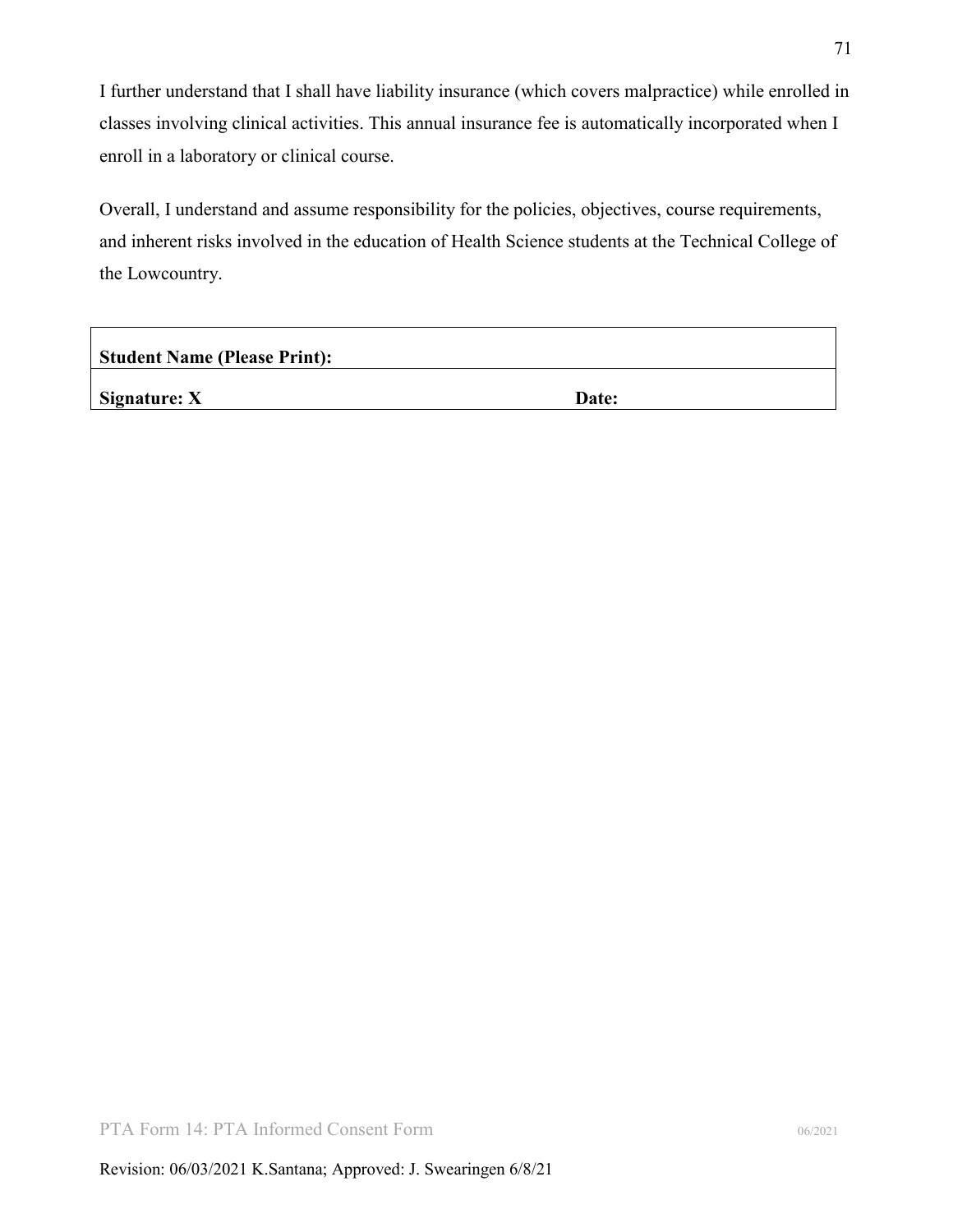I further understand that I shall have liability insurance (which covers malpractice) while enrolled in classes involving clinical activities. This annual insurance fee is automatically incorporated when I enroll in a laboratory or clinical course.

Overall, I understand and assume responsibility for the policies, objectives, course requirements, and inherent risks involved in the education of Health Science students at the Technical College of the Lowcountry.

| **Student Name (Please Print):** | |
|---|---|
| **Signature: X** | **Date:** |

PTA Form 14: PTA Informed Consent Form 06/2021

Revision: 06/03/2021 K.Santana; Approved: J. Swearingen 6/8/21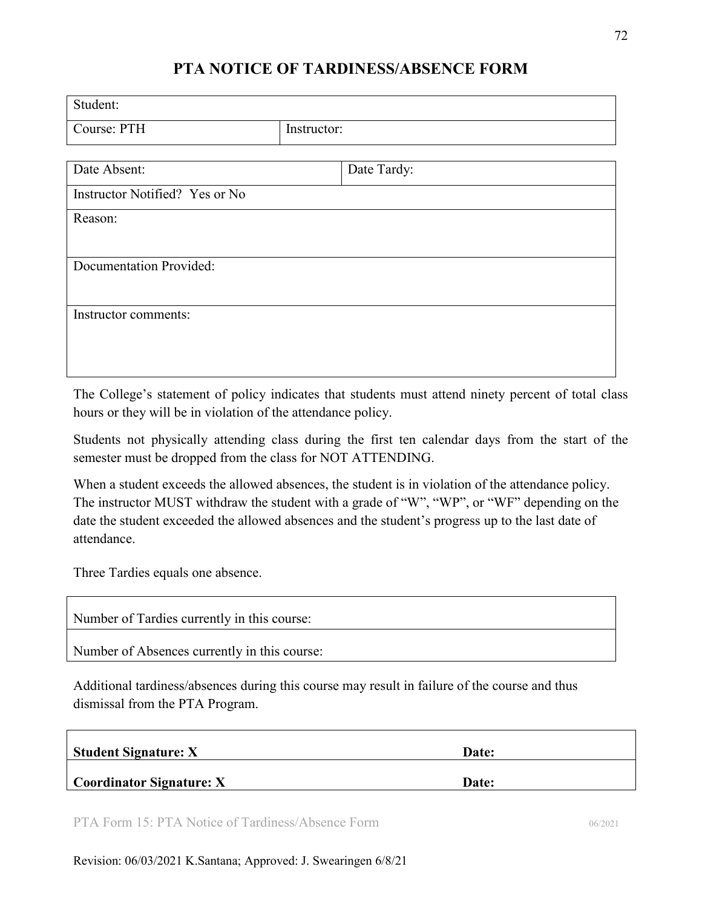# PTA NOTICE OF TARDINESS/ABSENCE FORM

| Student: | |
|---|---|
| Course: PTH | Instructor: |

| Date Absent: | Date Tardy: |
|---|---|
| Instructor Notified? Yes or No | |
| Reason: | |
| Documentation Provided: | |
| Instructor comments: | |

The College's statement of policy indicates that students must attend ninety percent of total class hours or they will be in violation of the attendance policy.

Students not physically attending class during the first ten calendar days from the start of the semester must be dropped from the class for NOT ATTENDING.

When a student exceeds the allowed absences, the student is in violation of the attendance policy. The instructor MUST withdraw the student with a grade of "W", "WP", or "WF" depending on the date the student exceeded the allowed absences and the student's progress up to the last date of attendance.

Three Tardies equals one absence.

| Number of Tardies currently in this course: |
|---|
| Number of Absences currently in this course: |

Additional tardiness/absences during this course may result in failure of the course and thus dismissal from the PTA Program.

| **Student Signature: X** | **Date:** |
|---|---|
| **Coordinator Signature: X** | **Date:** |

PTA Form 15: PTA Notice of Tardiness/Absence Form 06/2021

Revision: 06/03/2021 K.Santana; Approved: J. Swearingen 6/8/21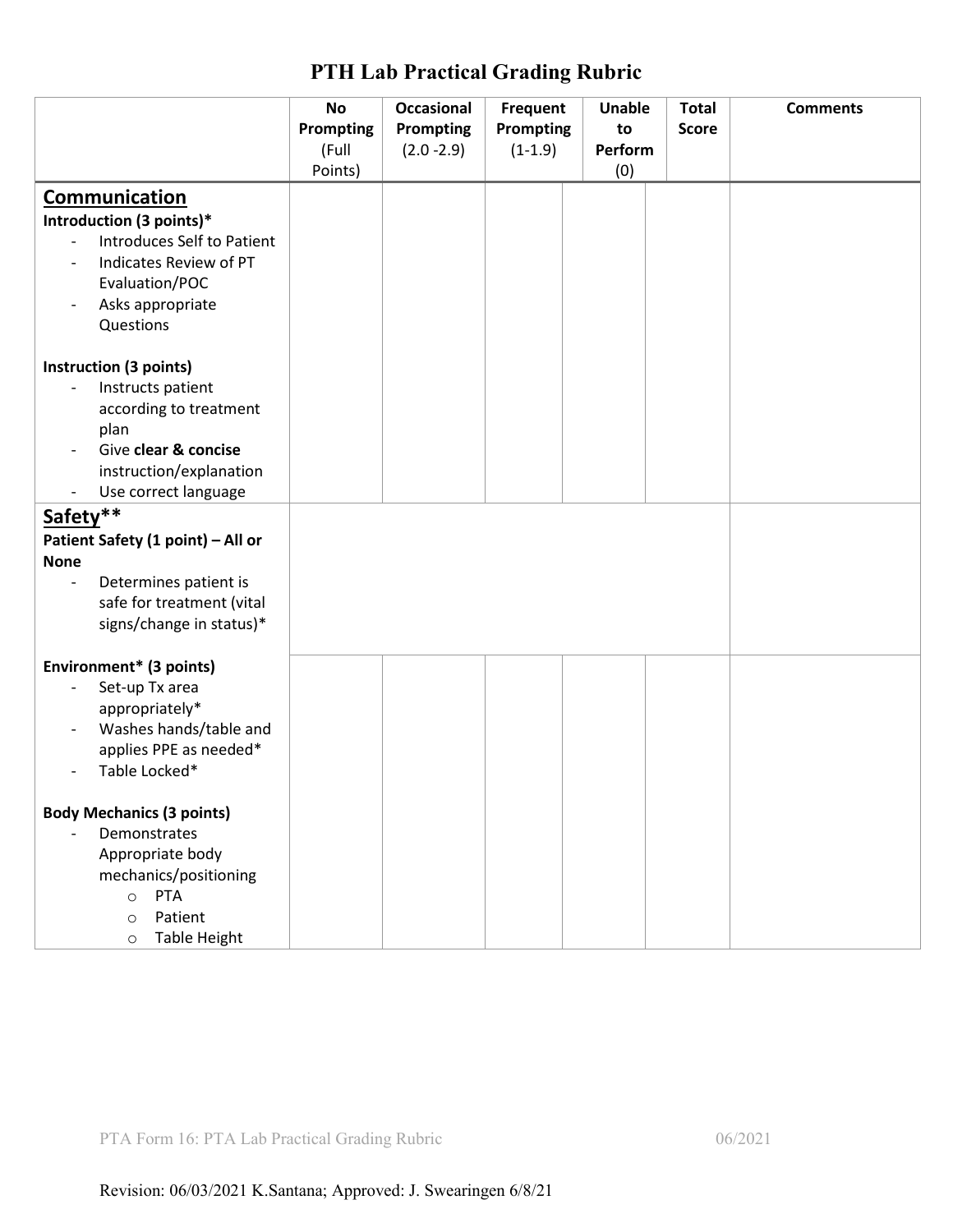# PTH Lab Practical Grading Rubric

| | No Prompting (Full Points) | Occasional Prompting (2.0 -2.9) | Frequent Prompting (1-1.9) | Unable to Perform (0) | Total Score | Comments |
|---|---|---|---|---|---|---|
| **Communication**<br>**Introduction (3 points)***<br>- Introduces Self to Patient<br>- Indicates Review of PT Evaluation/POC<br>- Asks appropriate Questions<br><br>**Instruction (3 points)**<br>- Instructs patient according to treatment plan<br>- Give **clear & concise** instruction/explanation<br>- Use correct language | | | | | | |
| **Safety****<br>**Patient Safety (1 point) – All or None**<br>- Determines patient is safe for treatment (vital signs/change in status)* | | | | | | |
| **Environment* (3 points)**<br>- Set-up Tx area appropriately*<br>- Washes hands/table and applies PPE as needed*<br>- Table Locked*<br><br>**Body Mechanics (3 points)**<br>- Demonstrates Appropriate body mechanics/positioning<br>&nbsp;&nbsp;&nbsp;&nbsp;○ PTA<br>&nbsp;&nbsp;&nbsp;&nbsp;○ Patient<br>&nbsp;&nbsp;&nbsp;&nbsp;○ Table Height | | | | | | |

PTA Form 16: PTA Lab Practical Grading Rubric 06/2021

Revision: 06/03/2021 K.Santana; Approved: J. Swearingen 6/8/21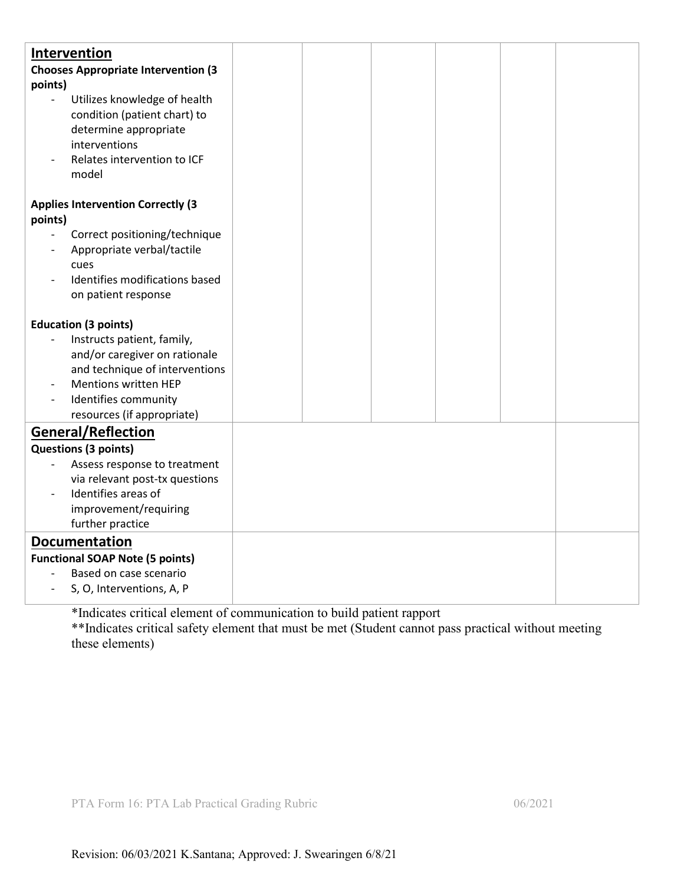| **Intervention** | | | | | | |
|---|---|---|---|---|---|---|
| **Chooses Appropriate Intervention (3 points)**<br>- Utilizes knowledge of health condition (patient chart) to determine appropriate interventions<br>- Relates intervention to ICF model<br><br>**Applies Intervention Correctly (3 points)**<br>- Correct positioning/technique<br>- Appropriate verbal/tactile cues<br>- Identifies modifications based on patient response<br><br>**Education (3 points)**<br>- Instructs patient, family, and/or caregiver on rationale and technique of interventions<br>- Mentions written HEP<br>- Identifies community resources (if appropriate) | | | | | | |
| **General/Reflection**<br>**Questions (3 points)**<br>- Assess response to treatment via relevant post-tx questions<br>- Identifies areas of improvement/requiring further practice | | | | | | |
| **Documentation**<br>**Functional SOAP Note (5 points)**<br>- Based on case scenario<br>- S, O, Interventions, A, P | | | | | | |

*Indicates critical element of communication to build patient rapport

**Indicates critical safety element that must be met (Student cannot pass practical without meeting these elements)

Revision: 06/03/2021 K.Santana; Approved: J. Swearingen 6/8/21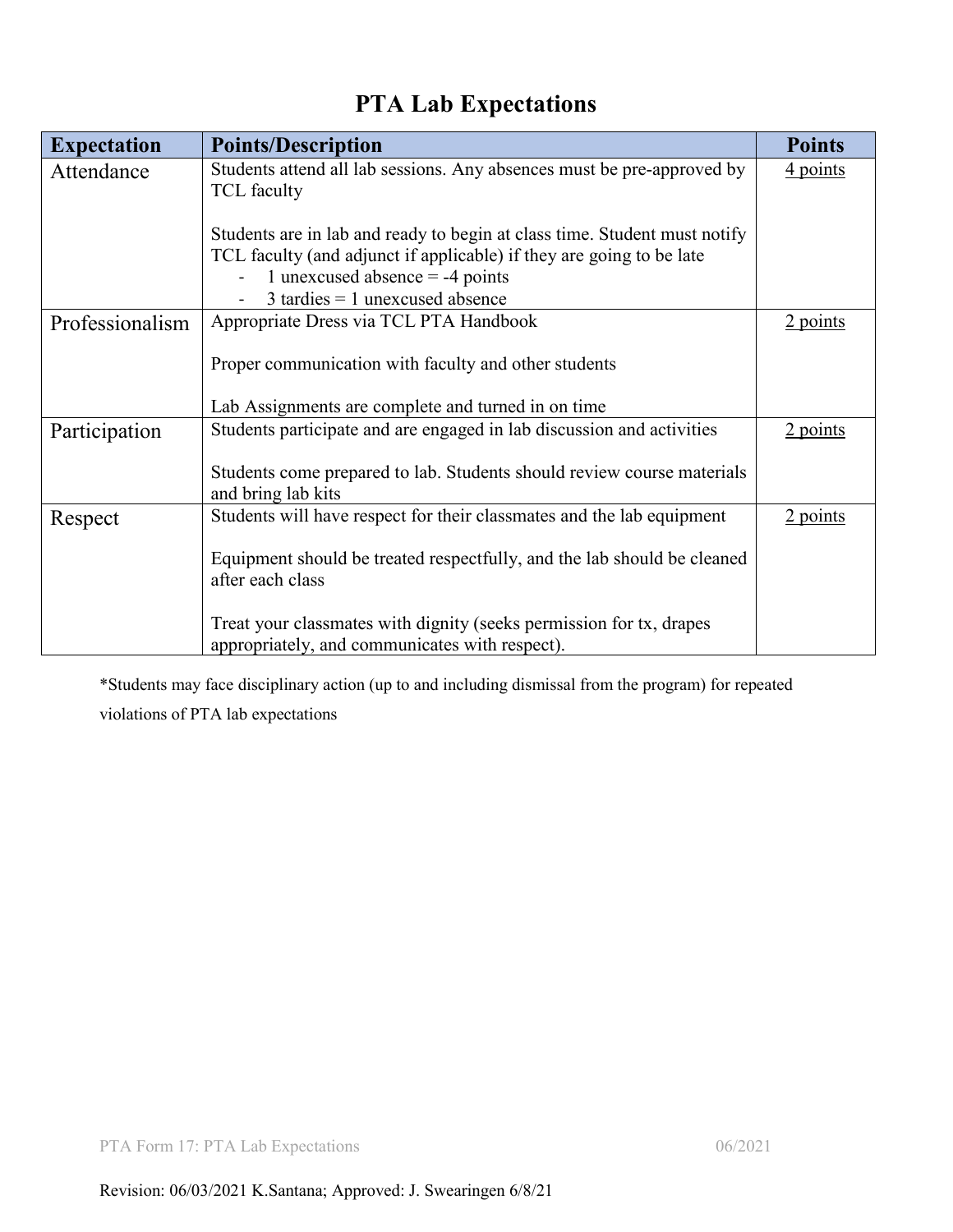# PTA Lab Expectations

| Expectation | Points/Description | Points |
|---|---|---|
| Attendance | Students attend all lab sessions. Any absences must be pre-approved by TCL faculty<br><br>Students are in lab and ready to begin at class time. Student must notify TCL faculty (and adjunct if applicable) if they are going to be late<br>- 1 unexcused absence = -4 points<br>- 3 tardies = 1 unexcused absence | 4 points |
| Professionalism | Appropriate Dress via TCL PTA Handbook<br><br>Proper communication with faculty and other students<br><br>Lab Assignments are complete and turned in on time | 2 points |
| Participation | Students participate and are engaged in lab discussion and activities<br><br>Students come prepared to lab. Students should review course materials and bring lab kits | 2 points |
| Respect | Students will have respect for their classmates and the lab equipment<br><br>Equipment should be treated respectfully, and the lab should be cleaned after each class<br><br>Treat your classmates with dignity (seeks permission for tx, drapes appropriately, and communicates with respect). | 2 points |

*Students may face disciplinary action (up to and including dismissal from the program) for repeated violations of PTA lab expectations

PTA Form 17: PTA Lab Expectations 06/2021

Revision: 06/03/2021 K.Santana; Approved: J. Swearingen 6/8/21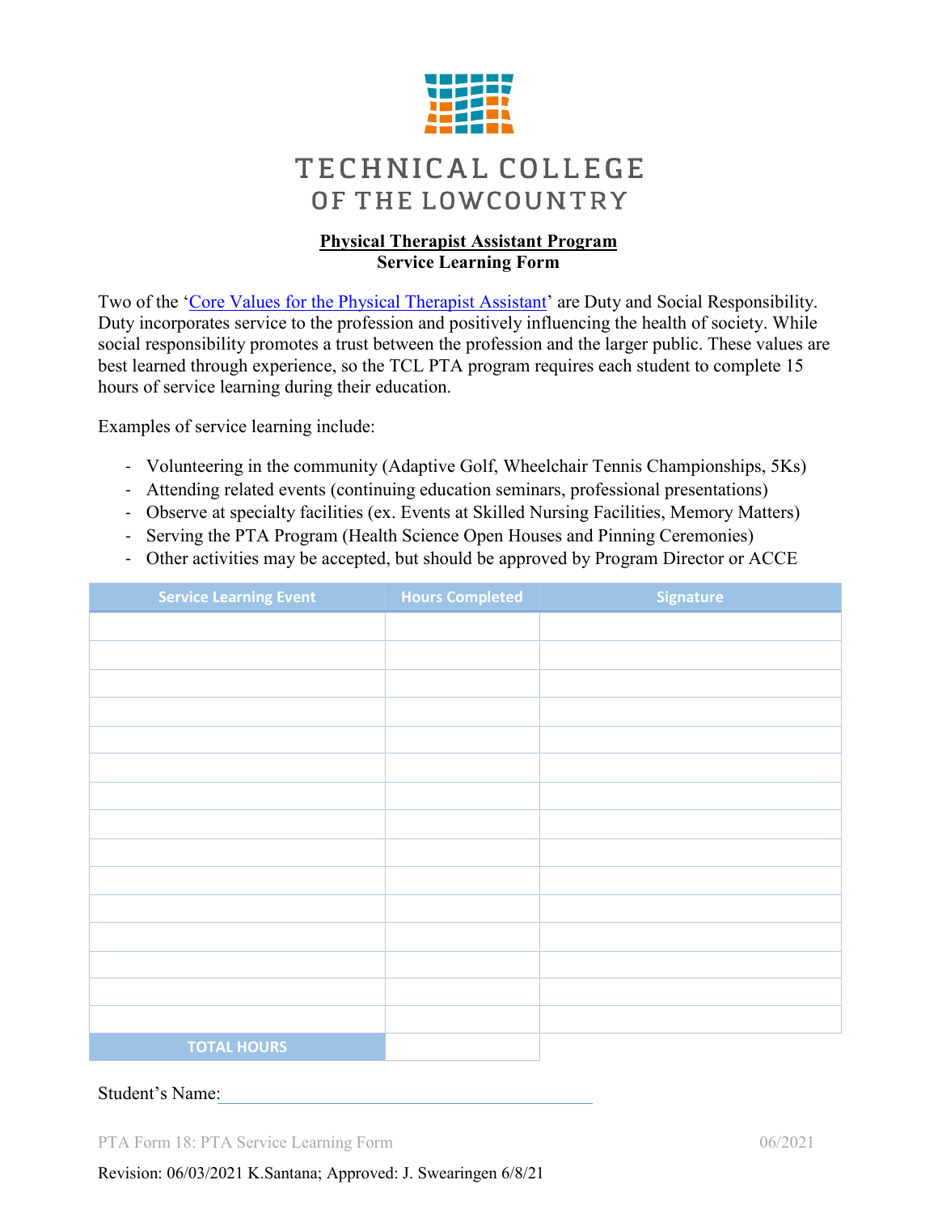TECHNICAL COLLEGE OF THE LOWCOUNTRY

**Physical Therapist Assistant Program**
**Service Learning Form**

Two of the 'Core Values for the Physical Therapist Assistant' are Duty and Social Responsibility. Duty incorporates service to the profession and positively influencing the health of society. While social responsibility promotes a trust between the profession and the larger public. These values are best learned through experience, so the TCL PTA program requires each student to complete 15 hours of service learning during their education.

Examples of service learning include:

- Volunteering in the community (Adaptive Golf, Wheelchair Tennis Championships, 5Ks)
- Attending related events (continuing education seminars, professional presentations)
- Observe at specialty facilities (ex. Events at Skilled Nursing Facilities, Memory Matters)
- Serving the PTA Program (Health Science Open Houses and Pinning Ceremonies)
- Other activities may be accepted, but should be approved by Program Director or ACCE

| Service Learning Event | Hours Completed | Signature |
|---|---|---|
| | | |
| | | |
| | | |
| | | |
| | | |
| | | |
| | | |
| | | |
| | | |
| | | |
| | | |
| | | |
| | | |
| | | |
| | | |
| **TOTAL HOURS** | | |

Student's Name:_______________________________________

PTA Form 18: PTA Service Learning Form 06/2021

Revision: 06/03/2021 K.Santana; Approved: J. Swearingen 6/8/21